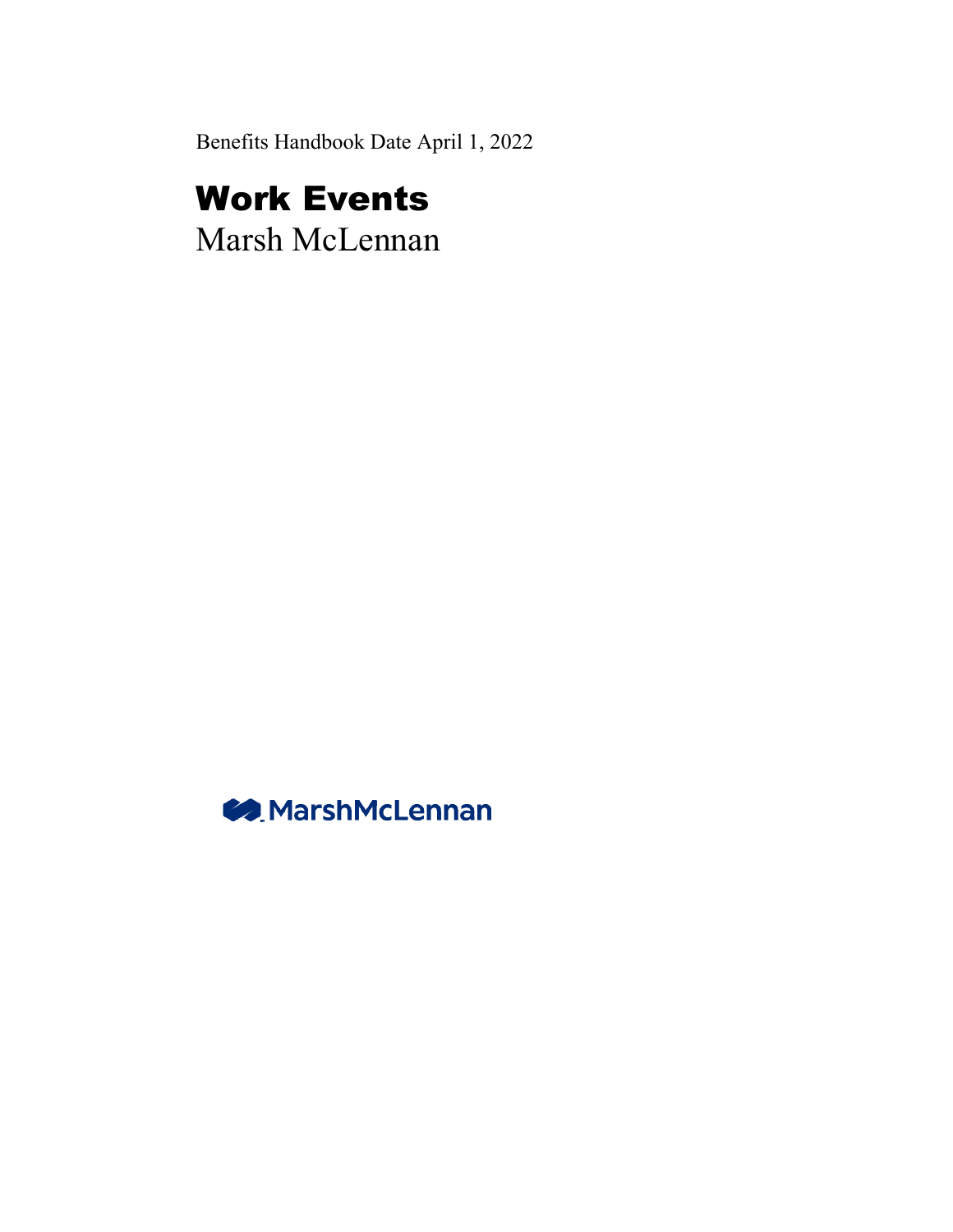Benefits Handbook Date April 1, 2022

# Work Events

Marsh McLennan

MarshMcLennan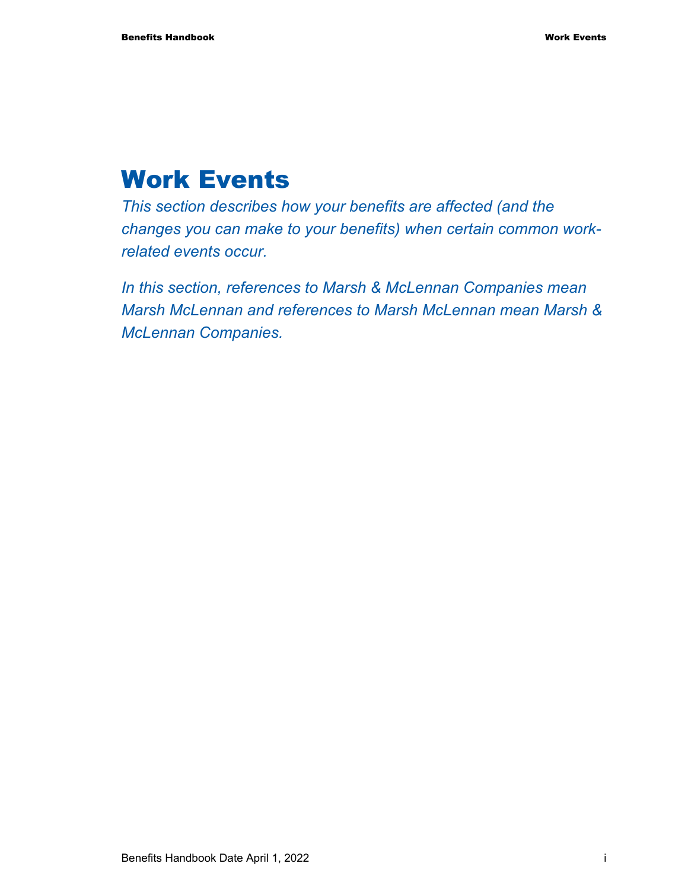# Work Events

*This section describes how your benefits are affected (and the changes you can make to your benefits) when certain common work-related events occur.*

*In this section, references to Marsh & McLennan Companies mean Marsh McLennan and references to Marsh McLennan mean Marsh & McLennan Companies.*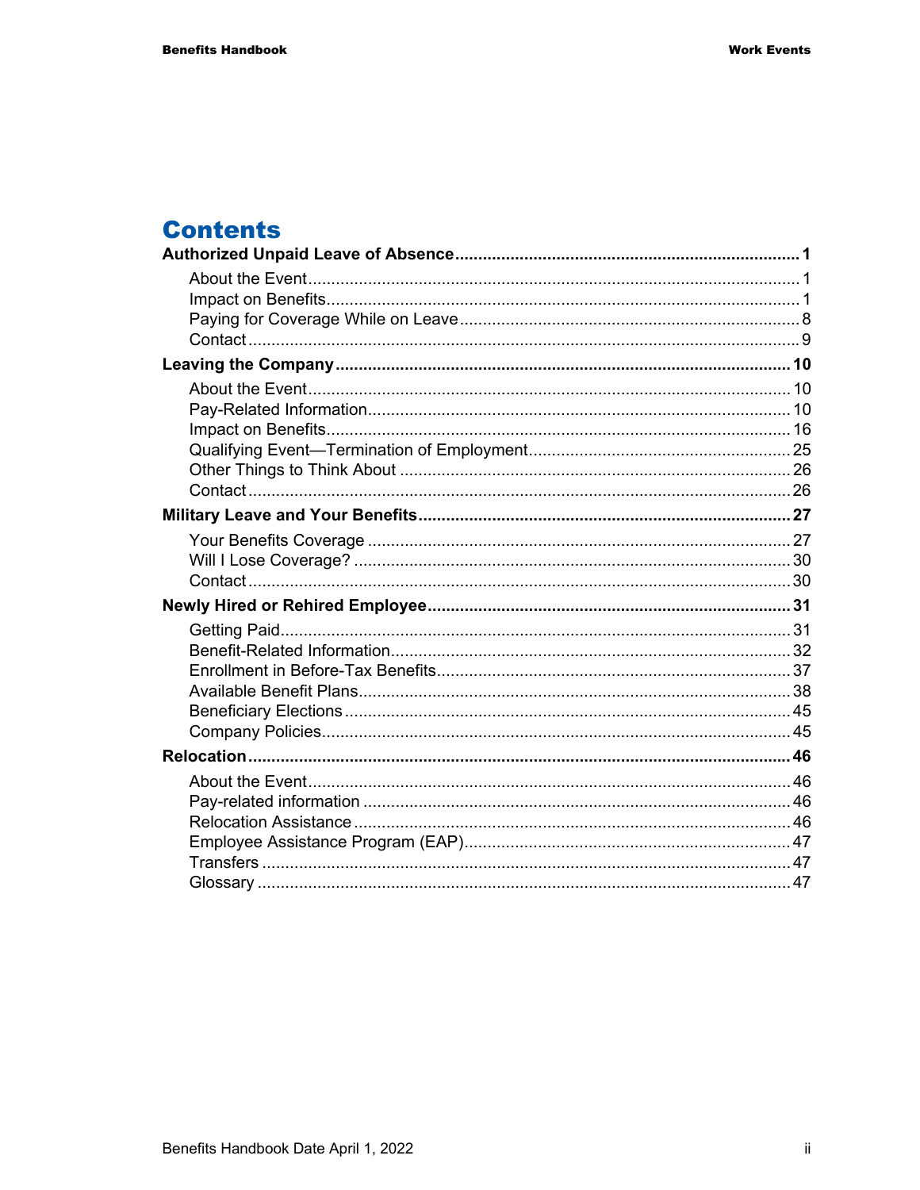# Contents

**Authorized Unpaid Leave of Absence** .......... **1**

- About the Event .......... 1
- Impact on Benefits .......... 1
- Paying for Coverage While on Leave .......... 8
- Contact .......... 9

**Leaving the Company** .......... **10**

- About the Event .......... 10
- Pay-Related Information .......... 10
- Impact on Benefits .......... 16
- Qualifying Event—Termination of Employment .......... 25
- Other Things to Think About .......... 26
- Contact .......... 26

**Military Leave and Your Benefits** .......... **27**

- Your Benefits Coverage .......... 27
- Will I Lose Coverage? .......... 30
- Contact .......... 30

**Newly Hired or Rehired Employee** .......... **31**

- Getting Paid .......... 31
- Benefit-Related Information .......... 32
- Enrollment in Before-Tax Benefits .......... 37
- Available Benefit Plans .......... 38
- Beneficiary Elections .......... 45
- Company Policies .......... 45

**Relocation** .......... **46**

- About the Event .......... 46
- Pay-related information .......... 46
- Relocation Assistance .......... 46
- Employee Assistance Program (EAP) .......... 47
- Transfers .......... 47
- Glossary .......... 47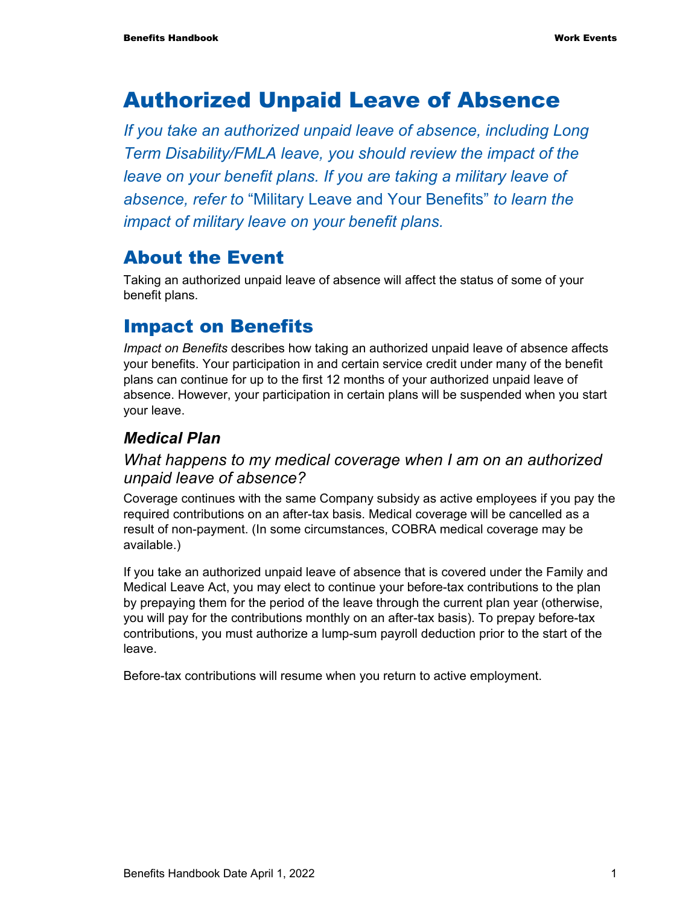# Authorized Unpaid Leave of Absence

*If you take an authorized unpaid leave of absence, including Long Term Disability/FMLA leave, you should review the impact of the leave on your benefit plans. If you are taking a military leave of absence, refer to* "Military Leave and Your Benefits" *to learn the impact of military leave on your benefit plans.*

## About the Event

Taking an authorized unpaid leave of absence will affect the status of some of your benefit plans.

## Impact on Benefits

*Impact on Benefits* describes how taking an authorized unpaid leave of absence affects your benefits. Your participation in and certain service credit under many of the benefit plans can continue for up to the first 12 months of your authorized unpaid leave of absence. However, your participation in certain plans will be suspended when you start your leave.

### *Medical Plan*

#### *What happens to my medical coverage when I am on an authorized unpaid leave of absence?*

Coverage continues with the same Company subsidy as active employees if you pay the required contributions on an after-tax basis. Medical coverage will be cancelled as a result of non-payment. (In some circumstances, COBRA medical coverage may be available.)

If you take an authorized unpaid leave of absence that is covered under the Family and Medical Leave Act, you may elect to continue your before-tax contributions to the plan by prepaying them for the period of the leave through the current plan year (otherwise, you will pay for the contributions monthly on an after-tax basis). To prepay before-tax contributions, you must authorize a lump-sum payroll deduction prior to the start of the leave.

Before-tax contributions will resume when you return to active employment.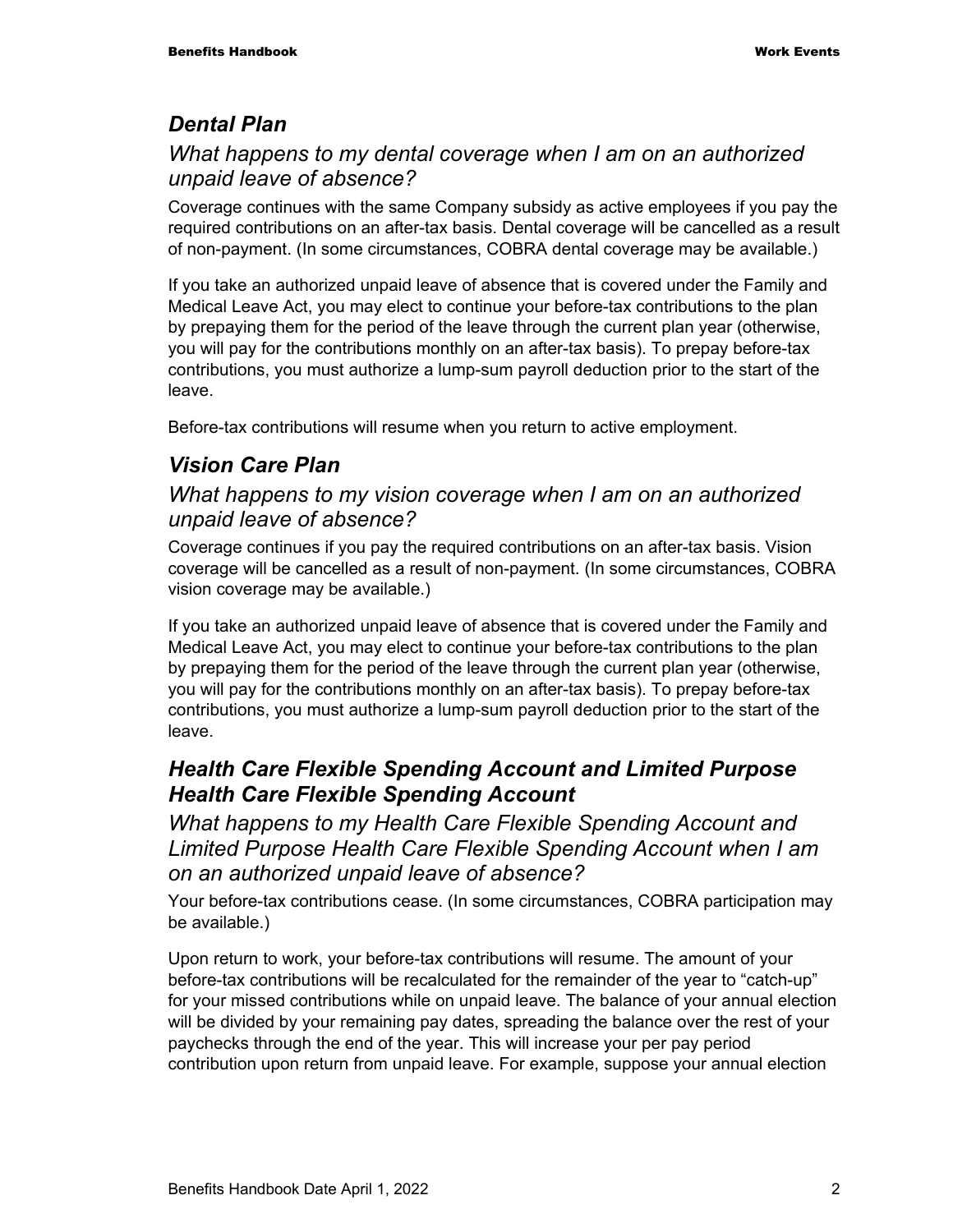## *Dental Plan*

### *What happens to my dental coverage when I am on an authorized unpaid leave of absence?*

Coverage continues with the same Company subsidy as active employees if you pay the required contributions on an after-tax basis. Dental coverage will be cancelled as a result of non-payment. (In some circumstances, COBRA dental coverage may be available.)

If you take an authorized unpaid leave of absence that is covered under the Family and Medical Leave Act, you may elect to continue your before-tax contributions to the plan by prepaying them for the period of the leave through the current plan year (otherwise, you will pay for the contributions monthly on an after-tax basis). To prepay before-tax contributions, you must authorize a lump-sum payroll deduction prior to the start of the leave.

Before-tax contributions will resume when you return to active employment.

## *Vision Care Plan*

### *What happens to my vision coverage when I am on an authorized unpaid leave of absence?*

Coverage continues if you pay the required contributions on an after-tax basis. Vision coverage will be cancelled as a result of non-payment. (In some circumstances, COBRA vision coverage may be available.)

If you take an authorized unpaid leave of absence that is covered under the Family and Medical Leave Act, you may elect to continue your before-tax contributions to the plan by prepaying them for the period of the leave through the current plan year (otherwise, you will pay for the contributions monthly on an after-tax basis). To prepay before-tax contributions, you must authorize a lump-sum payroll deduction prior to the start of the leave.

## *Health Care Flexible Spending Account and Limited Purpose Health Care Flexible Spending Account*

### *What happens to my Health Care Flexible Spending Account and Limited Purpose Health Care Flexible Spending Account when I am on an authorized unpaid leave of absence?*

Your before-tax contributions cease. (In some circumstances, COBRA participation may be available.)

Upon return to work, your before-tax contributions will resume. The amount of your before-tax contributions will be recalculated for the remainder of the year to "catch-up" for your missed contributions while on unpaid leave. The balance of your annual election will be divided by your remaining pay dates, spreading the balance over the rest of your paychecks through the end of the year. This will increase your per pay period contribution upon return from unpaid leave. For example, suppose your annual election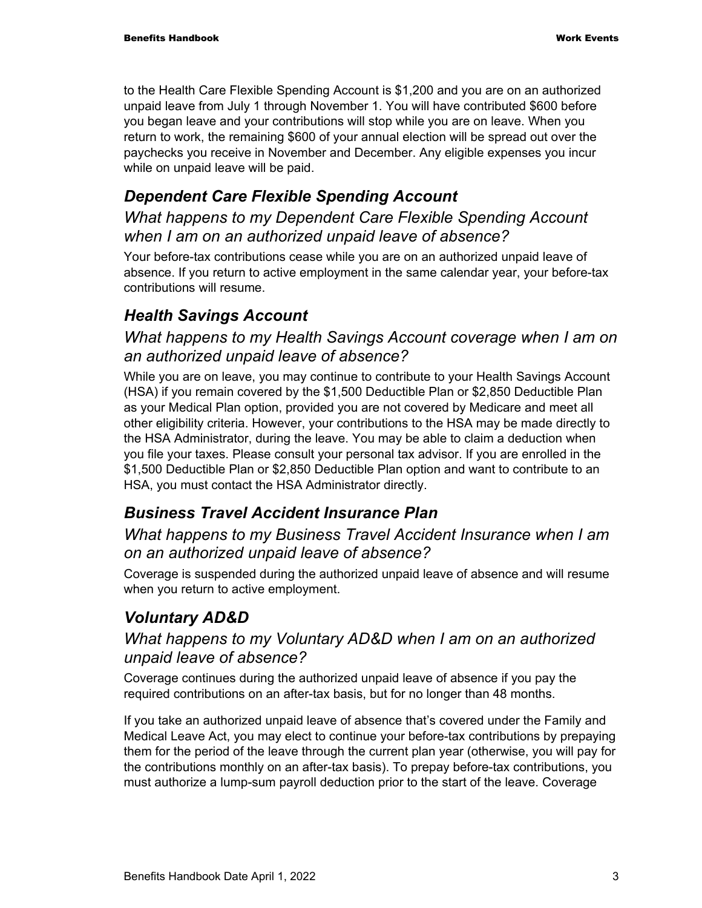to the Health Care Flexible Spending Account is $1,200 and you are on an authorized unpaid leave from July 1 through November 1. You will have contributed $600 before you began leave and your contributions will stop while you are on leave. When you return to work, the remaining $600 of your annual election will be spread out over the paychecks you receive in November and December. Any eligible expenses you incur while on unpaid leave will be paid.

## *Dependent Care Flexible Spending Account*

### *What happens to my Dependent Care Flexible Spending Account when I am on an authorized unpaid leave of absence?*

Your before-tax contributions cease while you are on an authorized unpaid leave of absence. If you return to active employment in the same calendar year, your before-tax contributions will resume.

## *Health Savings Account*

### *What happens to my Health Savings Account coverage when I am on an authorized unpaid leave of absence?*

While you are on leave, you may continue to contribute to your Health Savings Account (HSA) if you remain covered by the $1,500 Deductible Plan or $2,850 Deductible Plan as your Medical Plan option, provided you are not covered by Medicare and meet all other eligibility criteria. However, your contributions to the HSA may be made directly to the HSA Administrator, during the leave. You may be able to claim a deduction when you file your taxes. Please consult your personal tax advisor. If you are enrolled in the $1,500 Deductible Plan or $2,850 Deductible Plan option and want to contribute to an HSA, you must contact the HSA Administrator directly.

## *Business Travel Accident Insurance Plan*

### *What happens to my Business Travel Accident Insurance when I am on an authorized unpaid leave of absence?*

Coverage is suspended during the authorized unpaid leave of absence and will resume when you return to active employment.

## *Voluntary AD&D*

### *What happens to my Voluntary AD&D when I am on an authorized unpaid leave of absence?*

Coverage continues during the authorized unpaid leave of absence if you pay the required contributions on an after-tax basis, but for no longer than 48 months.

If you take an authorized unpaid leave of absence that's covered under the Family and Medical Leave Act, you may elect to continue your before-tax contributions by prepaying them for the period of the leave through the current plan year (otherwise, you will pay for the contributions monthly on an after-tax basis). To prepay before-tax contributions, you must authorize a lump-sum payroll deduction prior to the start of the leave. Coverage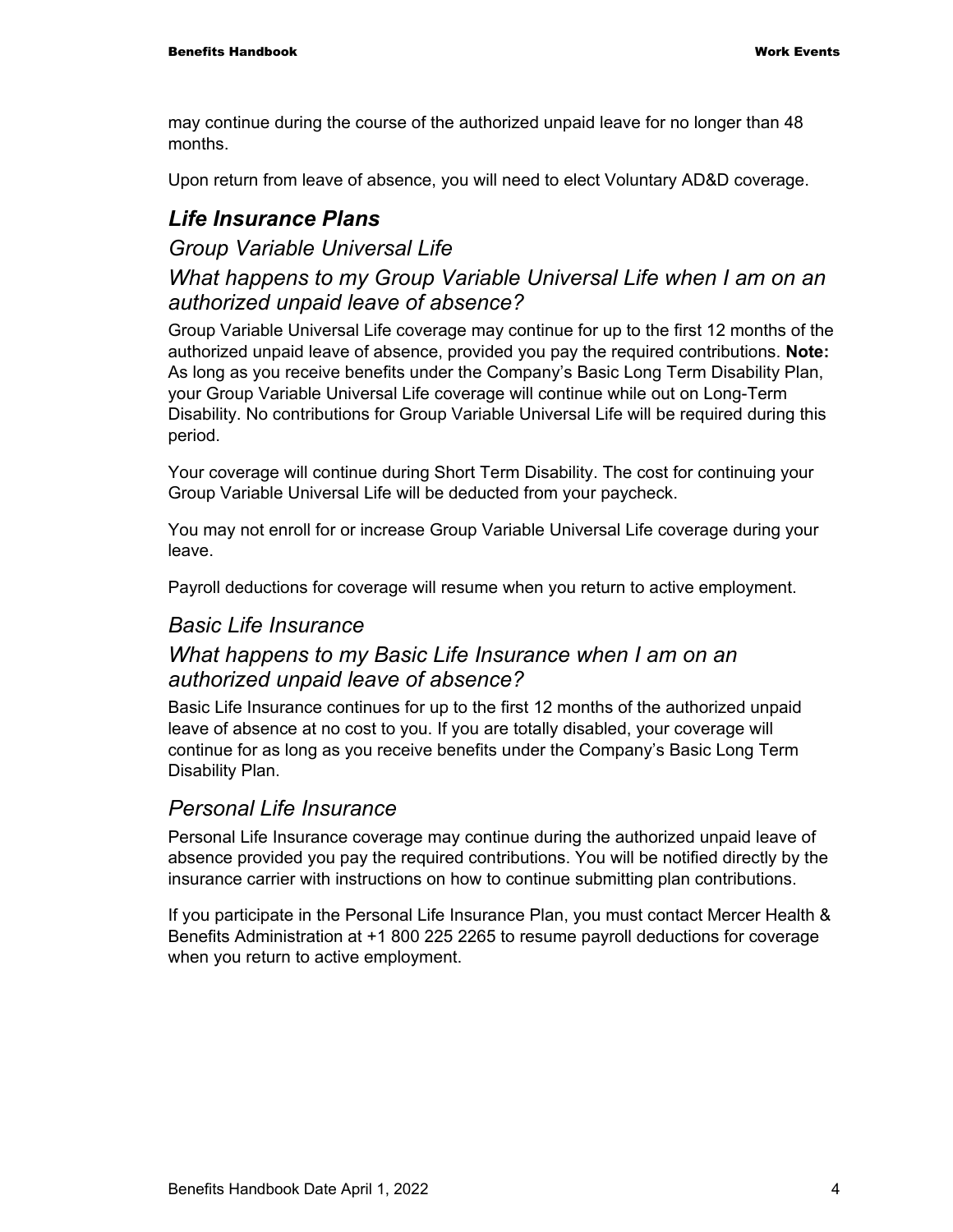may continue during the course of the authorized unpaid leave for no longer than 48 months.

Upon return from leave of absence, you will need to elect Voluntary AD&D coverage.

## *Life Insurance Plans*

### *Group Variable Universal Life*

### *What happens to my Group Variable Universal Life when I am on an authorized unpaid leave of absence?*

Group Variable Universal Life coverage may continue for up to the first 12 months of the authorized unpaid leave of absence, provided you pay the required contributions. **Note:** As long as you receive benefits under the Company's Basic Long Term Disability Plan, your Group Variable Universal Life coverage will continue while out on Long-Term Disability. No contributions for Group Variable Universal Life will be required during this period.

Your coverage will continue during Short Term Disability. The cost for continuing your Group Variable Universal Life will be deducted from your paycheck.

You may not enroll for or increase Group Variable Universal Life coverage during your leave.

Payroll deductions for coverage will resume when you return to active employment.

### *Basic Life Insurance*

### *What happens to my Basic Life Insurance when I am on an authorized unpaid leave of absence?*

Basic Life Insurance continues for up to the first 12 months of the authorized unpaid leave of absence at no cost to you. If you are totally disabled, your coverage will continue for as long as you receive benefits under the Company's Basic Long Term Disability Plan.

### *Personal Life Insurance*

Personal Life Insurance coverage may continue during the authorized unpaid leave of absence provided you pay the required contributions. You will be notified directly by the insurance carrier with instructions on how to continue submitting plan contributions.

If you participate in the Personal Life Insurance Plan, you must contact Mercer Health & Benefits Administration at +1 800 225 2265 to resume payroll deductions for coverage when you return to active employment.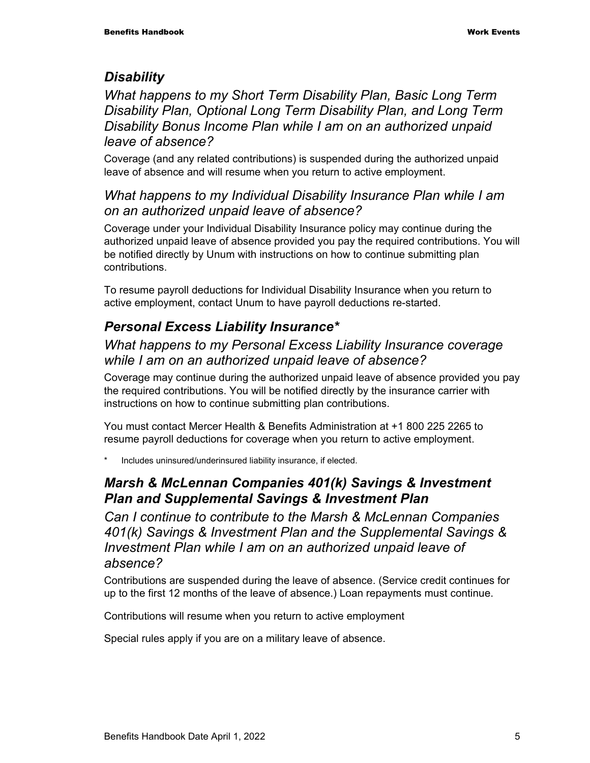## *Disability*

### *What happens to my Short Term Disability Plan, Basic Long Term Disability Plan, Optional Long Term Disability Plan, and Long Term Disability Bonus Income Plan while I am on an authorized unpaid leave of absence?*

Coverage (and any related contributions) is suspended during the authorized unpaid leave of absence and will resume when you return to active employment.

### *What happens to my Individual Disability Insurance Plan while I am on an authorized unpaid leave of absence?*

Coverage under your Individual Disability Insurance policy may continue during the authorized unpaid leave of absence provided you pay the required contributions. You will be notified directly by Unum with instructions on how to continue submitting plan contributions.

To resume payroll deductions for Individual Disability Insurance when you return to active employment, contact Unum to have payroll deductions re-started.

## *Personal Excess Liability Insurance**

### *What happens to my Personal Excess Liability Insurance coverage while I am on an authorized unpaid leave of absence?*

Coverage may continue during the authorized unpaid leave of absence provided you pay the required contributions. You will be notified directly by the insurance carrier with instructions on how to continue submitting plan contributions.

You must contact Mercer Health & Benefits Administration at +1 800 225 2265 to resume payroll deductions for coverage when you return to active employment.

\* Includes uninsured/underinsured liability insurance, if elected.

## *Marsh & McLennan Companies 401(k) Savings & Investment Plan and Supplemental Savings & Investment Plan*

### *Can I continue to contribute to the Marsh & McLennan Companies 401(k) Savings & Investment Plan and the Supplemental Savings & Investment Plan while I am on an authorized unpaid leave of absence?*

Contributions are suspended during the leave of absence. (Service credit continues for up to the first 12 months of the leave of absence.) Loan repayments must continue.

Contributions will resume when you return to active employment

Special rules apply if you are on a military leave of absence.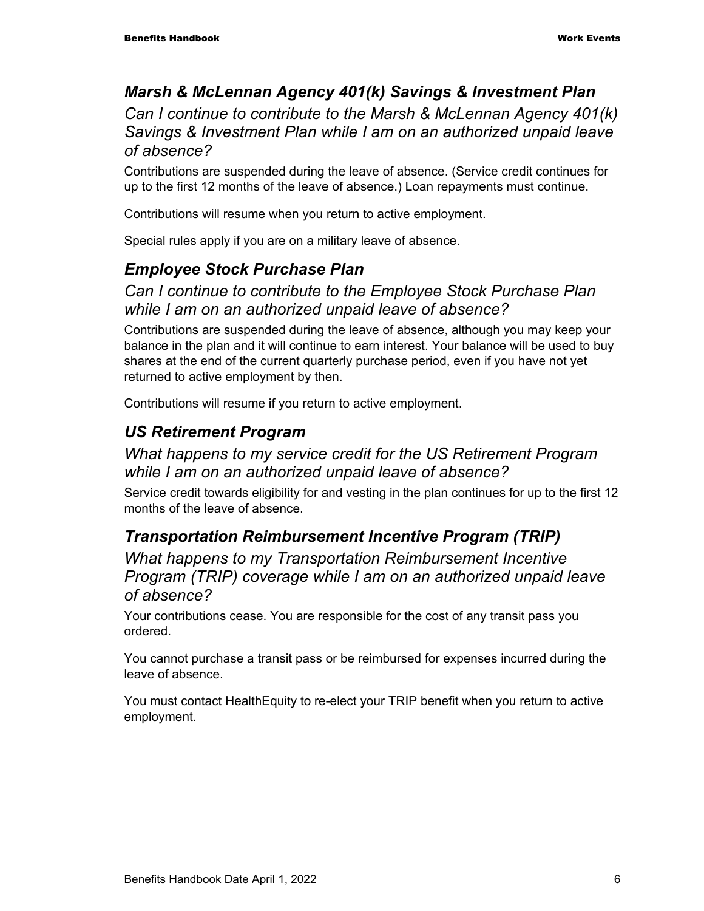## *Marsh & McLennan Agency 401(k) Savings & Investment Plan*

### *Can I continue to contribute to the Marsh & McLennan Agency 401(k) Savings & Investment Plan while I am on an authorized unpaid leave of absence?*

Contributions are suspended during the leave of absence. (Service credit continues for up to the first 12 months of the leave of absence.) Loan repayments must continue.

Contributions will resume when you return to active employment.

Special rules apply if you are on a military leave of absence.

## *Employee Stock Purchase Plan*

### *Can I continue to contribute to the Employee Stock Purchase Plan while I am on an authorized unpaid leave of absence?*

Contributions are suspended during the leave of absence, although you may keep your balance in the plan and it will continue to earn interest. Your balance will be used to buy shares at the end of the current quarterly purchase period, even if you have not yet returned to active employment by then.

Contributions will resume if you return to active employment.

## *US Retirement Program*

### *What happens to my service credit for the US Retirement Program while I am on an authorized unpaid leave of absence?*

Service credit towards eligibility for and vesting in the plan continues for up to the first 12 months of the leave of absence.

## *Transportation Reimbursement Incentive Program (TRIP)*

### *What happens to my Transportation Reimbursement Incentive Program (TRIP) coverage while I am on an authorized unpaid leave of absence?*

Your contributions cease. You are responsible for the cost of any transit pass you ordered.

You cannot purchase a transit pass or be reimbursed for expenses incurred during the leave of absence.

You must contact HealthEquity to re-elect your TRIP benefit when you return to active employment.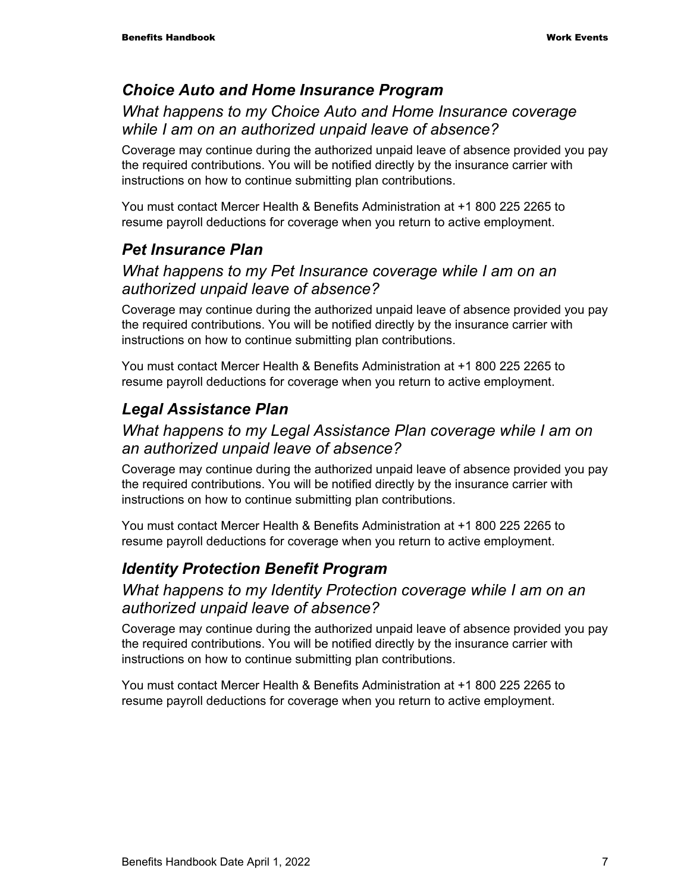## *Choice Auto and Home Insurance Program*

### *What happens to my Choice Auto and Home Insurance coverage while I am on an authorized unpaid leave of absence?*

Coverage may continue during the authorized unpaid leave of absence provided you pay the required contributions. You will be notified directly by the insurance carrier with instructions on how to continue submitting plan contributions.

You must contact Mercer Health & Benefits Administration at +1 800 225 2265 to resume payroll deductions for coverage when you return to active employment.

## *Pet Insurance Plan*

### *What happens to my Pet Insurance coverage while I am on an authorized unpaid leave of absence?*

Coverage may continue during the authorized unpaid leave of absence provided you pay the required contributions. You will be notified directly by the insurance carrier with instructions on how to continue submitting plan contributions.

You must contact Mercer Health & Benefits Administration at +1 800 225 2265 to resume payroll deductions for coverage when you return to active employment.

## *Legal Assistance Plan*

### *What happens to my Legal Assistance Plan coverage while I am on an authorized unpaid leave of absence?*

Coverage may continue during the authorized unpaid leave of absence provided you pay the required contributions. You will be notified directly by the insurance carrier with instructions on how to continue submitting plan contributions.

You must contact Mercer Health & Benefits Administration at +1 800 225 2265 to resume payroll deductions for coverage when you return to active employment.

## *Identity Protection Benefit Program*

### *What happens to my Identity Protection coverage while I am on an authorized unpaid leave of absence?*

Coverage may continue during the authorized unpaid leave of absence provided you pay the required contributions. You will be notified directly by the insurance carrier with instructions on how to continue submitting plan contributions.

You must contact Mercer Health & Benefits Administration at +1 800 225 2265 to resume payroll deductions for coverage when you return to active employment.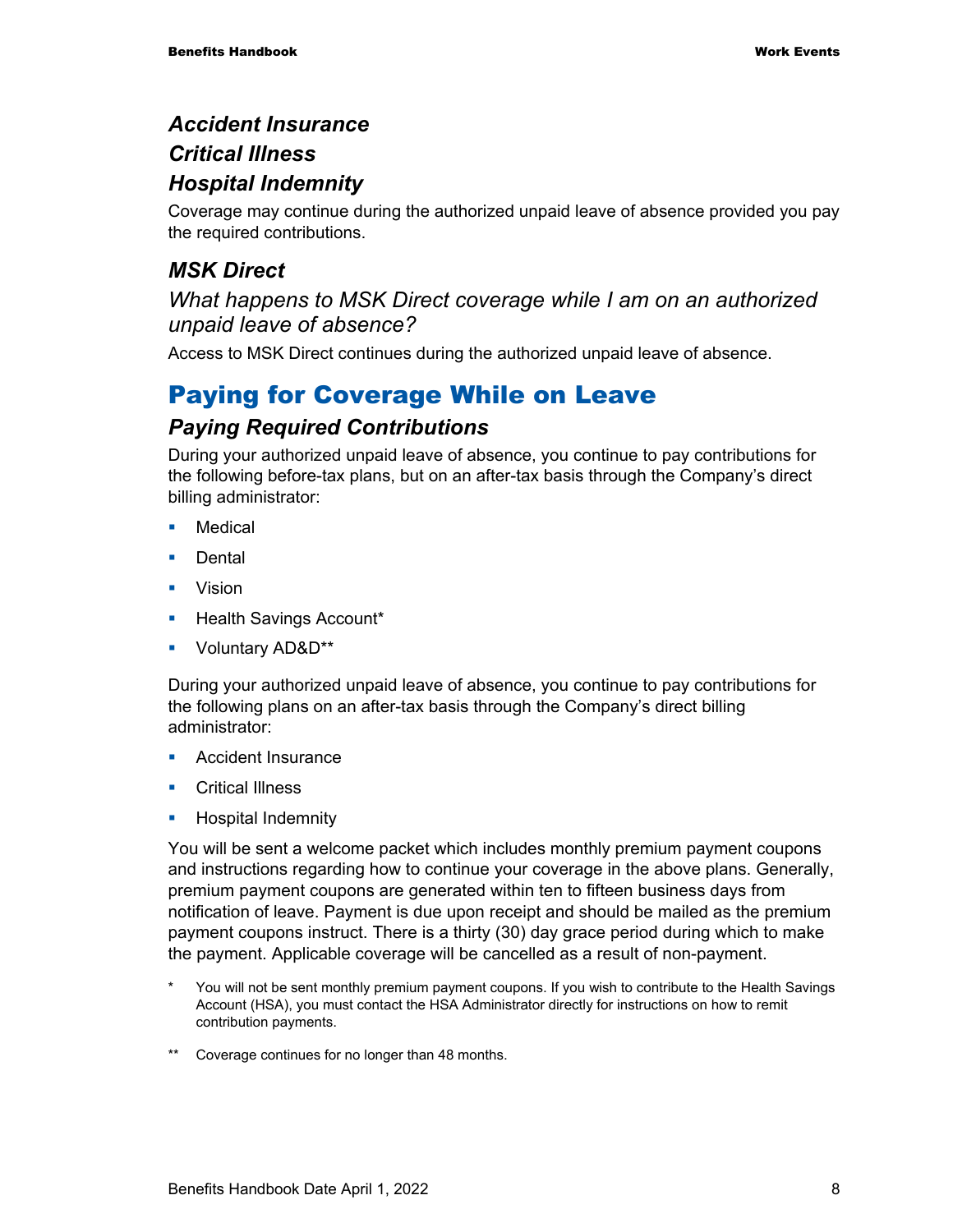### *Accident Insurance*

### *Critical Illness*

### *Hospital Indemnity*

Coverage may continue during the authorized unpaid leave of absence provided you pay the required contributions.

### *MSK Direct*

#### *What happens to MSK Direct coverage while I am on an authorized unpaid leave of absence?*

Access to MSK Direct continues during the authorized unpaid leave of absence.

## Paying for Coverage While on Leave

### *Paying Required Contributions*

During your authorized unpaid leave of absence, you continue to pay contributions for the following before-tax plans, but on an after-tax basis through the Company's direct billing administrator:

- Medical
- Dental
- Vision
- Health Savings Account*
- Voluntary AD&D**

During your authorized unpaid leave of absence, you continue to pay contributions for the following plans on an after-tax basis through the Company's direct billing administrator:

- Accident Insurance
- Critical Illness
- Hospital Indemnity

You will be sent a welcome packet which includes monthly premium payment coupons and instructions regarding how to continue your coverage in the above plans. Generally, premium payment coupons are generated within ten to fifteen business days from notification of leave. Payment is due upon receipt and should be mailed as the premium payment coupons instruct. There is a thirty (30) day grace period during which to make the payment. Applicable coverage will be cancelled as a result of non-payment.

\* You will not be sent monthly premium payment coupons. If you wish to contribute to the Health Savings Account (HSA), you must contact the HSA Administrator directly for instructions on how to remit contribution payments.

\*\* Coverage continues for no longer than 48 months.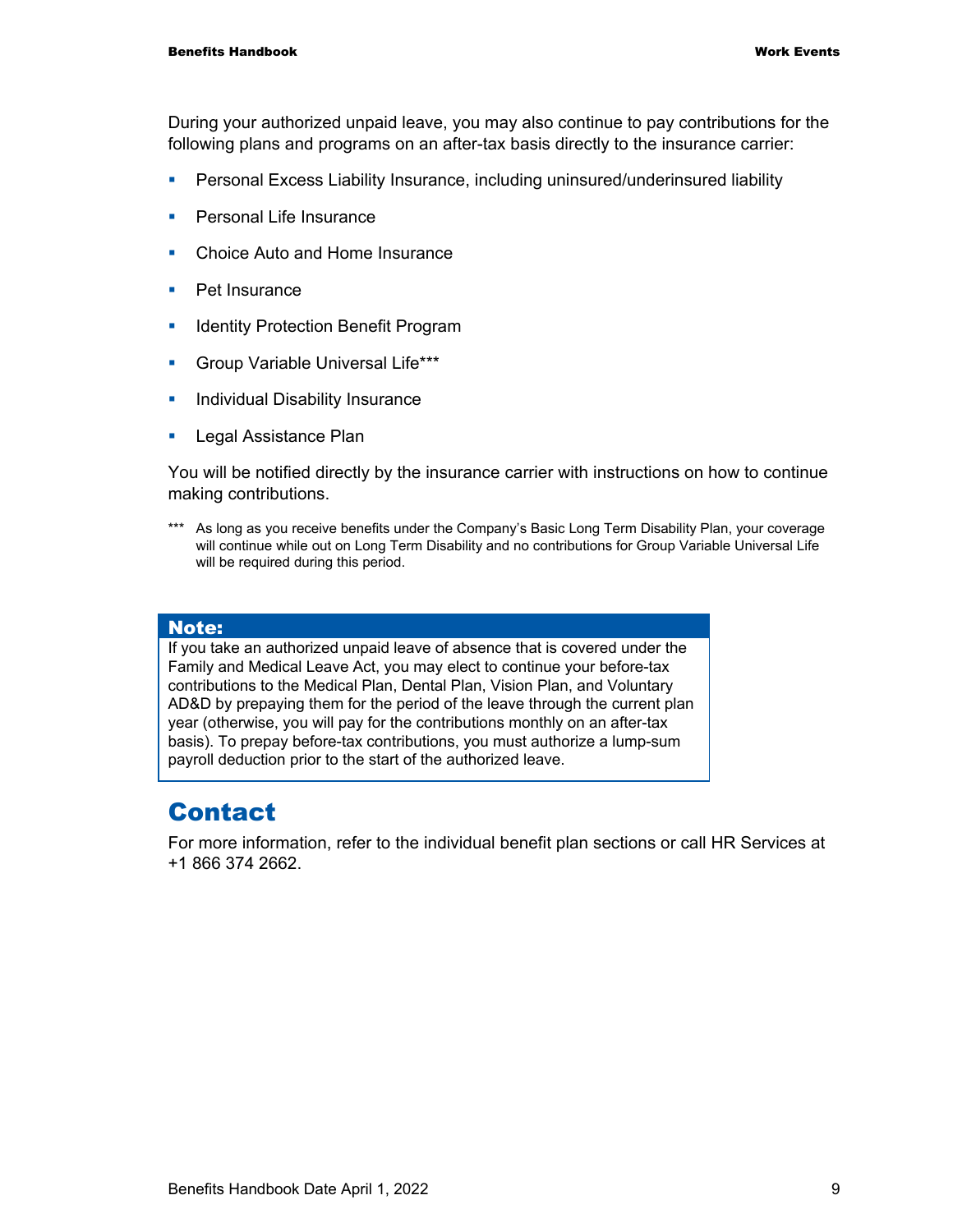During your authorized unpaid leave, you may also continue to pay contributions for the following plans and programs on an after-tax basis directly to the insurance carrier:

- Personal Excess Liability Insurance, including uninsured/underinsured liability
- Personal Life Insurance
- Choice Auto and Home Insurance
- Pet Insurance
- Identity Protection Benefit Program
- Group Variable Universal Life***
- Individual Disability Insurance
- Legal Assistance Plan

You will be notified directly by the insurance carrier with instructions on how to continue making contributions.

*** As long as you receive benefits under the Company's Basic Long Term Disability Plan, your coverage will continue while out on Long Term Disability and no contributions for Group Variable Universal Life will be required during this period.

> **Note:**
> If you take an authorized unpaid leave of absence that is covered under the Family and Medical Leave Act, you may elect to continue your before-tax contributions to the Medical Plan, Dental Plan, Vision Plan, and Voluntary AD&D by prepaying them for the period of the leave through the current plan year (otherwise, you will pay for the contributions monthly on an after-tax basis). To prepay before-tax contributions, you must authorize a lump-sum payroll deduction prior to the start of the authorized leave.

## Contact

For more information, refer to the individual benefit plan sections or call HR Services at +1 866 374 2662.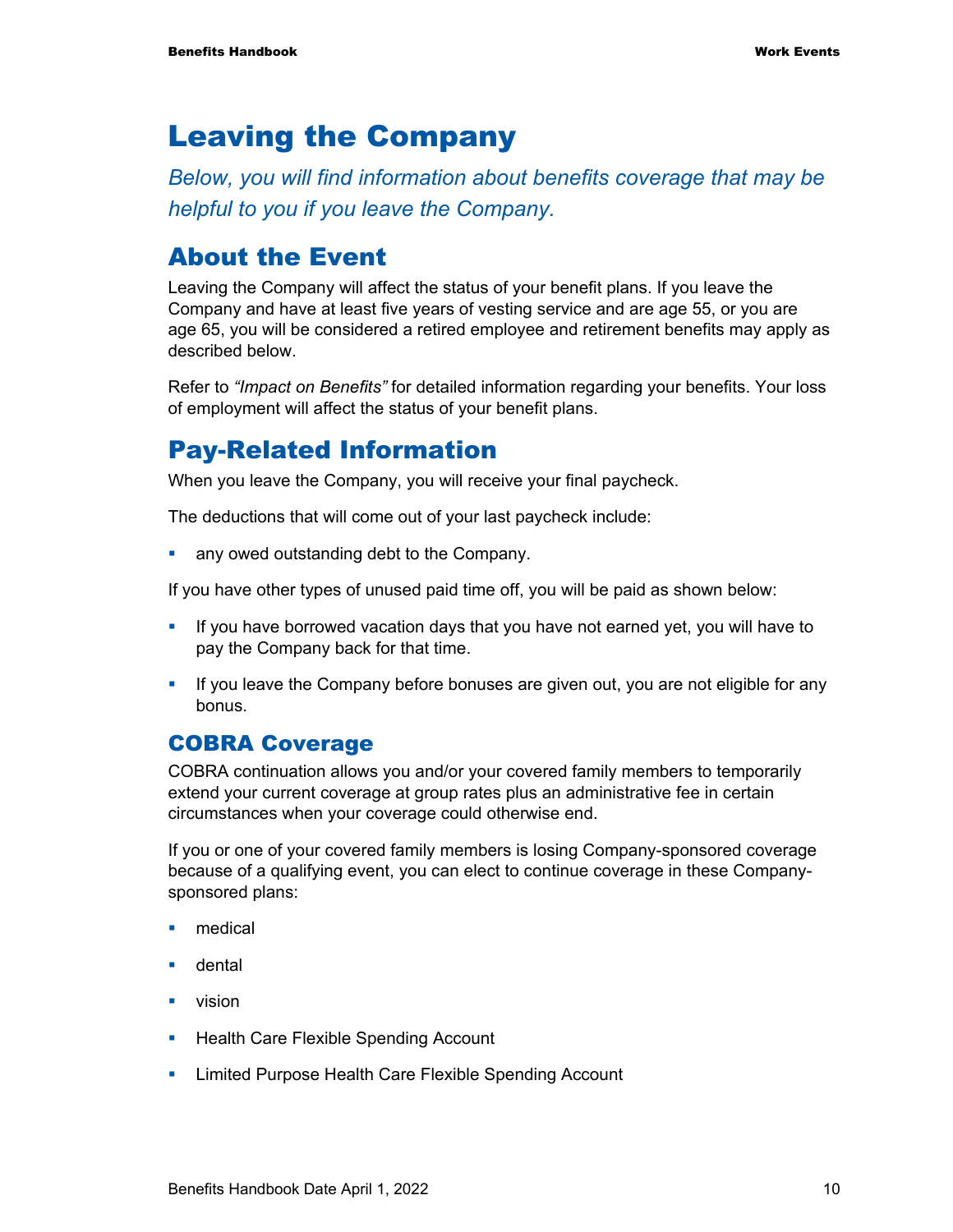# Leaving the Company

*Below, you will find information about benefits coverage that may be helpful to you if you leave the Company.*

## About the Event

Leaving the Company will affect the status of your benefit plans. If you leave the Company and have at least five years of vesting service and are age 55, or you are age 65, you will be considered a retired employee and retirement benefits may apply as described below.

Refer to *"Impact on Benefits"* for detailed information regarding your benefits. Your loss of employment will affect the status of your benefit plans.

## Pay-Related Information

When you leave the Company, you will receive your final paycheck.

The deductions that will come out of your last paycheck include:

- any owed outstanding debt to the Company.

If you have other types of unused paid time off, you will be paid as shown below:

- If you have borrowed vacation days that you have not earned yet, you will have to pay the Company back for that time.
- If you leave the Company before bonuses are given out, you are not eligible for any bonus.

### COBRA Coverage

COBRA continuation allows you and/or your covered family members to temporarily extend your current coverage at group rates plus an administrative fee in certain circumstances when your coverage could otherwise end.

If you or one of your covered family members is losing Company-sponsored coverage because of a qualifying event, you can elect to continue coverage in these Company-sponsored plans:

- medical
- dental
- vision
- Health Care Flexible Spending Account
- Limited Purpose Health Care Flexible Spending Account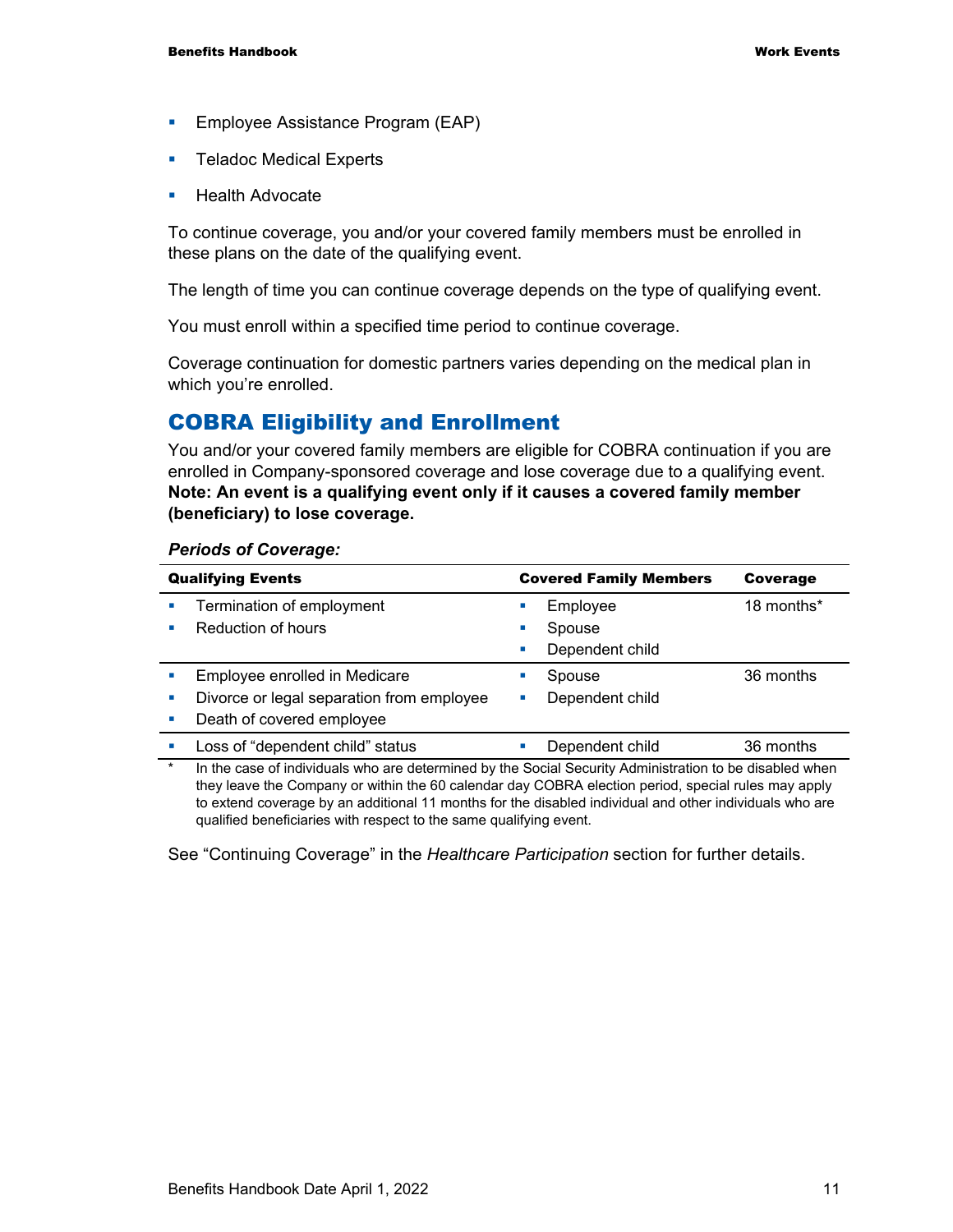- Employee Assistance Program (EAP)
- Teladoc Medical Experts
- Health Advocate

To continue coverage, you and/or your covered family members must be enrolled in these plans on the date of the qualifying event.

The length of time you can continue coverage depends on the type of qualifying event.

You must enroll within a specified time period to continue coverage.

Coverage continuation for domestic partners varies depending on the medical plan in which you're enrolled.

## COBRA Eligibility and Enrollment

You and/or your covered family members are eligible for COBRA continuation if you are enrolled in Company-sponsored coverage and lose coverage due to a qualifying event. **Note: An event is a qualifying event only if it causes a covered family member (beneficiary) to lose coverage.**

***Periods of Coverage:***

| Qualifying Events | Covered Family Members | Coverage |
|---|---|---|
| • Termination of employment<br>• Reduction of hours | • Employee<br>• Spouse<br>• Dependent child | 18 months* |
| • Employee enrolled in Medicare<br>• Divorce or legal separation from employee<br>• Death of covered employee | • Spouse<br>• Dependent child | 36 months |
| • Loss of "dependent child" status | • Dependent child | 36 months |

\* In the case of individuals who are determined by the Social Security Administration to be disabled when they leave the Company or within the 60 calendar day COBRA election period, special rules may apply to extend coverage by an additional 11 months for the disabled individual and other individuals who are qualified beneficiaries with respect to the same qualifying event.

See "Continuing Coverage" in the *Healthcare Participation* section for further details.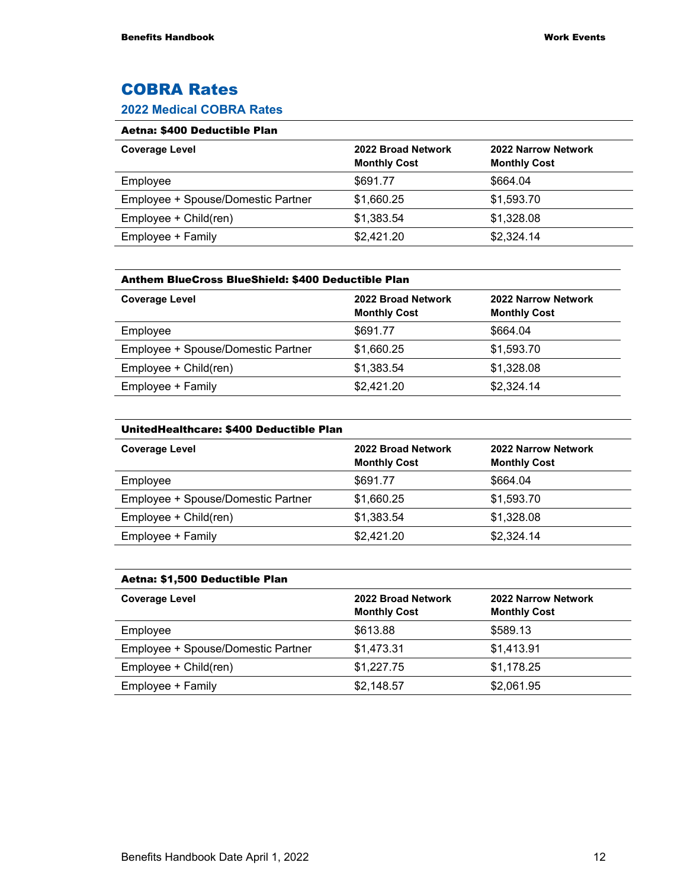# COBRA Rates

## 2022 Medical COBRA Rates

**Aetna: $400 Deductible Plan**

| Coverage Level | 2022 Broad Network Monthly Cost | 2022 Narrow Network Monthly Cost |
|---|---|---|
| Employee | $691.77 | $664.04 |
| Employee + Spouse/Domestic Partner | $1,660.25 | $1,593.70 |
| Employee + Child(ren) | $1,383.54 | $1,328.08 |
| Employee + Family | $2,421.20 | $2,324.14 |

**Anthem BlueCross BlueShield: $400 Deductible Plan**

| Coverage Level | 2022 Broad Network Monthly Cost | 2022 Narrow Network Monthly Cost |
|---|---|---|
| Employee | $691.77 | $664.04 |
| Employee + Spouse/Domestic Partner | $1,660.25 | $1,593.70 |
| Employee + Child(ren) | $1,383.54 | $1,328.08 |
| Employee + Family | $2,421.20 | $2,324.14 |

**UnitedHealthcare: $400 Deductible Plan**

| Coverage Level | 2022 Broad Network Monthly Cost | 2022 Narrow Network Monthly Cost |
|---|---|---|
| Employee | $691.77 | $664.04 |
| Employee + Spouse/Domestic Partner | $1,660.25 | $1,593.70 |
| Employee + Child(ren) | $1,383.54 | $1,328.08 |
| Employee + Family | $2,421.20 | $2,324.14 |

**Aetna: $1,500 Deductible Plan**

| Coverage Level | 2022 Broad Network Monthly Cost | 2022 Narrow Network Monthly Cost |
|---|---|---|
| Employee | $613.88 | $589.13 |
| Employee + Spouse/Domestic Partner | $1,473.31 | $1,413.91 |
| Employee + Child(ren) | $1,227.75 | $1,178.25 |
| Employee + Family | $2,148.57 | $2,061.95 |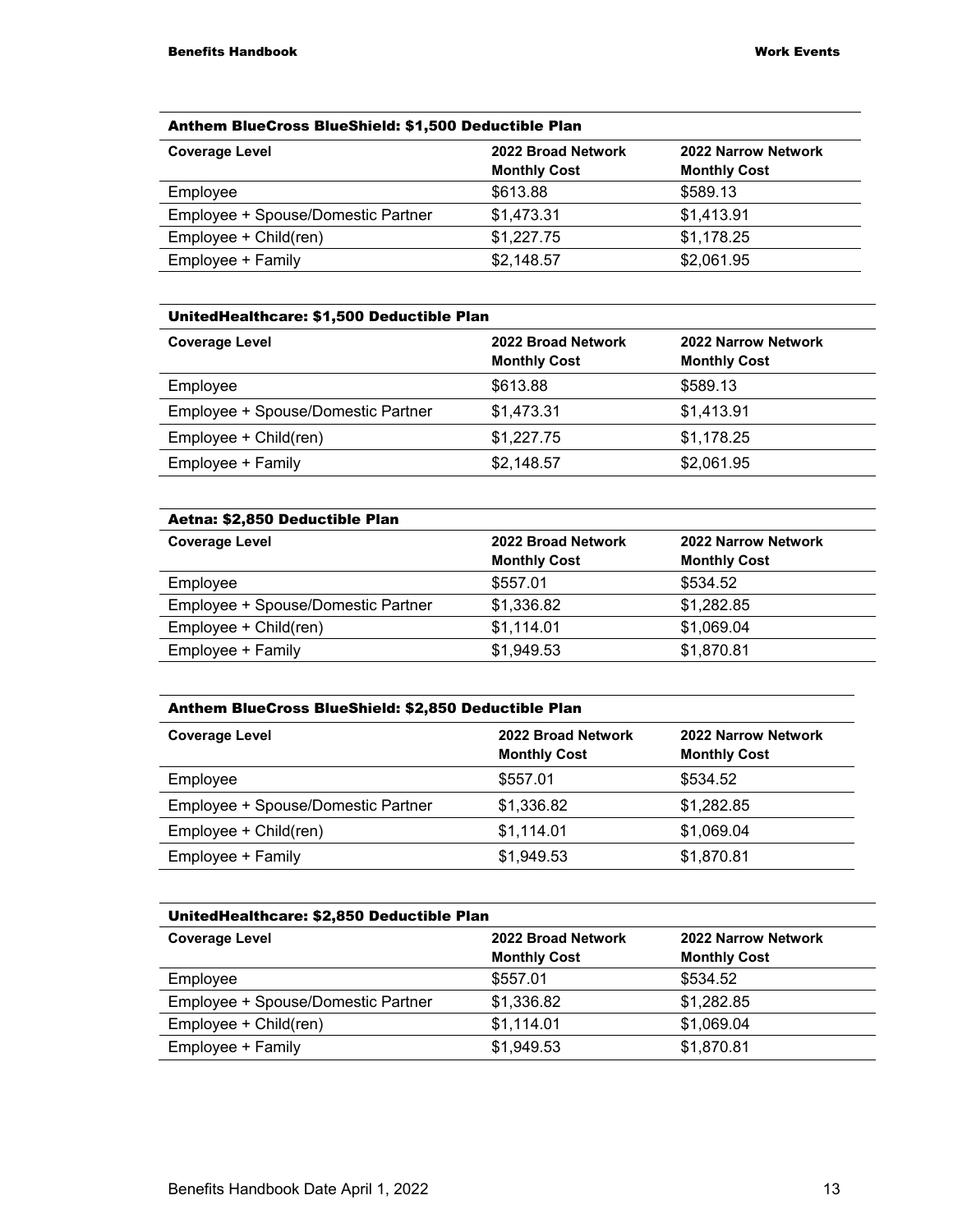| Anthem BlueCross BlueShield: $1,500 Deductible Plan | | |
|---|---|---|
| **Coverage Level** | **2022 Broad Network Monthly Cost** | **2022 Narrow Network Monthly Cost** |
| Employee | $613.88 | $589.13 |
| Employee + Spouse/Domestic Partner | $1,473.31 | $1,413.91 |
| Employee + Child(ren) | $1,227.75 | $1,178.25 |
| Employee + Family | $2,148.57 | $2,061.95 |

| UnitedHealthcare: $1,500 Deductible Plan | | |
|---|---|---|
| **Coverage Level** | **2022 Broad Network Monthly Cost** | **2022 Narrow Network Monthly Cost** |
| Employee | $613.88 | $589.13 |
| Employee + Spouse/Domestic Partner | $1,473.31 | $1,413.91 |
| Employee + Child(ren) | $1,227.75 | $1,178.25 |
| Employee + Family | $2,148.57 | $2,061.95 |

| Aetna: $2,850 Deductible Plan | | |
|---|---|---|
| **Coverage Level** | **2022 Broad Network Monthly Cost** | **2022 Narrow Network Monthly Cost** |
| Employee | $557.01 | $534.52 |
| Employee + Spouse/Domestic Partner | $1,336.82 | $1,282.85 |
| Employee + Child(ren) | $1,114.01 | $1,069.04 |
| Employee + Family | $1,949.53 | $1,870.81 |

| Anthem BlueCross BlueShield: $2,850 Deductible Plan | | |
|---|---|---|
| **Coverage Level** | **2022 Broad Network Monthly Cost** | **2022 Narrow Network Monthly Cost** |
| Employee | $557.01 | $534.52 |
| Employee + Spouse/Domestic Partner | $1,336.82 | $1,282.85 |
| Employee + Child(ren) | $1,114.01 | $1,069.04 |
| Employee + Family | $1,949.53 | $1,870.81 |

| UnitedHealthcare: $2,850 Deductible Plan | | |
|---|---|---|
| **Coverage Level** | **2022 Broad Network Monthly Cost** | **2022 Narrow Network Monthly Cost** |
| Employee | $557.01 | $534.52 |
| Employee + Spouse/Domestic Partner | $1,336.82 | $1,282.85 |
| Employee + Child(ren) | $1,114.01 | $1,069.04 |
| Employee + Family | $1,949.53 | $1,870.81 |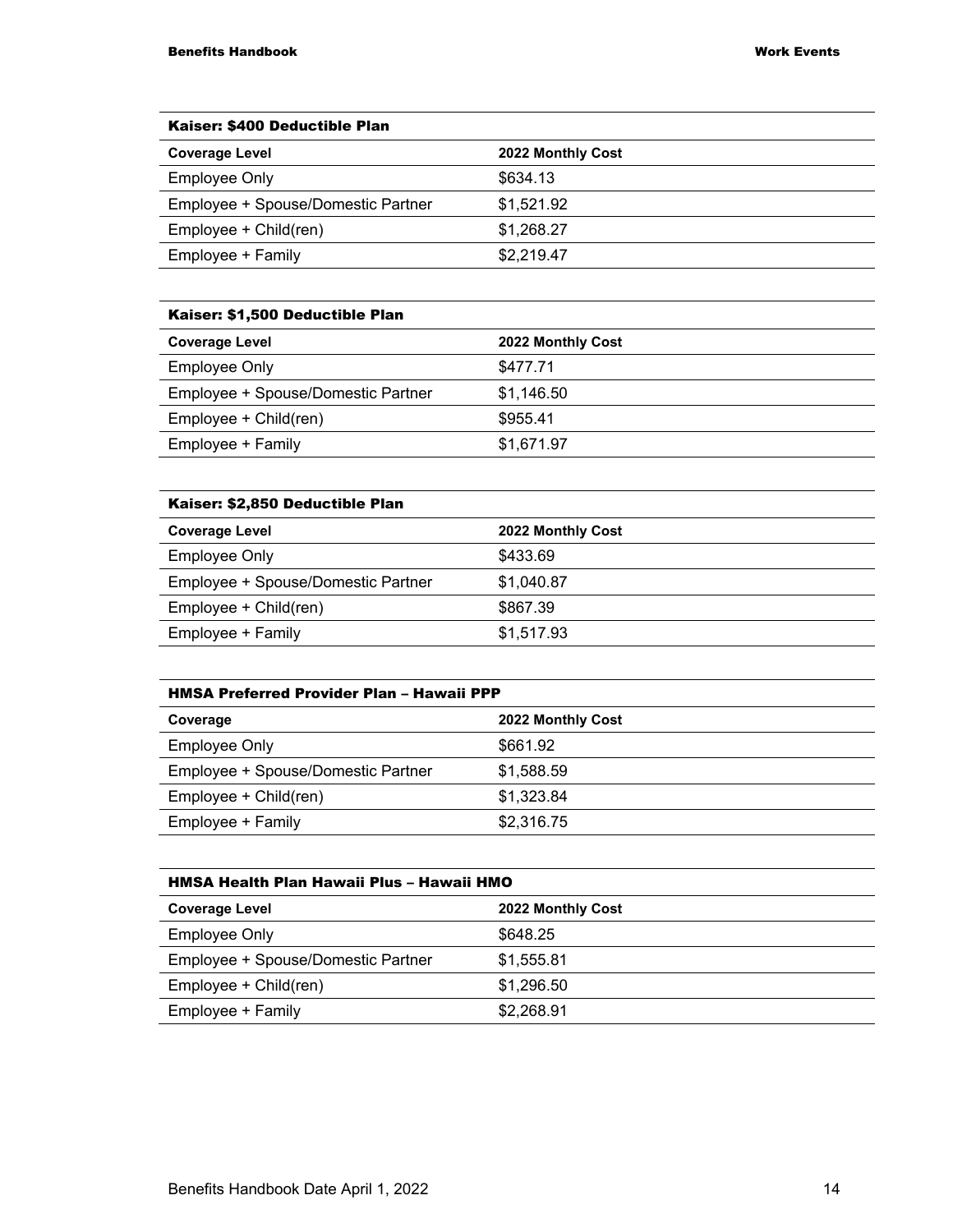| Kaiser: $400 Deductible Plan | |
|---|---|
| **Coverage Level** | **2022 Monthly Cost** |
| Employee Only | $634.13 |
| Employee + Spouse/Domestic Partner | $1,521.92 |
| Employee + Child(ren) | $1,268.27 |
| Employee + Family | $2,219.47 |

| Kaiser: $1,500 Deductible Plan | |
|---|---|
| **Coverage Level** | **2022 Monthly Cost** |
| Employee Only | $477.71 |
| Employee + Spouse/Domestic Partner | $1,146.50 |
| Employee + Child(ren) | $955.41 |
| Employee + Family | $1,671.97 |

| Kaiser: $2,850 Deductible Plan | |
|---|---|
| **Coverage Level** | **2022 Monthly Cost** |
| Employee Only | $433.69 |
| Employee + Spouse/Domestic Partner | $1,040.87 |
| Employee + Child(ren) | $867.39 |
| Employee + Family | $1,517.93 |

| HMSA Preferred Provider Plan – Hawaii PPP | |
|---|---|
| **Coverage** | **2022 Monthly Cost** |
| Employee Only | $661.92 |
| Employee + Spouse/Domestic Partner | $1,588.59 |
| Employee + Child(ren) | $1,323.84 |
| Employee + Family | $2,316.75 |

| HMSA Health Plan Hawaii Plus – Hawaii HMO | |
|---|---|
| **Coverage Level** | **2022 Monthly Cost** |
| Employee Only | $648.25 |
| Employee + Spouse/Domestic Partner | $1,555.81 |
| Employee + Child(ren) | $1,296.50 |
| Employee + Family | $2,268.91 |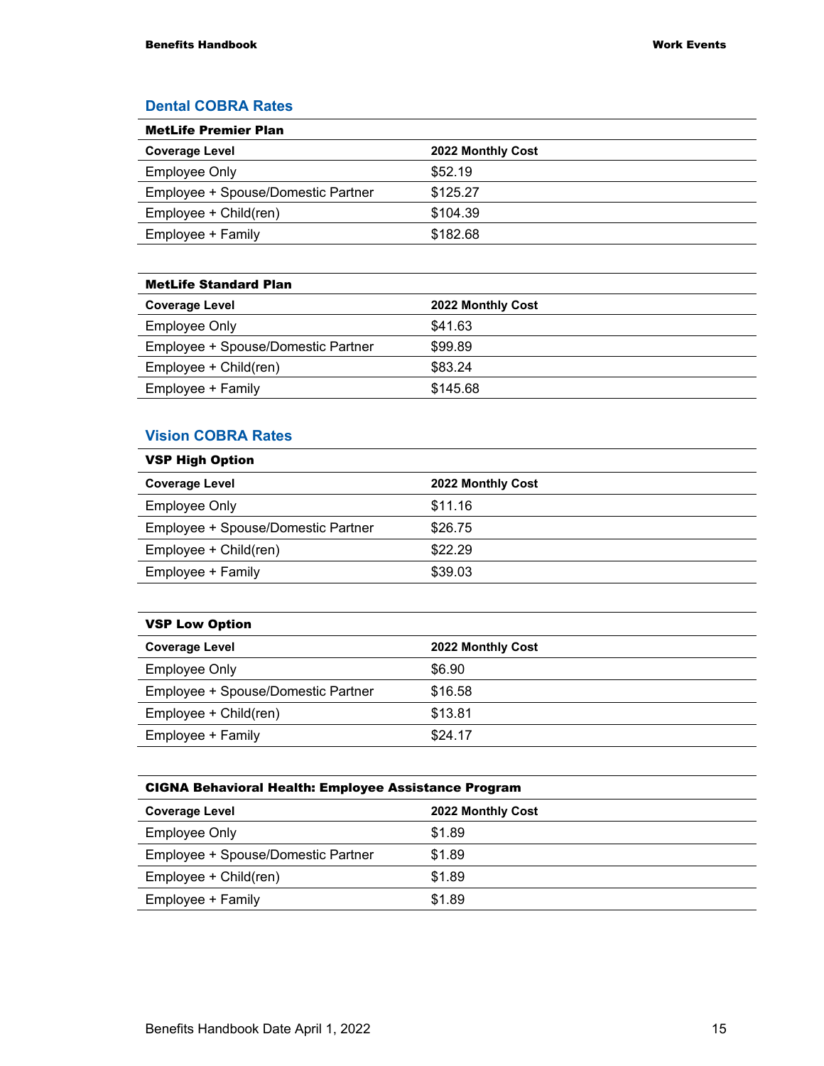## Dental COBRA Rates

| MetLife Premier Plan | |
|---|---|
| **Coverage Level** | **2022 Monthly Cost** |
| Employee Only | $52.19 |
| Employee + Spouse/Domestic Partner | $125.27 |
| Employee + Child(ren) | $104.39 |
| Employee + Family | $182.68 |

| MetLife Standard Plan | |
|---|---|
| **Coverage Level** | **2022 Monthly Cost** |
| Employee Only | $41.63 |
| Employee + Spouse/Domestic Partner | $99.89 |
| Employee + Child(ren) | $83.24 |
| Employee + Family | $145.68 |

## Vision COBRA Rates

| VSP High Option | |
|---|---|
| **Coverage Level** | **2022 Monthly Cost** |
| Employee Only | $11.16 |
| Employee + Spouse/Domestic Partner | $26.75 |
| Employee + Child(ren) | $22.29 |
| Employee + Family | $39.03 |

| VSP Low Option | |
|---|---|
| **Coverage Level** | **2022 Monthly Cost** |
| Employee Only | $6.90 |
| Employee + Spouse/Domestic Partner | $16.58 |
| Employee + Child(ren) | $13.81 |
| Employee + Family | $24.17 |

| CIGNA Behavioral Health: Employee Assistance Program | |
|---|---|
| **Coverage Level** | **2022 Monthly Cost** |
| Employee Only | $1.89 |
| Employee + Spouse/Domestic Partner | $1.89 |
| Employee + Child(ren) | $1.89 |
| Employee + Family | $1.89 |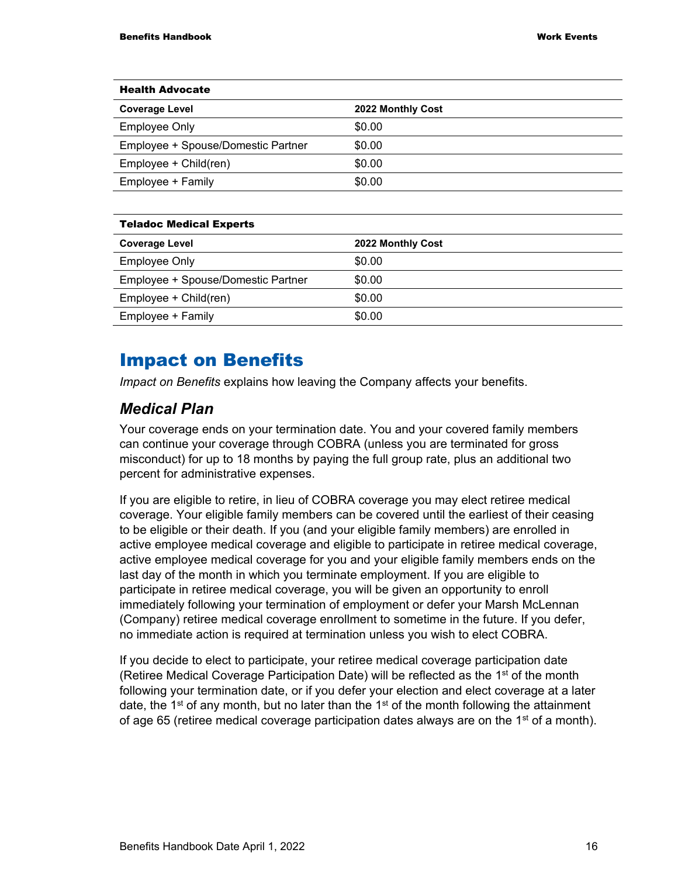| Health Advocate | |
|---|---|
| **Coverage Level** | **2022 Monthly Cost** |
| Employee Only | $0.00 |
| Employee + Spouse/Domestic Partner | $0.00 |
| Employee + Child(ren) | $0.00 |
| Employee + Family | $0.00 |

| Teladoc Medical Experts | |
|---|---|
| **Coverage Level** | **2022 Monthly Cost** |
| Employee Only | $0.00 |
| Employee + Spouse/Domestic Partner | $0.00 |
| Employee + Child(ren) | $0.00 |
| Employee + Family | $0.00 |

# Impact on Benefits

*Impact on Benefits* explains how leaving the Company affects your benefits.

## *Medical Plan*

Your coverage ends on your termination date. You and your covered family members can continue your coverage through COBRA (unless you are terminated for gross misconduct) for up to 18 months by paying the full group rate, plus an additional two percent for administrative expenses.

If you are eligible to retire, in lieu of COBRA coverage you may elect retiree medical coverage. Your eligible family members can be covered until the earliest of their ceasing to be eligible or their death. If you (and your eligible family members) are enrolled in active employee medical coverage and eligible to participate in retiree medical coverage, active employee medical coverage for you and your eligible family members ends on the last day of the month in which you terminate employment. If you are eligible to participate in retiree medical coverage, you will be given an opportunity to enroll immediately following your termination of employment or defer your Marsh McLennan (Company) retiree medical coverage enrollment to sometime in the future. If you defer, no immediate action is required at termination unless you wish to elect COBRA.

If you decide to elect to participate, your retiree medical coverage participation date (Retiree Medical Coverage Participation Date) will be reflected as the 1st of the month following your termination date, or if you defer your election and elect coverage at a later date, the 1st of any month, but no later than the 1st of the month following the attainment of age 65 (retiree medical coverage participation dates always are on the 1st of a month).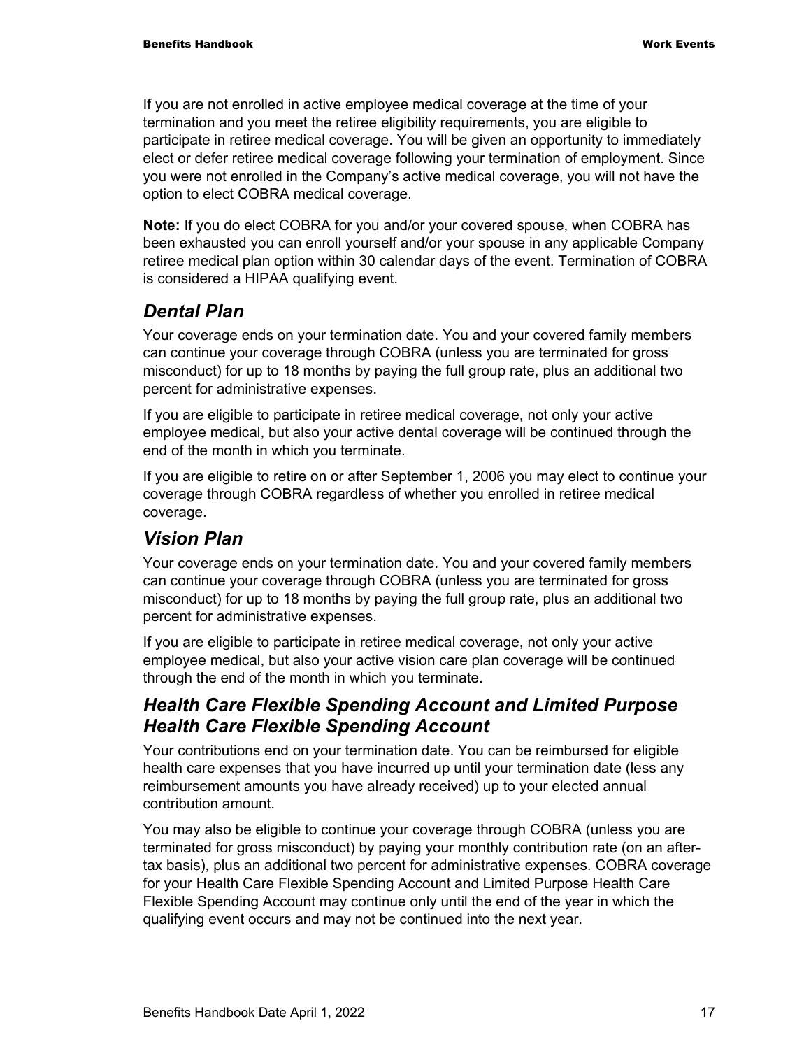If you are not enrolled in active employee medical coverage at the time of your termination and you meet the retiree eligibility requirements, you are eligible to participate in retiree medical coverage. You will be given an opportunity to immediately elect or defer retiree medical coverage following your termination of employment. Since you were not enrolled in the Company's active medical coverage, you will not have the option to elect COBRA medical coverage.

**Note:** If you do elect COBRA for you and/or your covered spouse, when COBRA has been exhausted you can enroll yourself and/or your spouse in any applicable Company retiree medical plan option within 30 calendar days of the event. Termination of COBRA is considered a HIPAA qualifying event.

## *Dental Plan*

Your coverage ends on your termination date. You and your covered family members can continue your coverage through COBRA (unless you are terminated for gross misconduct) for up to 18 months by paying the full group rate, plus an additional two percent for administrative expenses.

If you are eligible to participate in retiree medical coverage, not only your active employee medical, but also your active dental coverage will be continued through the end of the month in which you terminate.

If you are eligible to retire on or after September 1, 2006 you may elect to continue your coverage through COBRA regardless of whether you enrolled in retiree medical coverage.

## *Vision Plan*

Your coverage ends on your termination date. You and your covered family members can continue your coverage through COBRA (unless you are terminated for gross misconduct) for up to 18 months by paying the full group rate, plus an additional two percent for administrative expenses.

If you are eligible to participate in retiree medical coverage, not only your active employee medical, but also your active vision care plan coverage will be continued through the end of the month in which you terminate.

## *Health Care Flexible Spending Account and Limited Purpose Health Care Flexible Spending Account*

Your contributions end on your termination date. You can be reimbursed for eligible health care expenses that you have incurred up until your termination date (less any reimbursement amounts you have already received) up to your elected annual contribution amount.

You may also be eligible to continue your coverage through COBRA (unless you are terminated for gross misconduct) by paying your monthly contribution rate (on an after-tax basis), plus an additional two percent for administrative expenses. COBRA coverage for your Health Care Flexible Spending Account and Limited Purpose Health Care Flexible Spending Account may continue only until the end of the year in which the qualifying event occurs and may not be continued into the next year.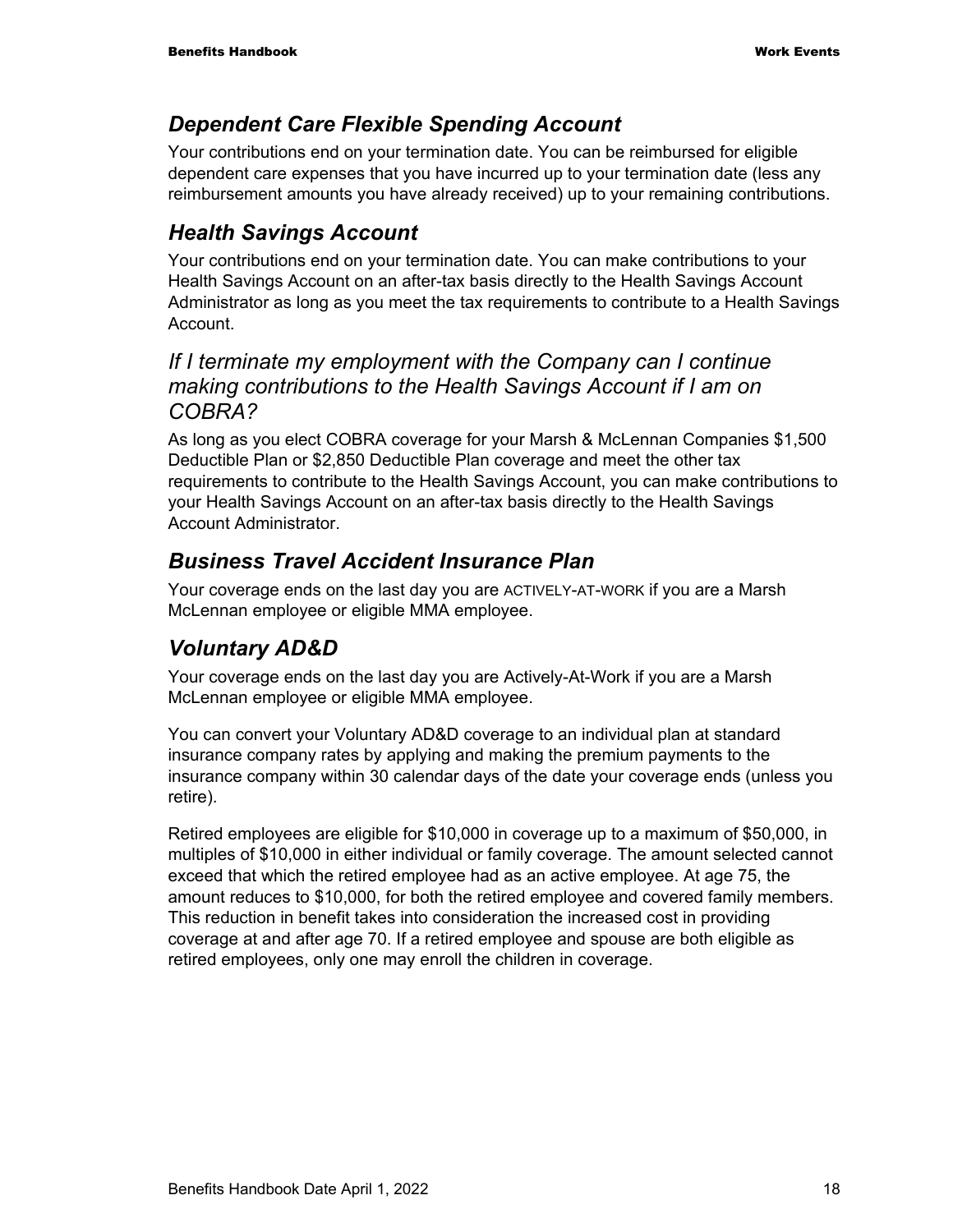## *Dependent Care Flexible Spending Account*

Your contributions end on your termination date. You can be reimbursed for eligible dependent care expenses that you have incurred up to your termination date (less any reimbursement amounts you have already received) up to your remaining contributions.

## *Health Savings Account*

Your contributions end on your termination date. You can make contributions to your Health Savings Account on an after-tax basis directly to the Health Savings Account Administrator as long as you meet the tax requirements to contribute to a Health Savings Account.

### *If I terminate my employment with the Company can I continue making contributions to the Health Savings Account if I am on COBRA?*

As long as you elect COBRA coverage for your Marsh & McLennan Companies $1,500 Deductible Plan or $2,850 Deductible Plan coverage and meet the other tax requirements to contribute to the Health Savings Account, you can make contributions to your Health Savings Account on an after-tax basis directly to the Health Savings Account Administrator.

## *Business Travel Accident Insurance Plan*

Your coverage ends on the last day you are ACTIVELY-AT-WORK if you are a Marsh McLennan employee or eligible MMA employee.

## *Voluntary AD&D*

Your coverage ends on the last day you are Actively-At-Work if you are a Marsh McLennan employee or eligible MMA employee.

You can convert your Voluntary AD&D coverage to an individual plan at standard insurance company rates by applying and making the premium payments to the insurance company within 30 calendar days of the date your coverage ends (unless you retire).

Retired employees are eligible for $10,000 in coverage up to a maximum of $50,000, in multiples of $10,000 in either individual or family coverage. The amount selected cannot exceed that which the retired employee had as an active employee. At age 75, the amount reduces to $10,000, for both the retired employee and covered family members. This reduction in benefit takes into consideration the increased cost in providing coverage at and after age 70. If a retired employee and spouse are both eligible as retired employees, only one may enroll the children in coverage.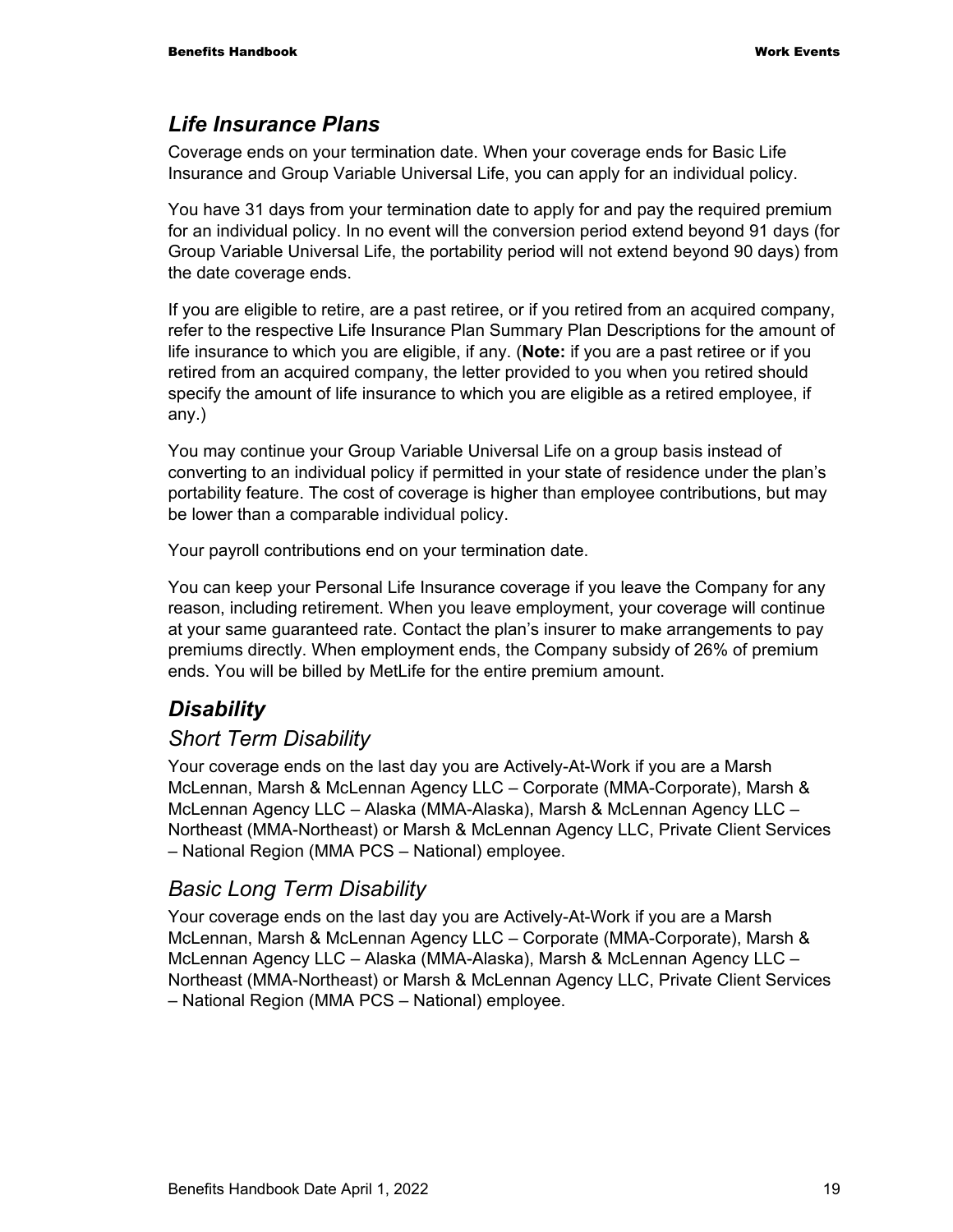## *Life Insurance Plans*

Coverage ends on your termination date. When your coverage ends for Basic Life Insurance and Group Variable Universal Life, you can apply for an individual policy.

You have 31 days from your termination date to apply for and pay the required premium for an individual policy. In no event will the conversion period extend beyond 91 days (for Group Variable Universal Life, the portability period will not extend beyond 90 days) from the date coverage ends.

If you are eligible to retire, are a past retiree, or if you retired from an acquired company, refer to the respective Life Insurance Plan Summary Plan Descriptions for the amount of life insurance to which you are eligible, if any. (**Note:** if you are a past retiree or if you retired from an acquired company, the letter provided to you when you retired should specify the amount of life insurance to which you are eligible as a retired employee, if any.)

You may continue your Group Variable Universal Life on a group basis instead of converting to an individual policy if permitted in your state of residence under the plan's portability feature. The cost of coverage is higher than employee contributions, but may be lower than a comparable individual policy.

Your payroll contributions end on your termination date.

You can keep your Personal Life Insurance coverage if you leave the Company for any reason, including retirement. When you leave employment, your coverage will continue at your same guaranteed rate. Contact the plan's insurer to make arrangements to pay premiums directly. When employment ends, the Company subsidy of 26% of premium ends. You will be billed by MetLife for the entire premium amount.

## *Disability*

### *Short Term Disability*

Your coverage ends on the last day you are Actively-At-Work if you are a Marsh McLennan, Marsh & McLennan Agency LLC – Corporate (MMA-Corporate), Marsh & McLennan Agency LLC – Alaska (MMA-Alaska), Marsh & McLennan Agency LLC – Northeast (MMA-Northeast) or Marsh & McLennan Agency LLC, Private Client Services – National Region (MMA PCS – National) employee.

### *Basic Long Term Disability*

Your coverage ends on the last day you are Actively-At-Work if you are a Marsh McLennan, Marsh & McLennan Agency LLC – Corporate (MMA-Corporate), Marsh & McLennan Agency LLC – Alaska (MMA-Alaska), Marsh & McLennan Agency LLC – Northeast (MMA-Northeast) or Marsh & McLennan Agency LLC, Private Client Services – National Region (MMA PCS – National) employee.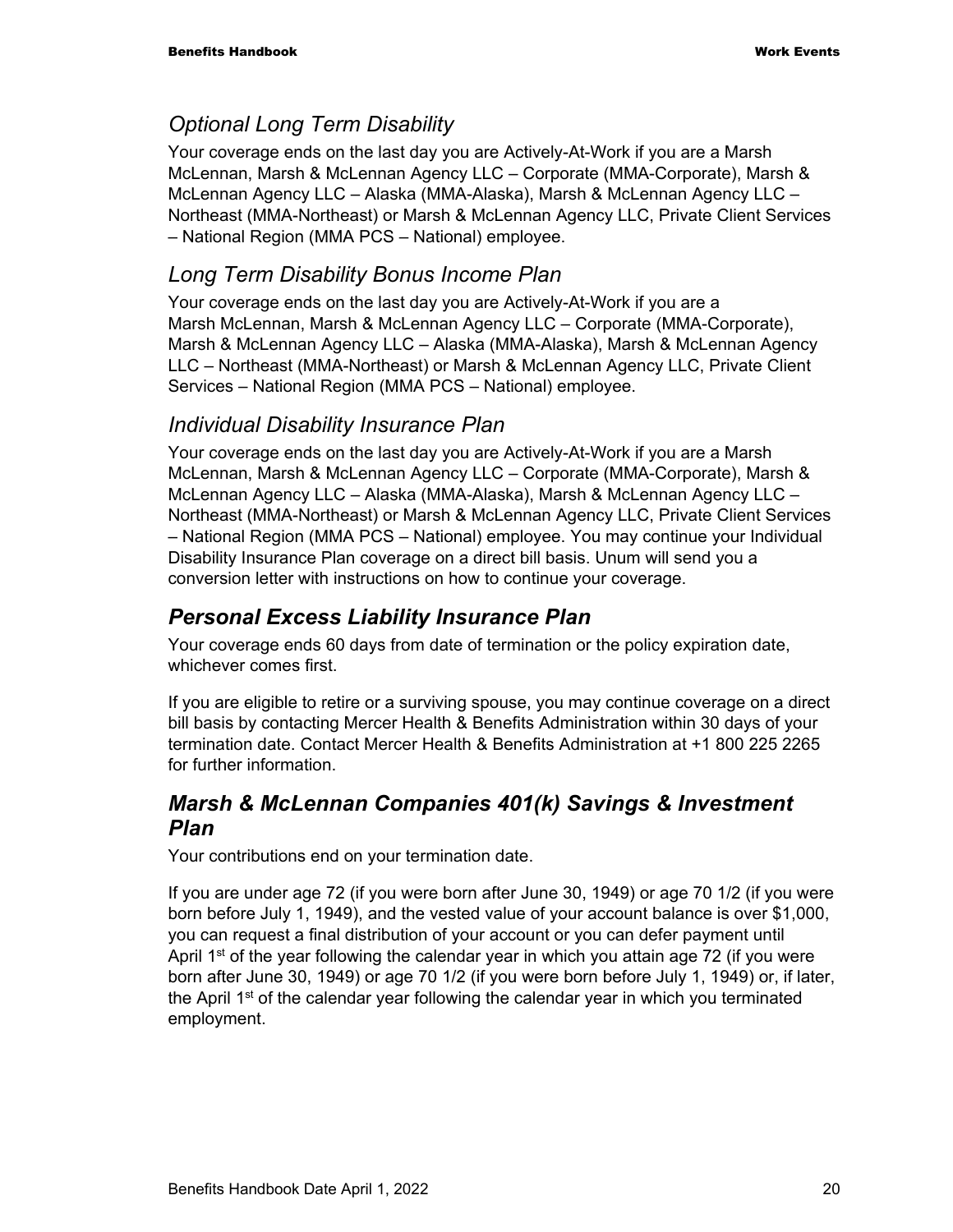### *Optional Long Term Disability*

Your coverage ends on the last day you are Actively-At-Work if you are a Marsh McLennan, Marsh & McLennan Agency LLC – Corporate (MMA-Corporate), Marsh & McLennan Agency LLC – Alaska (MMA-Alaska), Marsh & McLennan Agency LLC – Northeast (MMA-Northeast) or Marsh & McLennan Agency LLC, Private Client Services – National Region (MMA PCS – National) employee.

### *Long Term Disability Bonus Income Plan*

Your coverage ends on the last day you are Actively-At-Work if you are a Marsh McLennan, Marsh & McLennan Agency LLC – Corporate (MMA-Corporate), Marsh & McLennan Agency LLC – Alaska (MMA-Alaska), Marsh & McLennan Agency LLC – Northeast (MMA-Northeast) or Marsh & McLennan Agency LLC, Private Client Services – National Region (MMA PCS – National) employee.

### *Individual Disability Insurance Plan*

Your coverage ends on the last day you are Actively-At-Work if you are a Marsh McLennan, Marsh & McLennan Agency LLC – Corporate (MMA-Corporate), Marsh & McLennan Agency LLC – Alaska (MMA-Alaska), Marsh & McLennan Agency LLC – Northeast (MMA-Northeast) or Marsh & McLennan Agency LLC, Private Client Services – National Region (MMA PCS – National) employee. You may continue your Individual Disability Insurance Plan coverage on a direct bill basis. Unum will send you a conversion letter with instructions on how to continue your coverage.

## ***Personal Excess Liability Insurance Plan***

Your coverage ends 60 days from date of termination or the policy expiration date, whichever comes first.

If you are eligible to retire or a surviving spouse, you may continue coverage on a direct bill basis by contacting Mercer Health & Benefits Administration within 30 days of your termination date. Contact Mercer Health & Benefits Administration at +1 800 225 2265 for further information.

## ***Marsh & McLennan Companies 401(k) Savings & Investment Plan***

Your contributions end on your termination date.

If you are under age 72 (if you were born after June 30, 1949) or age 70 1/2 (if you were born before July 1, 1949), and the vested value of your account balance is over $1,000, you can request a final distribution of your account or you can defer payment until April 1st of the year following the calendar year in which you attain age 72 (if you were born after June 30, 1949) or age 70 1/2 (if you were born before July 1, 1949) or, if later, the April 1st of the calendar year following the calendar year in which you terminated employment.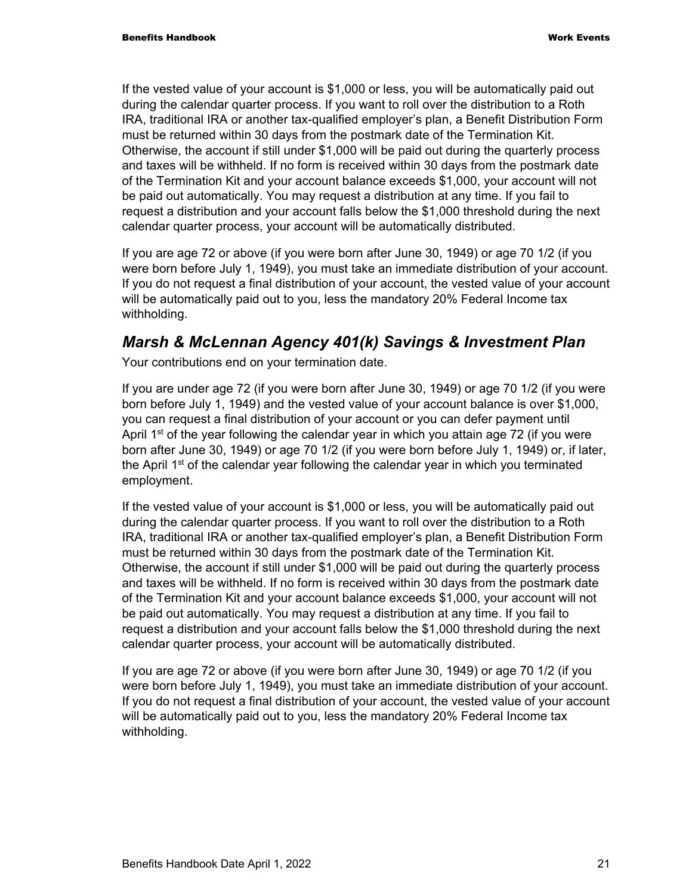If the vested value of your account is $1,000 or less, you will be automatically paid out during the calendar quarter process. If you want to roll over the distribution to a Roth IRA, traditional IRA or another tax-qualified employer's plan, a Benefit Distribution Form must be returned within 30 days from the postmark date of the Termination Kit. Otherwise, the account if still under $1,000 will be paid out during the quarterly process and taxes will be withheld. If no form is received within 30 days from the postmark date of the Termination Kit and your account balance exceeds $1,000, your account will not be paid out automatically. You may request a distribution at any time. If you fail to request a distribution and your account falls below the $1,000 threshold during the next calendar quarter process, your account will be automatically distributed.

If you are age 72 or above (if you were born after June 30, 1949) or age 70 1/2 (if you were born before July 1, 1949), you must take an immediate distribution of your account. If you do not request a final distribution of your account, the vested value of your account will be automatically paid out to you, less the mandatory 20% Federal Income tax withholding.

## *Marsh & McLennan Agency 401(k) Savings & Investment Plan*

Your contributions end on your termination date.

If you are under age 72 (if you were born after June 30, 1949) or age 70 1/2 (if you were born before July 1, 1949) and the vested value of your account balance is over $1,000, you can request a final distribution of your account or you can defer payment until April 1st of the year following the calendar year in which you attain age 72 (if you were born after June 30, 1949) or age 70 1/2 (if you were born before July 1, 1949) or, if later, the April 1st of the calendar year following the calendar year in which you terminated employment.

If the vested value of your account is $1,000 or less, you will be automatically paid out during the calendar quarter process. If you want to roll over the distribution to a Roth IRA, traditional IRA or another tax-qualified employer's plan, a Benefit Distribution Form must be returned within 30 days from the postmark date of the Termination Kit. Otherwise, the account if still under $1,000 will be paid out during the quarterly process and taxes will be withheld. If no form is received within 30 days from the postmark date of the Termination Kit and your account balance exceeds $1,000, your account will not be paid out automatically. You may request a distribution at any time. If you fail to request a distribution and your account falls below the $1,000 threshold during the next calendar quarter process, your account will be automatically distributed.

If you are age 72 or above (if you were born after June 30, 1949) or age 70 1/2 (if you were born before July 1, 1949), you must take an immediate distribution of your account. If you do not request a final distribution of your account, the vested value of your account will be automatically paid out to you, less the mandatory 20% Federal Income tax withholding.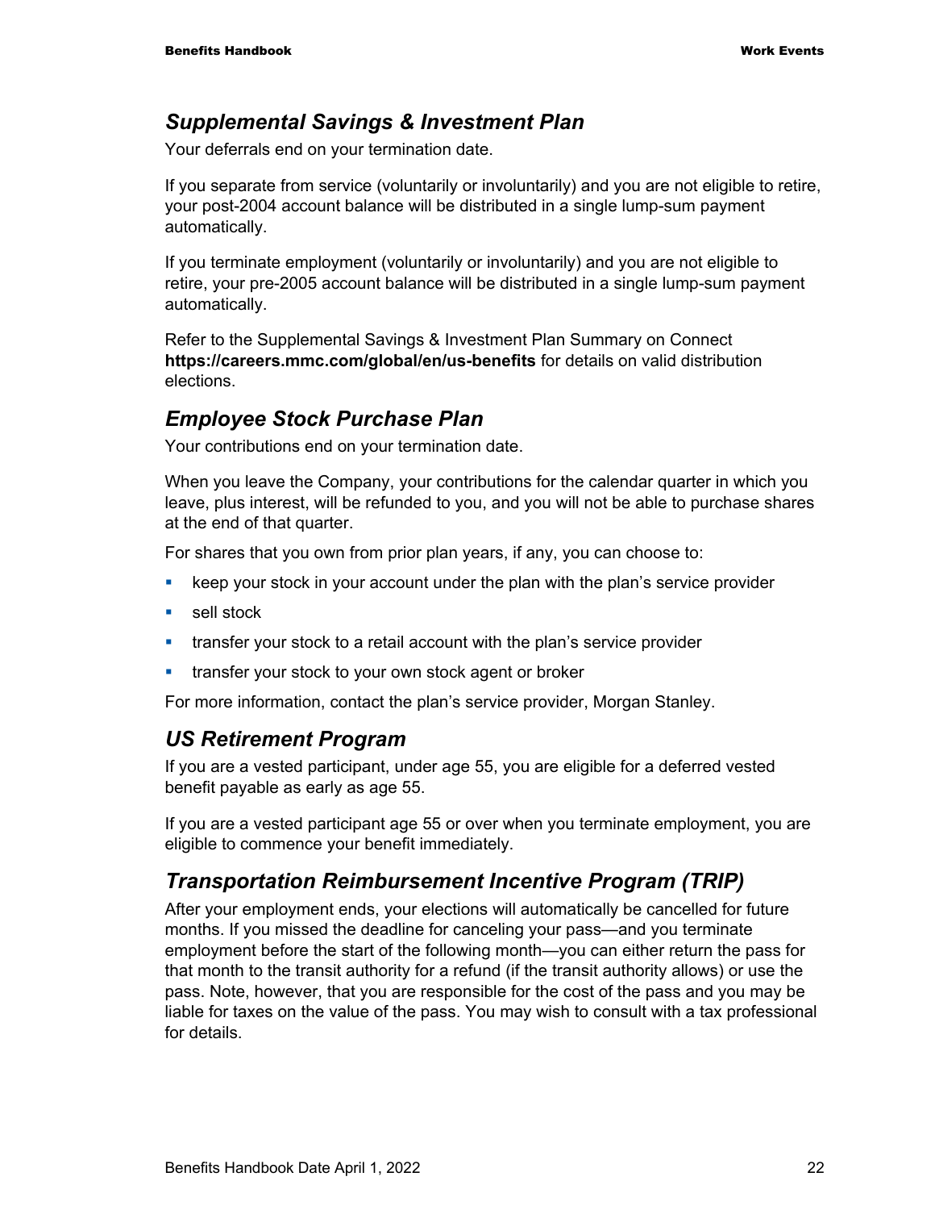## *Supplemental Savings & Investment Plan*

Your deferrals end on your termination date.

If you separate from service (voluntarily or involuntarily) and you are not eligible to retire, your post-2004 account balance will be distributed in a single lump-sum payment automatically.

If you terminate employment (voluntarily or involuntarily) and you are not eligible to retire, your pre-2005 account balance will be distributed in a single lump-sum payment automatically.

Refer to the Supplemental Savings & Investment Plan Summary on Connect **https://careers.mmc.com/global/en/us-benefits** for details on valid distribution elections.

## *Employee Stock Purchase Plan*

Your contributions end on your termination date.

When you leave the Company, your contributions for the calendar quarter in which you leave, plus interest, will be refunded to you, and you will not be able to purchase shares at the end of that quarter.

For shares that you own from prior plan years, if any, you can choose to:

- keep your stock in your account under the plan with the plan's service provider
- sell stock
- transfer your stock to a retail account with the plan's service provider
- transfer your stock to your own stock agent or broker

For more information, contact the plan's service provider, Morgan Stanley.

## *US Retirement Program*

If you are a vested participant, under age 55, you are eligible for a deferred vested benefit payable as early as age 55.

If you are a vested participant age 55 or over when you terminate employment, you are eligible to commence your benefit immediately.

## *Transportation Reimbursement Incentive Program (TRIP)*

After your employment ends, your elections will automatically be cancelled for future months. If you missed the deadline for canceling your pass—and you terminate employment before the start of the following month—you can either return the pass for that month to the transit authority for a refund (if the transit authority allows) or use the pass. Note, however, that you are responsible for the cost of the pass and you may be liable for taxes on the value of the pass. You may wish to consult with a tax professional for details.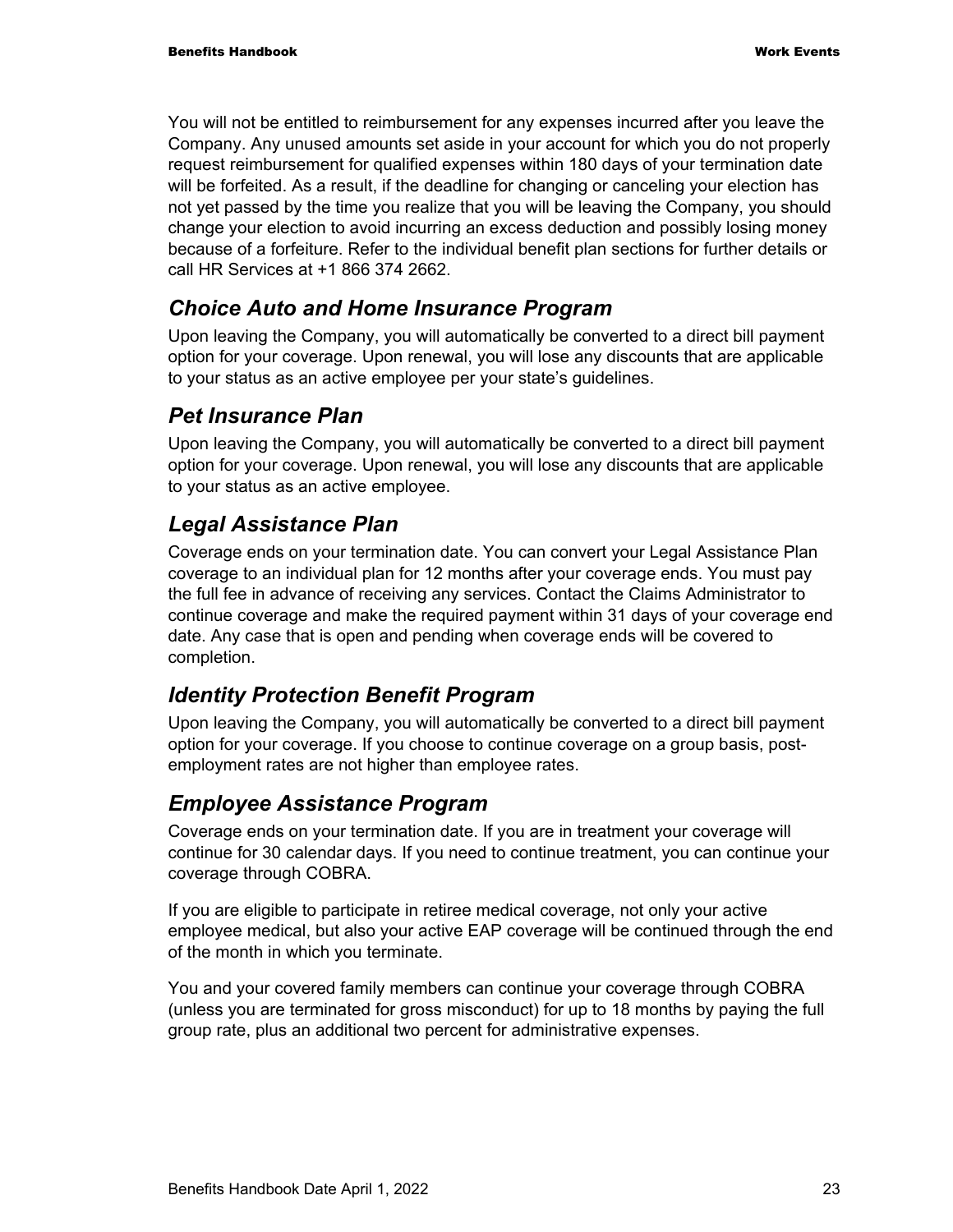You will not be entitled to reimbursement for any expenses incurred after you leave the Company. Any unused amounts set aside in your account for which you do not properly request reimbursement for qualified expenses within 180 days of your termination date will be forfeited. As a result, if the deadline for changing or canceling your election has not yet passed by the time you realize that you will be leaving the Company, you should change your election to avoid incurring an excess deduction and possibly losing money because of a forfeiture. Refer to the individual benefit plan sections for further details or call HR Services at +1 866 374 2662.

## *Choice Auto and Home Insurance Program*

Upon leaving the Company, you will automatically be converted to a direct bill payment option for your coverage. Upon renewal, you will lose any discounts that are applicable to your status as an active employee per your state's guidelines.

## *Pet Insurance Plan*

Upon leaving the Company, you will automatically be converted to a direct bill payment option for your coverage. Upon renewal, you will lose any discounts that are applicable to your status as an active employee.

## *Legal Assistance Plan*

Coverage ends on your termination date. You can convert your Legal Assistance Plan coverage to an individual plan for 12 months after your coverage ends. You must pay the full fee in advance of receiving any services. Contact the Claims Administrator to continue coverage and make the required payment within 31 days of your coverage end date. Any case that is open and pending when coverage ends will be covered to completion.

## *Identity Protection Benefit Program*

Upon leaving the Company, you will automatically be converted to a direct bill payment option for your coverage. If you choose to continue coverage on a group basis, post-employment rates are not higher than employee rates.

## *Employee Assistance Program*

Coverage ends on your termination date. If you are in treatment your coverage will continue for 30 calendar days. If you need to continue treatment, you can continue your coverage through COBRA.

If you are eligible to participate in retiree medical coverage, not only your active employee medical, but also your active EAP coverage will be continued through the end of the month in which you terminate.

You and your covered family members can continue your coverage through COBRA (unless you are terminated for gross misconduct) for up to 18 months by paying the full group rate, plus an additional two percent for administrative expenses.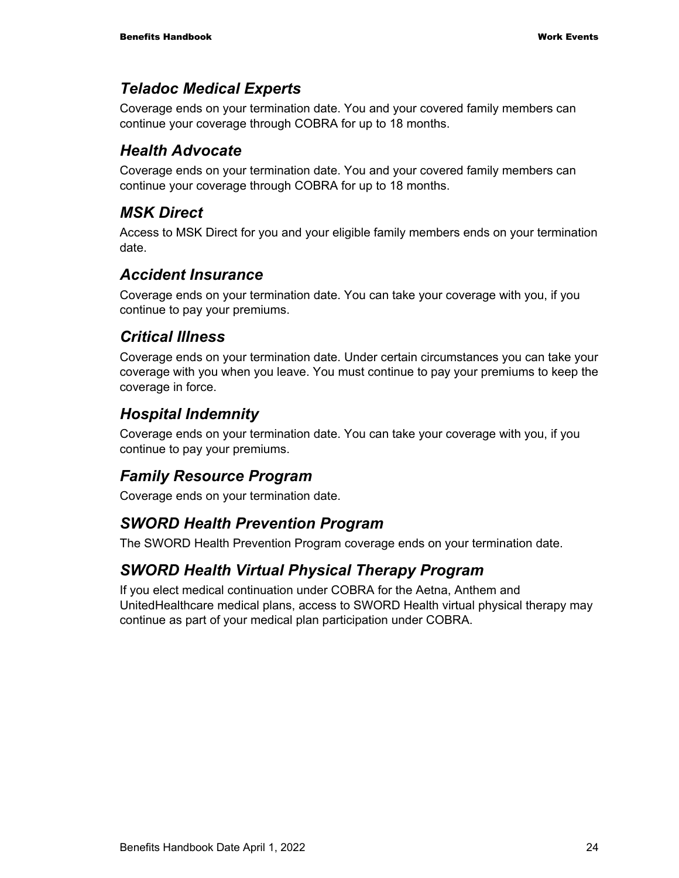### *Teladoc Medical Experts*

Coverage ends on your termination date. You and your covered family members can continue your coverage through COBRA for up to 18 months.

### *Health Advocate*

Coverage ends on your termination date. You and your covered family members can continue your coverage through COBRA for up to 18 months.

### *MSK Direct*

Access to MSK Direct for you and your eligible family members ends on your termination date.

### *Accident Insurance*

Coverage ends on your termination date. You can take your coverage with you, if you continue to pay your premiums.

### *Critical Illness*

Coverage ends on your termination date. Under certain circumstances you can take your coverage with you when you leave. You must continue to pay your premiums to keep the coverage in force.

### *Hospital Indemnity*

Coverage ends on your termination date. You can take your coverage with you, if you continue to pay your premiums.

### *Family Resource Program*

Coverage ends on your termination date.

### *SWORD Health Prevention Program*

The SWORD Health Prevention Program coverage ends on your termination date.

### *SWORD Health Virtual Physical Therapy Program*

If you elect medical continuation under COBRA for the Aetna, Anthem and UnitedHealthcare medical plans, access to SWORD Health virtual physical therapy may continue as part of your medical plan participation under COBRA.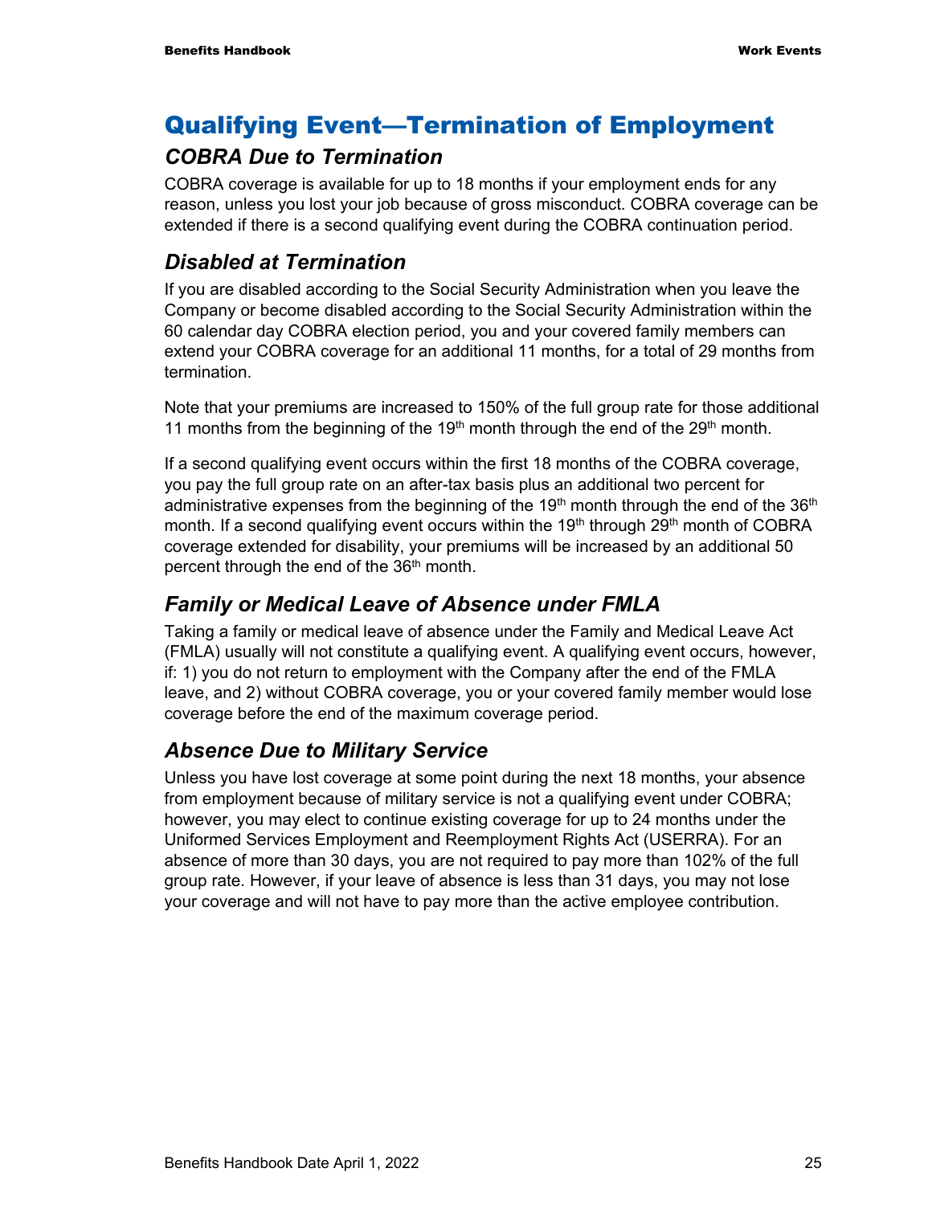# Qualifying Event—Termination of Employment

## *COBRA Due to Termination*

COBRA coverage is available for up to 18 months if your employment ends for any reason, unless you lost your job because of gross misconduct. COBRA coverage can be extended if there is a second qualifying event during the COBRA continuation period.

## *Disabled at Termination*

If you are disabled according to the Social Security Administration when you leave the Company or become disabled according to the Social Security Administration within the 60 calendar day COBRA election period, you and your covered family members can extend your COBRA coverage for an additional 11 months, for a total of 29 months from termination.

Note that your premiums are increased to 150% of the full group rate for those additional 11 months from the beginning of the 19th month through the end of the 29th month.

If a second qualifying event occurs within the first 18 months of the COBRA coverage, you pay the full group rate on an after-tax basis plus an additional two percent for administrative expenses from the beginning of the 19th month through the end of the 36th month. If a second qualifying event occurs within the 19th through 29th month of COBRA coverage extended for disability, your premiums will be increased by an additional 50 percent through the end of the 36th month.

## *Family or Medical Leave of Absence under FMLA*

Taking a family or medical leave of absence under the Family and Medical Leave Act (FMLA) usually will not constitute a qualifying event. A qualifying event occurs, however, if: 1) you do not return to employment with the Company after the end of the FMLA leave, and 2) without COBRA coverage, you or your covered family member would lose coverage before the end of the maximum coverage period.

## *Absence Due to Military Service*

Unless you have lost coverage at some point during the next 18 months, your absence from employment because of military service is not a qualifying event under COBRA; however, you may elect to continue existing coverage for up to 24 months under the Uniformed Services Employment and Reemployment Rights Act (USERRA). For an absence of more than 30 days, you are not required to pay more than 102% of the full group rate. However, if your leave of absence is less than 31 days, you may not lose your coverage and will not have to pay more than the active employee contribution.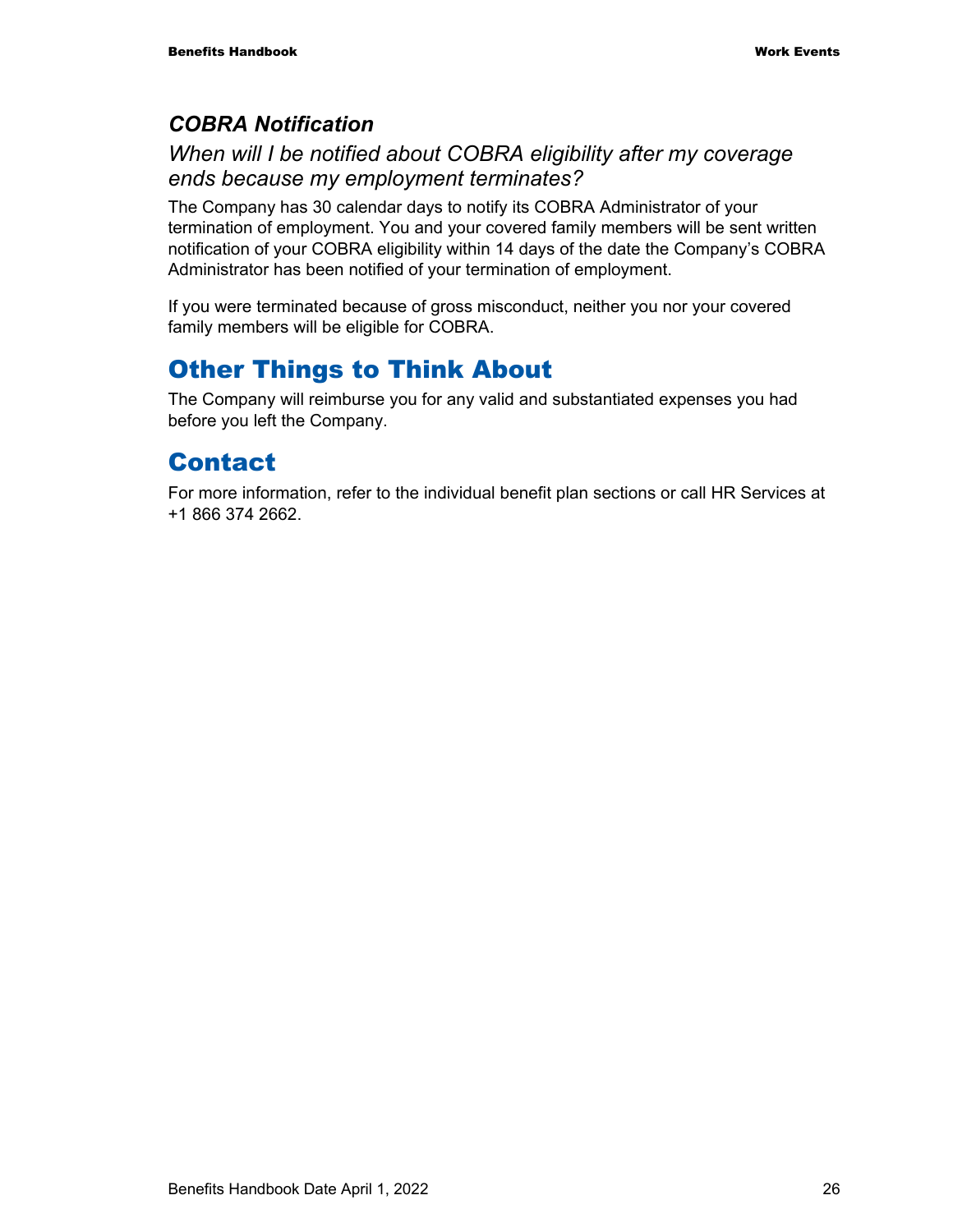### *COBRA Notification*

*When will I be notified about COBRA eligibility after my coverage ends because my employment terminates?*

The Company has 30 calendar days to notify its COBRA Administrator of your termination of employment. You and your covered family members will be sent written notification of your COBRA eligibility within 14 days of the date the Company's COBRA Administrator has been notified of your termination of employment.

If you were terminated because of gross misconduct, neither you nor your covered family members will be eligible for COBRA.

## Other Things to Think About

The Company will reimburse you for any valid and substantiated expenses you had before you left the Company.

## Contact

For more information, refer to the individual benefit plan sections or call HR Services at +1 866 374 2662.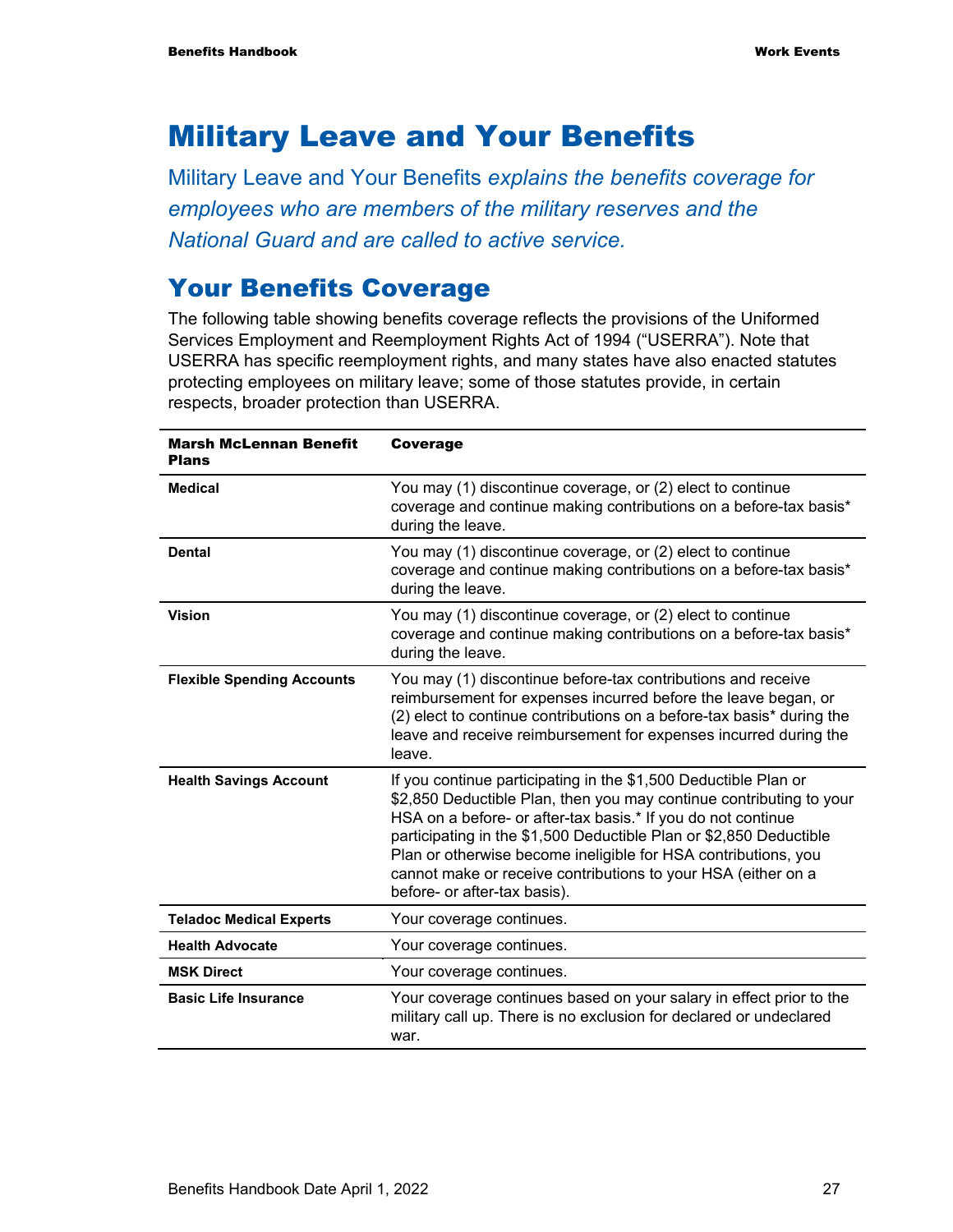# Military Leave and Your Benefits

*Military Leave and Your Benefits explains the benefits coverage for employees who are members of the military reserves and the National Guard and are called to active service.*

## Your Benefits Coverage

The following table showing benefits coverage reflects the provisions of the Uniformed Services Employment and Reemployment Rights Act of 1994 ("USERRA"). Note that USERRA has specific reemployment rights, and many states have also enacted statutes protecting employees on military leave; some of those statutes provide, in certain respects, broader protection than USERRA.

| Marsh McLennan Benefit Plans | Coverage |
|---|---|
| **Medical** | You may (1) discontinue coverage, or (2) elect to continue coverage and continue making contributions on a before-tax basis* during the leave. |
| **Dental** | You may (1) discontinue coverage, or (2) elect to continue coverage and continue making contributions on a before-tax basis* during the leave. |
| **Vision** | You may (1) discontinue coverage, or (2) elect to continue coverage and continue making contributions on a before-tax basis* during the leave. |
| **Flexible Spending Accounts** | You may (1) discontinue before-tax contributions and receive reimbursement for expenses incurred before the leave began, or (2) elect to continue contributions on a before-tax basis* during the leave and receive reimbursement for expenses incurred during the leave. |
| **Health Savings Account** | If you continue participating in the $1,500 Deductible Plan or $2,850 Deductible Plan, then you may continue contributing to your HSA on a before- or after-tax basis.* If you do not continue participating in the $1,500 Deductible Plan or $2,850 Deductible Plan or otherwise become ineligible for HSA contributions, you cannot make or receive contributions to your HSA (either on a before- or after-tax basis). |
| **Teladoc Medical Experts** | Your coverage continues. |
| **Health Advocate** | Your coverage continues. |
| **MSK Direct** | Your coverage continues. |
| **Basic Life Insurance** | Your coverage continues based on your salary in effect prior to the military call up. There is no exclusion for declared or undeclared war. |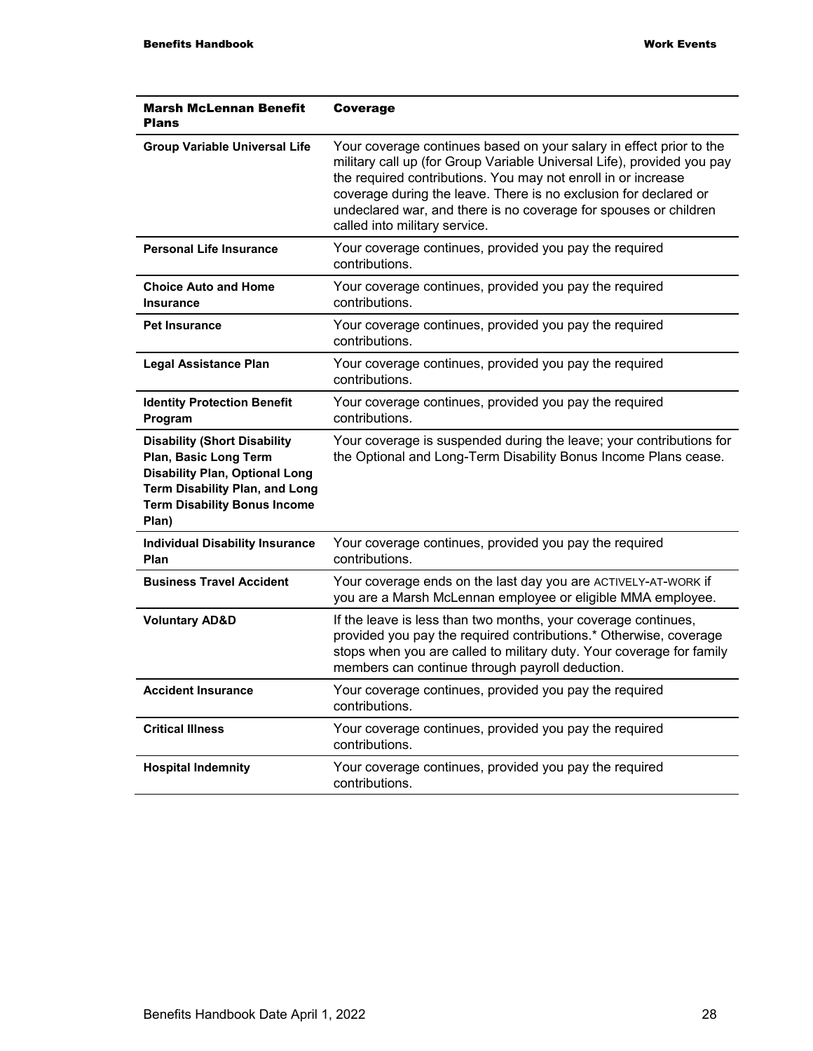| Marsh McLennan Benefit Plans | Coverage |
| --- | --- |
| **Group Variable Universal Life** | Your coverage continues based on your salary in effect prior to the military call up (for Group Variable Universal Life), provided you pay the required contributions. You may not enroll in or increase coverage during the leave. There is no exclusion for declared or undeclared war, and there is no coverage for spouses or children called into military service. |
| **Personal Life Insurance** | Your coverage continues, provided you pay the required contributions. |
| **Choice Auto and Home Insurance** | Your coverage continues, provided you pay the required contributions. |
| **Pet Insurance** | Your coverage continues, provided you pay the required contributions. |
| **Legal Assistance Plan** | Your coverage continues, provided you pay the required contributions. |
| **Identity Protection Benefit Program** | Your coverage continues, provided you pay the required contributions. |
| **Disability (Short Disability Plan, Basic Long Term Disability Plan, Optional Long Term Disability Plan, and Long Term Disability Bonus Income Plan)** | Your coverage is suspended during the leave; your contributions for the Optional and Long-Term Disability Bonus Income Plans cease. |
| **Individual Disability Insurance Plan** | Your coverage continues, provided you pay the required contributions. |
| **Business Travel Accident** | Your coverage ends on the last day you are ACTIVELY-AT-WORK if you are a Marsh McLennan employee or eligible MMA employee. |
| **Voluntary AD&D** | If the leave is less than two months, your coverage continues, provided you pay the required contributions.* Otherwise, coverage stops when you are called to military duty. Your coverage for family members can continue through payroll deduction. |
| **Accident Insurance** | Your coverage continues, provided you pay the required contributions. |
| **Critical Illness** | Your coverage continues, provided you pay the required contributions. |
| **Hospital Indemnity** | Your coverage continues, provided you pay the required contributions. |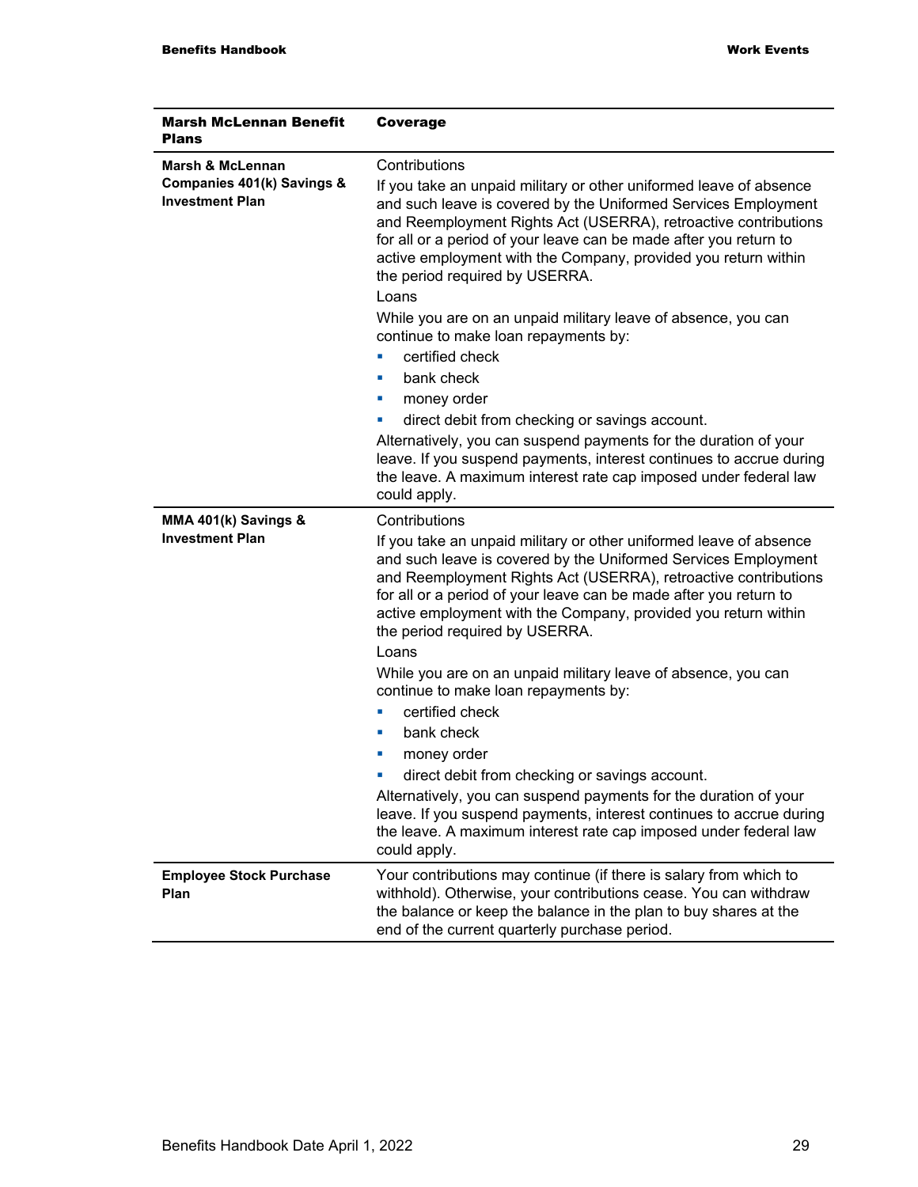| Marsh McLennan Benefit Plans | Coverage |
|---|---|
| **Marsh & McLennan Companies 401(k) Savings & Investment Plan** | Contributions<br><br>If you take an unpaid military or other uniformed leave of absence and such leave is covered by the Uniformed Services Employment and Reemployment Rights Act (USERRA), retroactive contributions for all or a period of your leave can be made after you return to active employment with the Company, provided you return within the period required by USERRA.<br><br>Loans<br><br>While you are on an unpaid military leave of absence, you can continue to make loan repayments by:<br>▪ certified check<br>▪ bank check<br>▪ money order<br>▪ direct debit from checking or savings account.<br><br>Alternatively, you can suspend payments for the duration of your leave. If you suspend payments, interest continues to accrue during the leave. A maximum interest rate cap imposed under federal law could apply. |
| **MMA 401(k) Savings & Investment Plan** | Contributions<br><br>If you take an unpaid military or other uniformed leave of absence and such leave is covered by the Uniformed Services Employment and Reemployment Rights Act (USERRA), retroactive contributions for all or a period of your leave can be made after you return to active employment with the Company, provided you return within the period required by USERRA.<br><br>Loans<br><br>While you are on an unpaid military leave of absence, you can continue to make loan repayments by:<br>▪ certified check<br>▪ bank check<br>▪ money order<br>▪ direct debit from checking or savings account.<br><br>Alternatively, you can suspend payments for the duration of your leave. If you suspend payments, interest continues to accrue during the leave. A maximum interest rate cap imposed under federal law could apply. |
| **Employee Stock Purchase Plan** | Your contributions may continue (if there is salary from which to withhold). Otherwise, your contributions cease. You can withdraw the balance or keep the balance in the plan to buy shares at the end of the current quarterly purchase period. |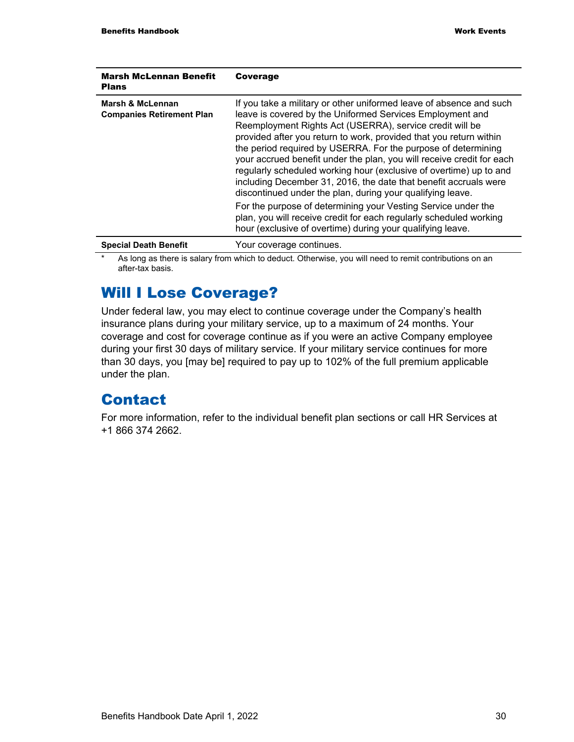| Marsh McLennan Benefit Plans | Coverage |
|---|---|
| **Marsh & McLennan Companies Retirement Plan** | If you take a military or other uniformed leave of absence and such leave is covered by the Uniformed Services Employment and Reemployment Rights Act (USERRA), service credit will be provided after you return to work, provided that you return within the period required by USERRA. For the purpose of determining your accrued benefit under the plan, you will receive credit for each regularly scheduled working hour (exclusive of overtime) up to and including December 31, 2016, the date that benefit accruals were discontinued under the plan, during your qualifying leave.<br><br>For the purpose of determining your Vesting Service under the plan, you will receive credit for each regularly scheduled working hour (exclusive of overtime) during your qualifying leave. |
| **Special Death Benefit** | Your coverage continues. |

\* As long as there is salary from which to deduct. Otherwise, you will need to remit contributions on an after-tax basis.

## Will I Lose Coverage?

Under federal law, you may elect to continue coverage under the Company's health insurance plans during your military service, up to a maximum of 24 months. Your coverage and cost for coverage continue as if you were an active Company employee during your first 30 days of military service. If your military service continues for more than 30 days, you [may be] required to pay up to 102% of the full premium applicable under the plan.

## Contact

For more information, refer to the individual benefit plan sections or call HR Services at +1 866 374 2662.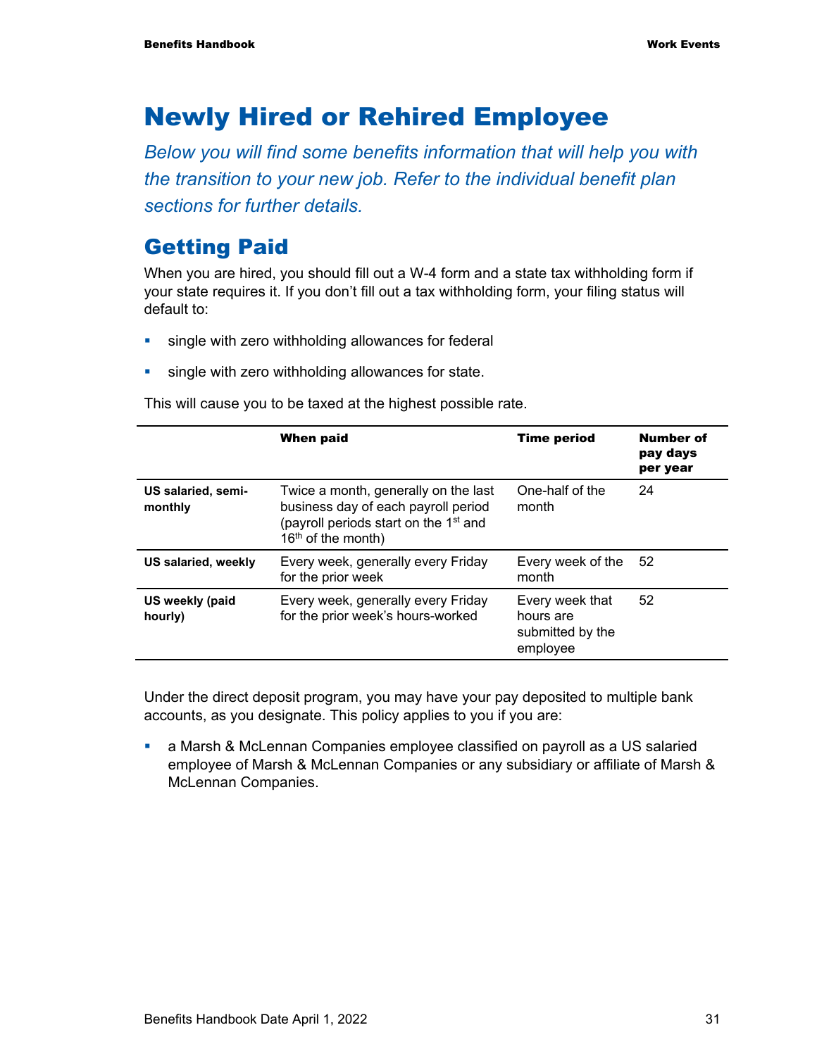# Newly Hired or Rehired Employee

*Below you will find some benefits information that will help you with the transition to your new job. Refer to the individual benefit plan sections for further details.*

## Getting Paid

When you are hired, you should fill out a W-4 form and a state tax withholding form if your state requires it. If you don't fill out a tax withholding form, your filing status will default to:

- single with zero withholding allowances for federal
- single with zero withholding allowances for state.

This will cause you to be taxed at the highest possible rate.

| | When paid | Time period | Number of pay days per year |
|---|---|---|---|
| **US salaried, semi-monthly** | Twice a month, generally on the last business day of each payroll period (payroll periods start on the 1st and 16th of the month) | One-half of the month | 24 |
| **US salaried, weekly** | Every week, generally every Friday for the prior week | Every week of the month | 52 |
| **US weekly (paid hourly)** | Every week, generally every Friday for the prior week's hours-worked | Every week that hours are submitted by the employee | 52 |

Under the direct deposit program, you may have your pay deposited to multiple bank accounts, as you designate. This policy applies to you if you are:

- a Marsh & McLennan Companies employee classified on payroll as a US salaried employee of Marsh & McLennan Companies or any subsidiary or affiliate of Marsh & McLennan Companies.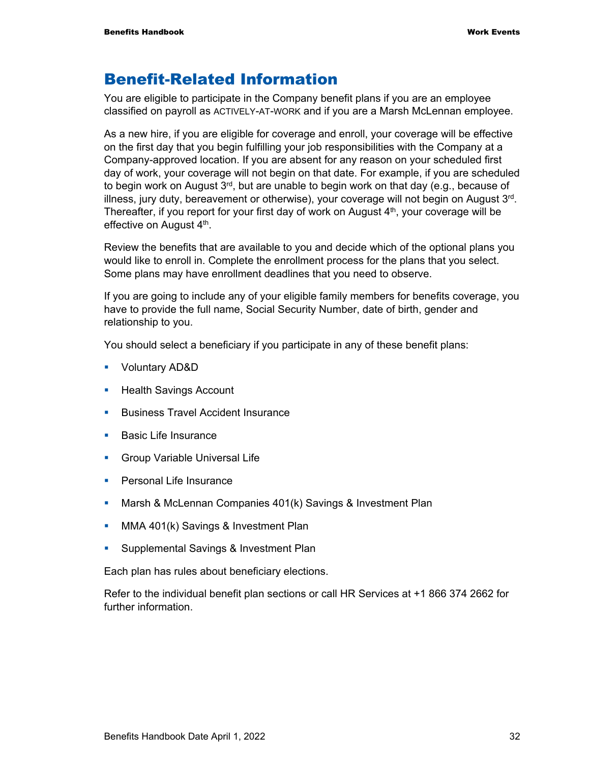# Benefit-Related Information

You are eligible to participate in the Company benefit plans if you are an employee classified on payroll as ACTIVELY-AT-WORK and if you are a Marsh McLennan employee.

As a new hire, if you are eligible for coverage and enroll, your coverage will be effective on the first day that you begin fulfilling your job responsibilities with the Company at a Company-approved location. If you are absent for any reason on your scheduled first day of work, your coverage will not begin on that date. For example, if you are scheduled to begin work on August 3rd, but are unable to begin work on that day (e.g., because of illness, jury duty, bereavement or otherwise), your coverage will not begin on August 3rd. Thereafter, if you report for your first day of work on August 4th, your coverage will be effective on August 4th.

Review the benefits that are available to you and decide which of the optional plans you would like to enroll in. Complete the enrollment process for the plans that you select. Some plans may have enrollment deadlines that you need to observe.

If you are going to include any of your eligible family members for benefits coverage, you have to provide the full name, Social Security Number, date of birth, gender and relationship to you.

You should select a beneficiary if you participate in any of these benefit plans:

- Voluntary AD&D
- Health Savings Account
- Business Travel Accident Insurance
- Basic Life Insurance
- Group Variable Universal Life
- Personal Life Insurance
- Marsh & McLennan Companies 401(k) Savings & Investment Plan
- MMA 401(k) Savings & Investment Plan
- Supplemental Savings & Investment Plan

Each plan has rules about beneficiary elections.

Refer to the individual benefit plan sections or call HR Services at +1 866 374 2662 for further information.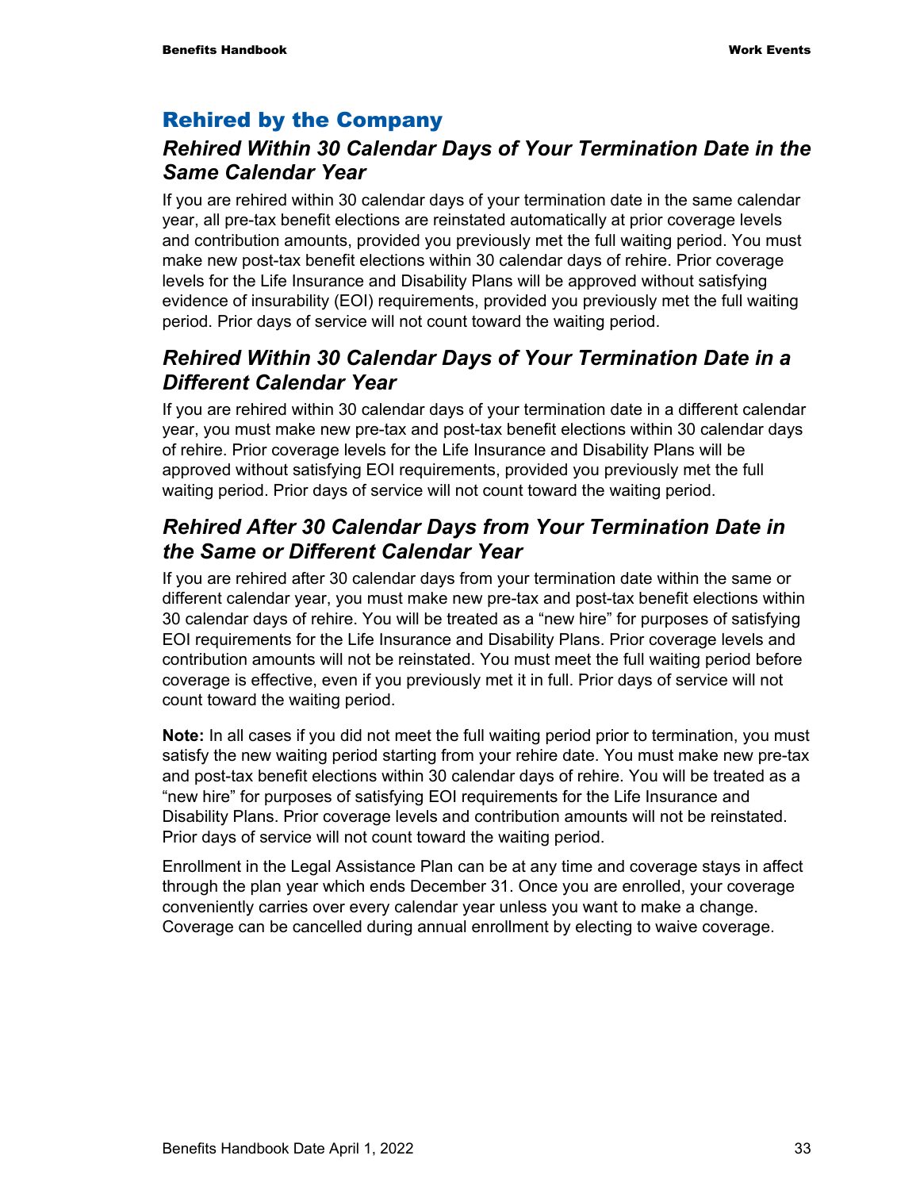## Rehired by the Company

### *Rehired Within 30 Calendar Days of Your Termination Date in the Same Calendar Year*

If you are rehired within 30 calendar days of your termination date in the same calendar year, all pre-tax benefit elections are reinstated automatically at prior coverage levels and contribution amounts, provided you previously met the full waiting period. You must make new post-tax benefit elections within 30 calendar days of rehire. Prior coverage levels for the Life Insurance and Disability Plans will be approved without satisfying evidence of insurability (EOI) requirements, provided you previously met the full waiting period. Prior days of service will not count toward the waiting period.

### *Rehired Within 30 Calendar Days of Your Termination Date in a Different Calendar Year*

If you are rehired within 30 calendar days of your termination date in a different calendar year, you must make new pre-tax and post-tax benefit elections within 30 calendar days of rehire. Prior coverage levels for the Life Insurance and Disability Plans will be approved without satisfying EOI requirements, provided you previously met the full waiting period. Prior days of service will not count toward the waiting period.

### *Rehired After 30 Calendar Days from Your Termination Date in the Same or Different Calendar Year*

If you are rehired after 30 calendar days from your termination date within the same or different calendar year, you must make new pre-tax and post-tax benefit elections within 30 calendar days of rehire. You will be treated as a "new hire" for purposes of satisfying EOI requirements for the Life Insurance and Disability Plans. Prior coverage levels and contribution amounts will not be reinstated. You must meet the full waiting period before coverage is effective, even if you previously met it in full. Prior days of service will not count toward the waiting period.

**Note:** In all cases if you did not meet the full waiting period prior to termination, you must satisfy the new waiting period starting from your rehire date. You must make new pre-tax and post-tax benefit elections within 30 calendar days of rehire. You will be treated as a "new hire" for purposes of satisfying EOI requirements for the Life Insurance and Disability Plans. Prior coverage levels and contribution amounts will not be reinstated. Prior days of service will not count toward the waiting period.

Enrollment in the Legal Assistance Plan can be at any time and coverage stays in affect through the plan year which ends December 31. Once you are enrolled, your coverage conveniently carries over every calendar year unless you want to make a change. Coverage can be cancelled during annual enrollment by electing to waive coverage.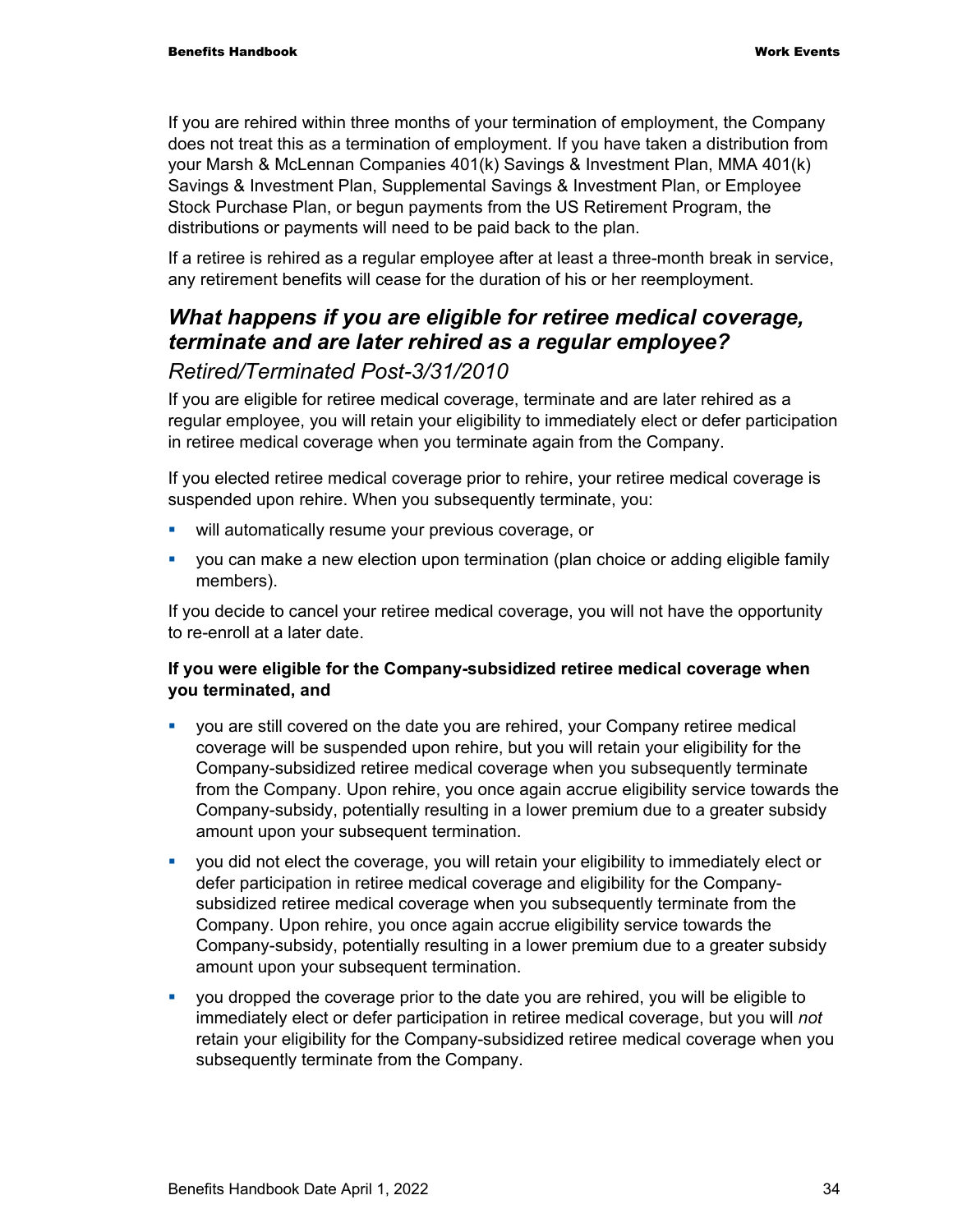If you are rehired within three months of your termination of employment, the Company does not treat this as a termination of employment. If you have taken a distribution from your Marsh & McLennan Companies 401(k) Savings & Investment Plan, MMA 401(k) Savings & Investment Plan, Supplemental Savings & Investment Plan, or Employee Stock Purchase Plan, or begun payments from the US Retirement Program, the distributions or payments will need to be paid back to the plan.

If a retiree is rehired as a regular employee after at least a three-month break in service, any retirement benefits will cease for the duration of his or her reemployment.

## *What happens if you are eligible for retiree medical coverage, terminate and are later rehired as a regular employee?*

### *Retired/Terminated Post-3/31/2010*

If you are eligible for retiree medical coverage, terminate and are later rehired as a regular employee, you will retain your eligibility to immediately elect or defer participation in retiree medical coverage when you terminate again from the Company.

If you elected retiree medical coverage prior to rehire, your retiree medical coverage is suspended upon rehire. When you subsequently terminate, you:

- will automatically resume your previous coverage, or
- you can make a new election upon termination (plan choice or adding eligible family members).

If you decide to cancel your retiree medical coverage, you will not have the opportunity to re-enroll at a later date.

**If you were eligible for the Company-subsidized retiree medical coverage when you terminated, and**

- you are still covered on the date you are rehired, your Company retiree medical coverage will be suspended upon rehire, but you will retain your eligibility for the Company-subsidized retiree medical coverage when you subsequently terminate from the Company. Upon rehire, you once again accrue eligibility service towards the Company-subsidy, potentially resulting in a lower premium due to a greater subsidy amount upon your subsequent termination.
- you did not elect the coverage, you will retain your eligibility to immediately elect or defer participation in retiree medical coverage and eligibility for the Company-subsidized retiree medical coverage when you subsequently terminate from the Company. Upon rehire, you once again accrue eligibility service towards the Company-subsidy, potentially resulting in a lower premium due to a greater subsidy amount upon your subsequent termination.
- you dropped the coverage prior to the date you are rehired, you will be eligible to immediately elect or defer participation in retiree medical coverage, but you will *not* retain your eligibility for the Company-subsidized retiree medical coverage when you subsequently terminate from the Company.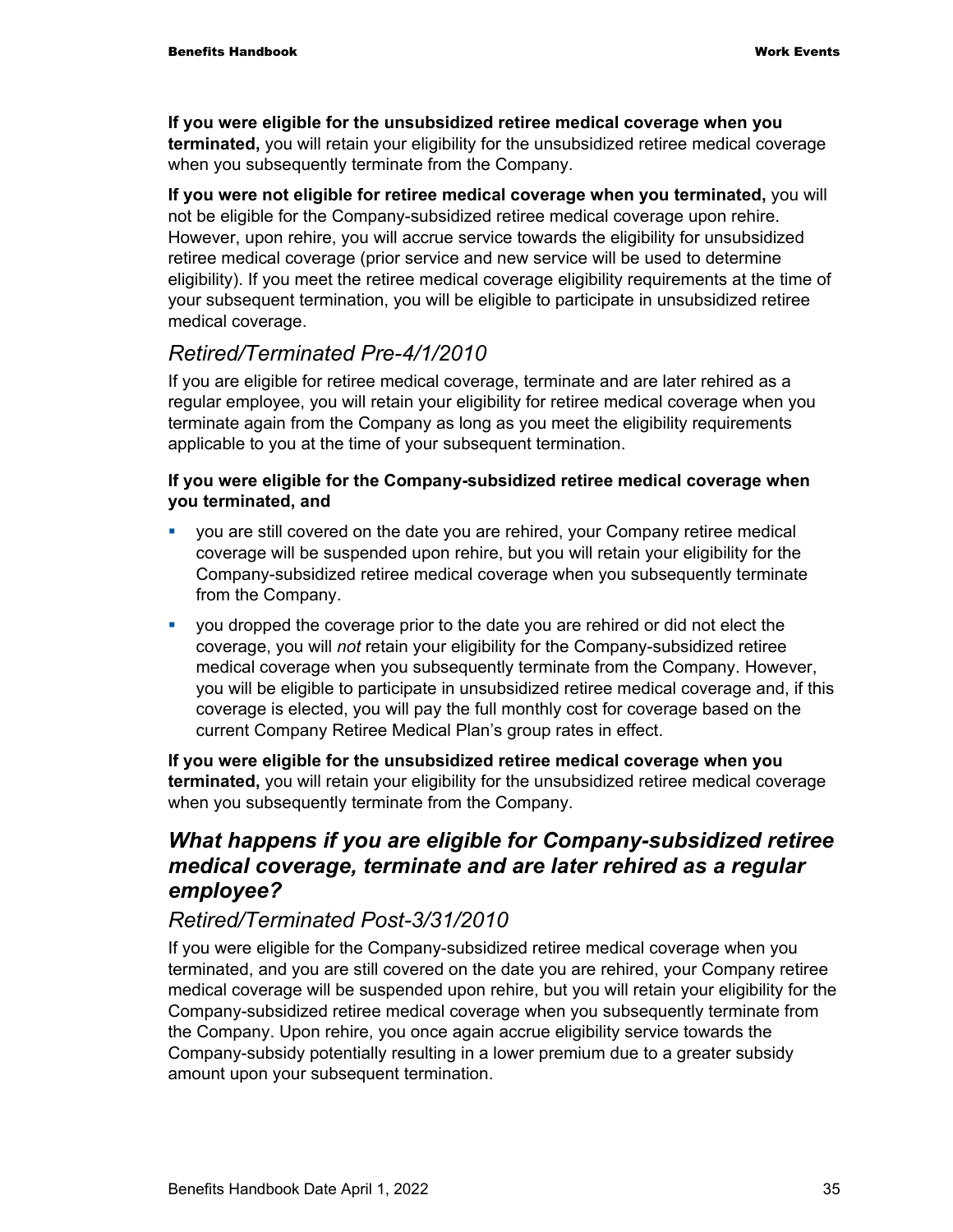**If you were eligible for the unsubsidized retiree medical coverage when you terminated,** you will retain your eligibility for the unsubsidized retiree medical coverage when you subsequently terminate from the Company.

**If you were not eligible for retiree medical coverage when you terminated,** you will not be eligible for the Company-subsidized retiree medical coverage upon rehire. However, upon rehire, you will accrue service towards the eligibility for unsubsidized retiree medical coverage (prior service and new service will be used to determine eligibility). If you meet the retiree medical coverage eligibility requirements at the time of your subsequent termination, you will be eligible to participate in unsubsidized retiree medical coverage.

### *Retired/Terminated Pre-4/1/2010*

If you are eligible for retiree medical coverage, terminate and are later rehired as a regular employee, you will retain your eligibility for retiree medical coverage when you terminate again from the Company as long as you meet the eligibility requirements applicable to you at the time of your subsequent termination.

**If you were eligible for the Company-subsidized retiree medical coverage when you terminated, and**

- you are still covered on the date you are rehired, your Company retiree medical coverage will be suspended upon rehire, but you will retain your eligibility for the Company-subsidized retiree medical coverage when you subsequently terminate from the Company.
- you dropped the coverage prior to the date you are rehired or did not elect the coverage, you will *not* retain your eligibility for the Company-subsidized retiree medical coverage when you subsequently terminate from the Company. However, you will be eligible to participate in unsubsidized retiree medical coverage and, if this coverage is elected, you will pay the full monthly cost for coverage based on the current Company Retiree Medical Plan's group rates in effect.

**If you were eligible for the unsubsidized retiree medical coverage when you terminated,** you will retain your eligibility for the unsubsidized retiree medical coverage when you subsequently terminate from the Company.

## *What happens if you are eligible for Company-subsidized retiree medical coverage, terminate and are later rehired as a regular employee?*

### *Retired/Terminated Post-3/31/2010*

If you were eligible for the Company-subsidized retiree medical coverage when you terminated, and you are still covered on the date you are rehired, your Company retiree medical coverage will be suspended upon rehire, but you will retain your eligibility for the Company-subsidized retiree medical coverage when you subsequently terminate from the Company. Upon rehire, you once again accrue eligibility service towards the Company-subsidy potentially resulting in a lower premium due to a greater subsidy amount upon your subsequent termination.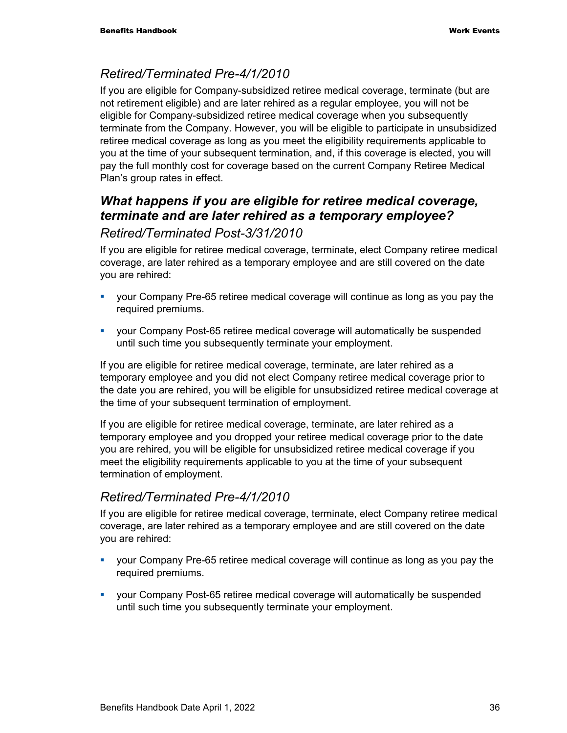### *Retired/Terminated Pre-4/1/2010*

If you are eligible for Company-subsidized retiree medical coverage, terminate (but are not retirement eligible) and are later rehired as a regular employee, you will not be eligible for Company-subsidized retiree medical coverage when you subsequently terminate from the Company. However, you will be eligible to participate in unsubsidized retiree medical coverage as long as you meet the eligibility requirements applicable to you at the time of your subsequent termination, and, if this coverage is elected, you will pay the full monthly cost for coverage based on the current Company Retiree Medical Plan's group rates in effect.

## *What happens if you are eligible for retiree medical coverage, terminate and are later rehired as a temporary employee?*

### *Retired/Terminated Post-3/31/2010*

If you are eligible for retiree medical coverage, terminate, elect Company retiree medical coverage, are later rehired as a temporary employee and are still covered on the date you are rehired:

- your Company Pre-65 retiree medical coverage will continue as long as you pay the required premiums.
- your Company Post-65 retiree medical coverage will automatically be suspended until such time you subsequently terminate your employment.

If you are eligible for retiree medical coverage, terminate, are later rehired as a temporary employee and you did not elect Company retiree medical coverage prior to the date you are rehired, you will be eligible for unsubsidized retiree medical coverage at the time of your subsequent termination of employment.

If you are eligible for retiree medical coverage, terminate, are later rehired as a temporary employee and you dropped your retiree medical coverage prior to the date you are rehired, you will be eligible for unsubsidized retiree medical coverage if you meet the eligibility requirements applicable to you at the time of your subsequent termination of employment.

### *Retired/Terminated Pre-4/1/2010*

If you are eligible for retiree medical coverage, terminate, elect Company retiree medical coverage, are later rehired as a temporary employee and are still covered on the date you are rehired:

- your Company Pre-65 retiree medical coverage will continue as long as you pay the required premiums.
- your Company Post-65 retiree medical coverage will automatically be suspended until such time you subsequently terminate your employment.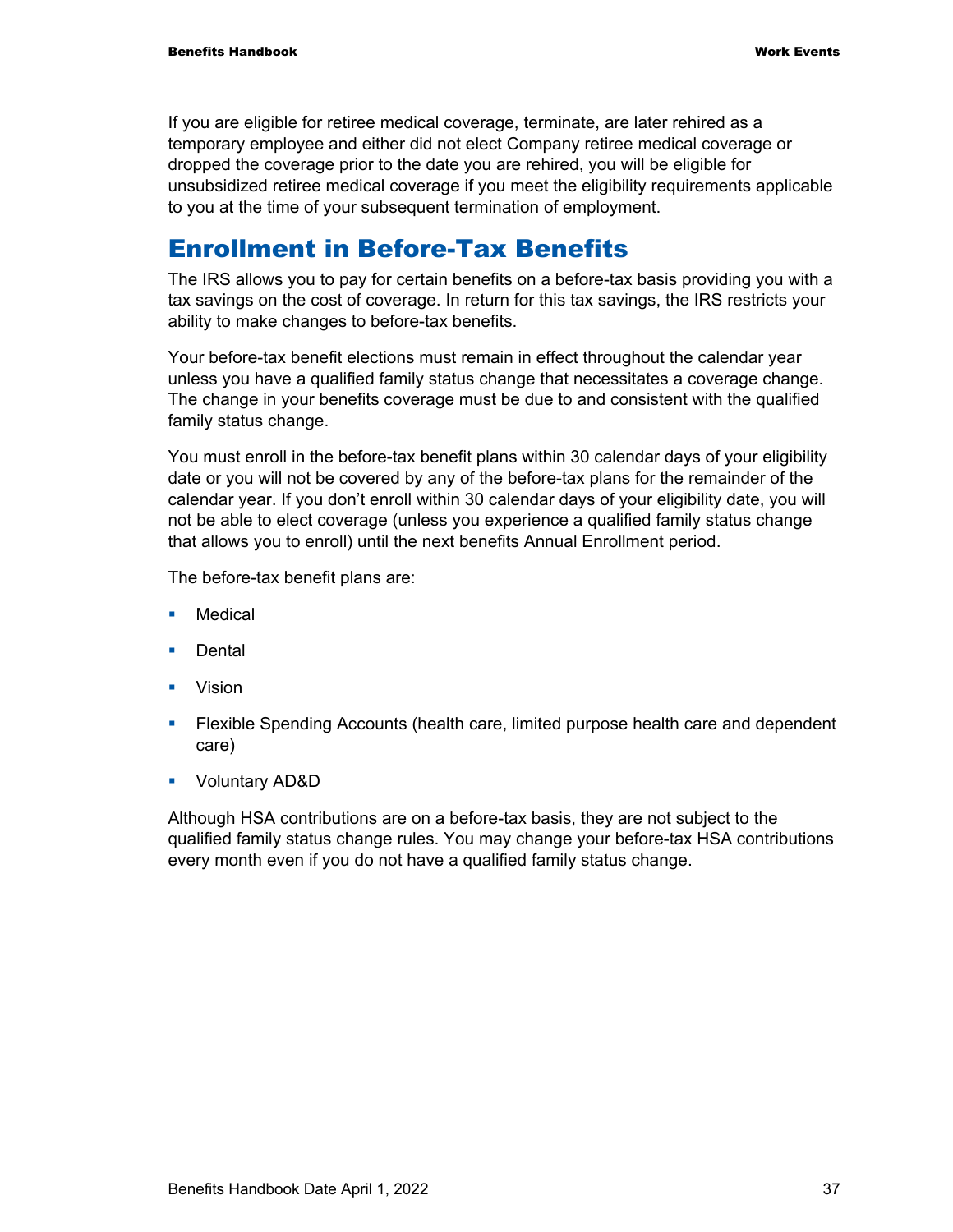If you are eligible for retiree medical coverage, terminate, are later rehired as a temporary employee and either did not elect Company retiree medical coverage or dropped the coverage prior to the date you are rehired, you will be eligible for unsubsidized retiree medical coverage if you meet the eligibility requirements applicable to you at the time of your subsequent termination of employment.

# Enrollment in Before-Tax Benefits

The IRS allows you to pay for certain benefits on a before-tax basis providing you with a tax savings on the cost of coverage. In return for this tax savings, the IRS restricts your ability to make changes to before-tax benefits.

Your before-tax benefit elections must remain in effect throughout the calendar year unless you have a qualified family status change that necessitates a coverage change. The change in your benefits coverage must be due to and consistent with the qualified family status change.

You must enroll in the before-tax benefit plans within 30 calendar days of your eligibility date or you will not be covered by any of the before-tax plans for the remainder of the calendar year. If you don't enroll within 30 calendar days of your eligibility date, you will not be able to elect coverage (unless you experience a qualified family status change that allows you to enroll) until the next benefits Annual Enrollment period.

The before-tax benefit plans are:

- Medical
- Dental
- Vision
- Flexible Spending Accounts (health care, limited purpose health care and dependent care)
- Voluntary AD&D

Although HSA contributions are on a before-tax basis, they are not subject to the qualified family status change rules. You may change your before-tax HSA contributions every month even if you do not have a qualified family status change.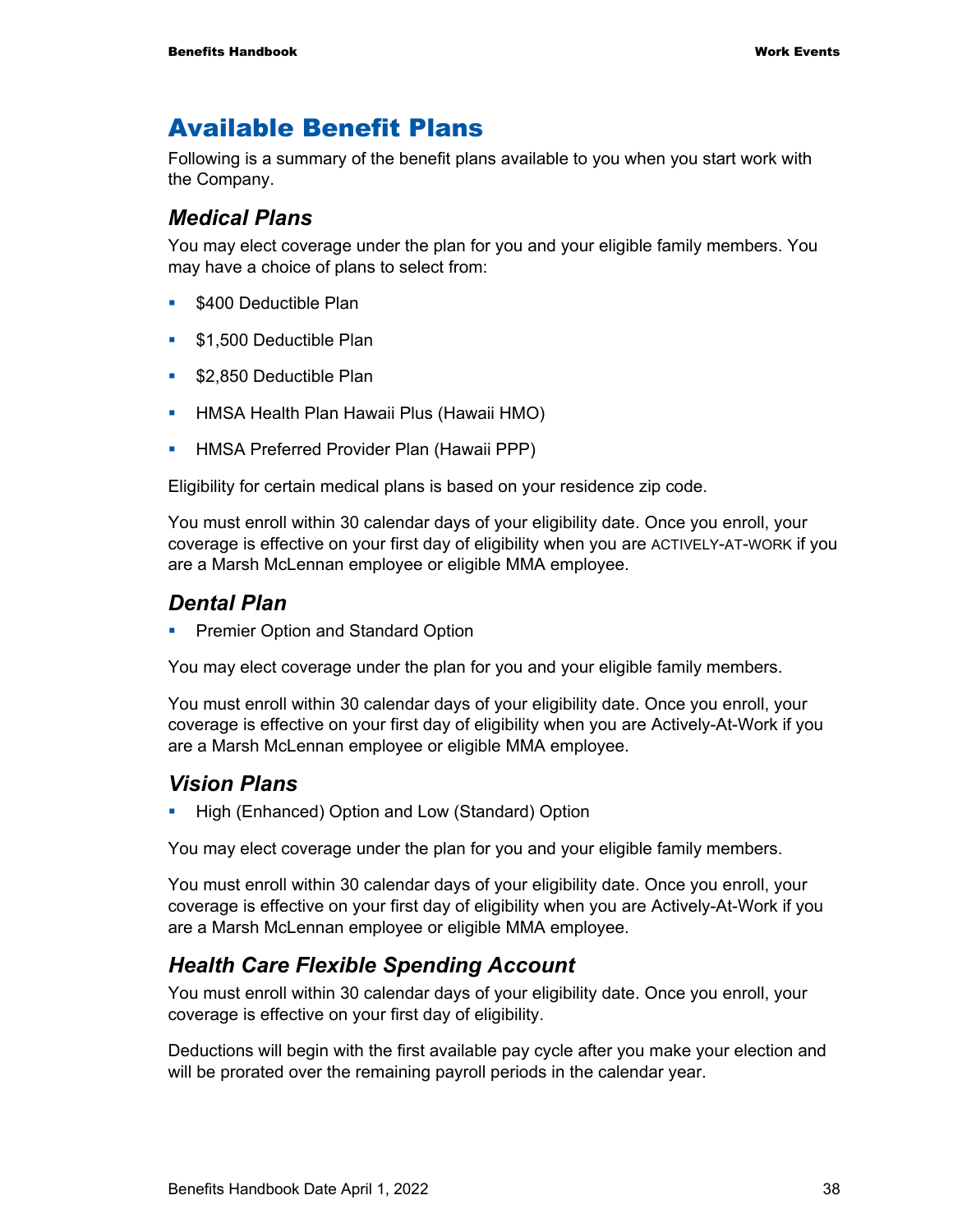# Available Benefit Plans

Following is a summary of the benefit plans available to you when you start work with the Company.

## *Medical Plans*

You may elect coverage under the plan for you and your eligible family members. You may have a choice of plans to select from:

- $400 Deductible Plan
- $1,500 Deductible Plan
- $2,850 Deductible Plan
- HMSA Health Plan Hawaii Plus (Hawaii HMO)
- HMSA Preferred Provider Plan (Hawaii PPP)

Eligibility for certain medical plans is based on your residence zip code.

You must enroll within 30 calendar days of your eligibility date. Once you enroll, your coverage is effective on your first day of eligibility when you are ACTIVELY-AT-WORK if you are a Marsh McLennan employee or eligible MMA employee.

## *Dental Plan*

- Premier Option and Standard Option

You may elect coverage under the plan for you and your eligible family members.

You must enroll within 30 calendar days of your eligibility date. Once you enroll, your coverage is effective on your first day of eligibility when you are Actively-At-Work if you are a Marsh McLennan employee or eligible MMA employee.

## *Vision Plans*

- High (Enhanced) Option and Low (Standard) Option

You may elect coverage under the plan for you and your eligible family members.

You must enroll within 30 calendar days of your eligibility date. Once you enroll, your coverage is effective on your first day of eligibility when you are Actively-At-Work if you are a Marsh McLennan employee or eligible MMA employee.

## *Health Care Flexible Spending Account*

You must enroll within 30 calendar days of your eligibility date. Once you enroll, your coverage is effective on your first day of eligibility.

Deductions will begin with the first available pay cycle after you make your election and will be prorated over the remaining payroll periods in the calendar year.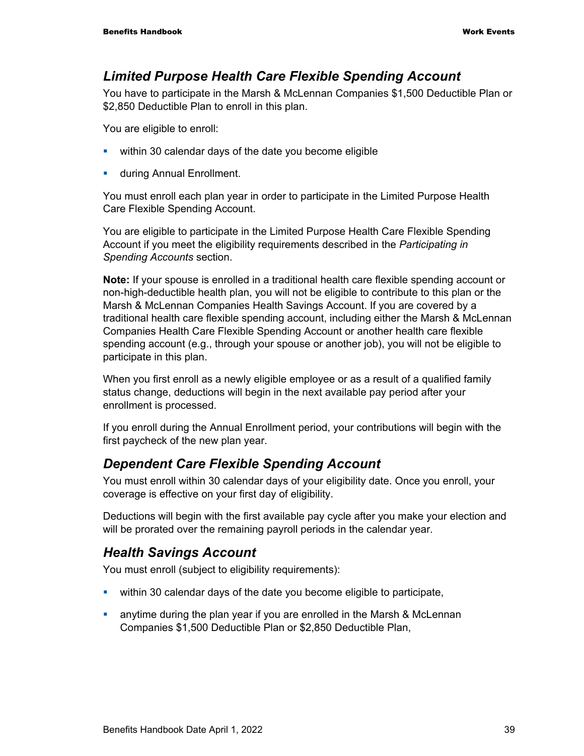## *Limited Purpose Health Care Flexible Spending Account*

You have to participate in the Marsh & McLennan Companies $1,500 Deductible Plan or $2,850 Deductible Plan to enroll in this plan.

You are eligible to enroll:

- within 30 calendar days of the date you become eligible
- during Annual Enrollment.

You must enroll each plan year in order to participate in the Limited Purpose Health Care Flexible Spending Account.

You are eligible to participate in the Limited Purpose Health Care Flexible Spending Account if you meet the eligibility requirements described in the *Participating in Spending Accounts* section.

**Note:** If your spouse is enrolled in a traditional health care flexible spending account or non-high-deductible health plan, you will not be eligible to contribute to this plan or the Marsh & McLennan Companies Health Savings Account. If you are covered by a traditional health care flexible spending account, including either the Marsh & McLennan Companies Health Care Flexible Spending Account or another health care flexible spending account (e.g., through your spouse or another job), you will not be eligible to participate in this plan.

When you first enroll as a newly eligible employee or as a result of a qualified family status change, deductions will begin in the next available pay period after your enrollment is processed.

If you enroll during the Annual Enrollment period, your contributions will begin with the first paycheck of the new plan year.

## *Dependent Care Flexible Spending Account*

You must enroll within 30 calendar days of your eligibility date. Once you enroll, your coverage is effective on your first day of eligibility.

Deductions will begin with the first available pay cycle after you make your election and will be prorated over the remaining payroll periods in the calendar year.

## *Health Savings Account*

You must enroll (subject to eligibility requirements):

- within 30 calendar days of the date you become eligible to participate,
- anytime during the plan year if you are enrolled in the Marsh & McLennan Companies $1,500 Deductible Plan or $2,850 Deductible Plan,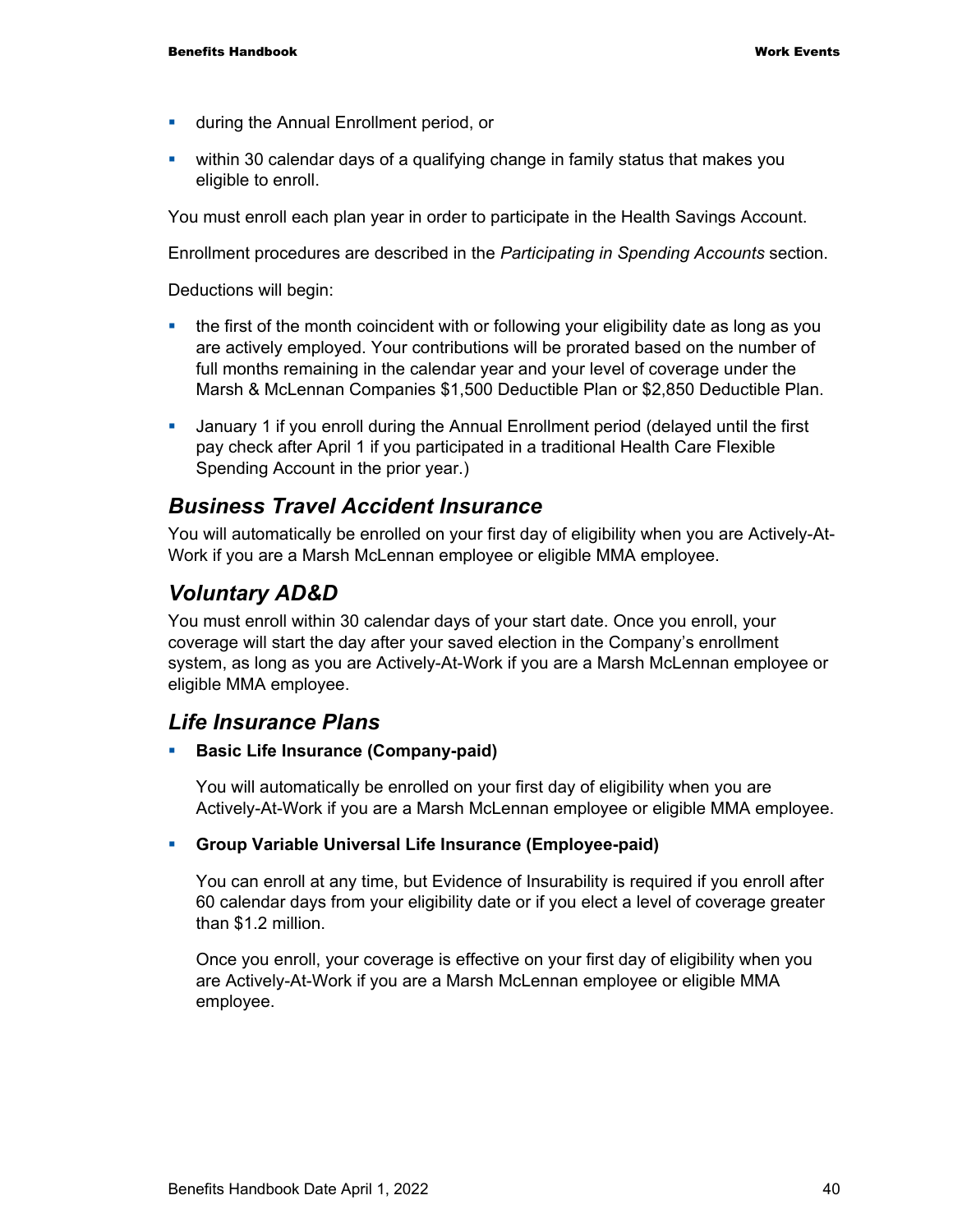- during the Annual Enrollment period, or
- within 30 calendar days of a qualifying change in family status that makes you eligible to enroll.

You must enroll each plan year in order to participate in the Health Savings Account.

Enrollment procedures are described in the *Participating in Spending Accounts* section.

Deductions will begin:

- the first of the month coincident with or following your eligibility date as long as you are actively employed. Your contributions will be prorated based on the number of full months remaining in the calendar year and your level of coverage under the Marsh & McLennan Companies $1,500 Deductible Plan or $2,850 Deductible Plan.
- January 1 if you enroll during the Annual Enrollment period (delayed until the first pay check after April 1 if you participated in a traditional Health Care Flexible Spending Account in the prior year.)

## *Business Travel Accident Insurance*

You will automatically be enrolled on your first day of eligibility when you are Actively-At-Work if you are a Marsh McLennan employee or eligible MMA employee.

## *Voluntary AD&D*

You must enroll within 30 calendar days of your start date. Once you enroll, your coverage will start the day after your saved election in the Company's enrollment system, as long as you are Actively-At-Work if you are a Marsh McLennan employee or eligible MMA employee.

## *Life Insurance Plans*

- **Basic Life Insurance (Company-paid)**

  You will automatically be enrolled on your first day of eligibility when you are Actively-At-Work if you are a Marsh McLennan employee or eligible MMA employee.

- **Group Variable Universal Life Insurance (Employee-paid)**

  You can enroll at any time, but Evidence of Insurability is required if you enroll after 60 calendar days from your eligibility date or if you elect a level of coverage greater than $1.2 million.

  Once you enroll, your coverage is effective on your first day of eligibility when you are Actively-At-Work if you are a Marsh McLennan employee or eligible MMA employee.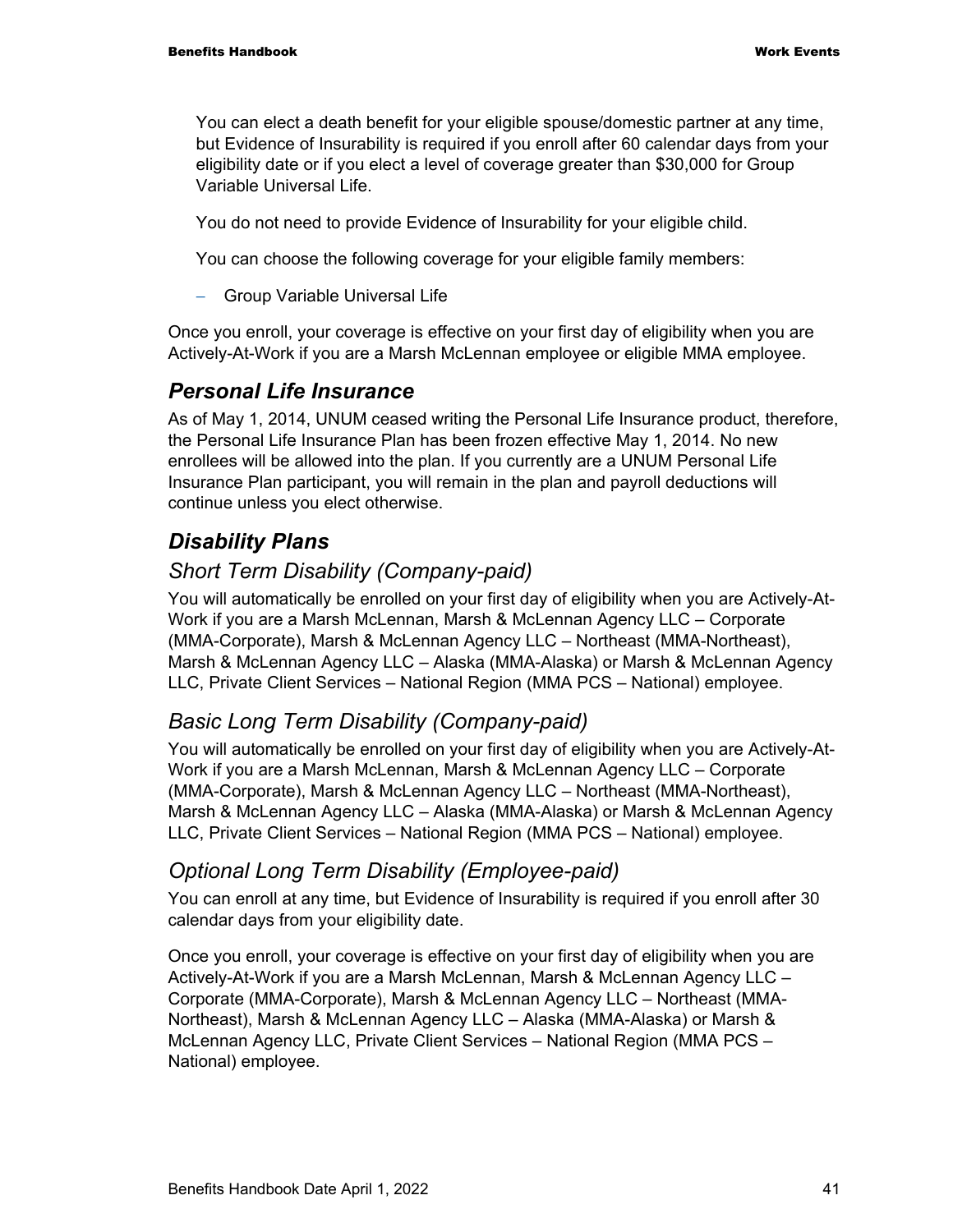You can elect a death benefit for your eligible spouse/domestic partner at any time, but Evidence of Insurability is required if you enroll after 60 calendar days from your eligibility date or if you elect a level of coverage greater than $30,000 for Group Variable Universal Life.

You do not need to provide Evidence of Insurability for your eligible child.

You can choose the following coverage for your eligible family members:

- Group Variable Universal Life

Once you enroll, your coverage is effective on your first day of eligibility when you are Actively-At-Work if you are a Marsh McLennan employee or eligible MMA employee.

## *Personal Life Insurance*

As of May 1, 2014, UNUM ceased writing the Personal Life Insurance product, therefore, the Personal Life Insurance Plan has been frozen effective May 1, 2014. No new enrollees will be allowed into the plan. If you currently are a UNUM Personal Life Insurance Plan participant, you will remain in the plan and payroll deductions will continue unless you elect otherwise.

## *Disability Plans*

### *Short Term Disability (Company-paid)*

You will automatically be enrolled on your first day of eligibility when you are Actively-At-Work if you are a Marsh McLennan, Marsh & McLennan Agency LLC – Corporate (MMA-Corporate), Marsh & McLennan Agency LLC – Northeast (MMA-Northeast), Marsh & McLennan Agency LLC – Alaska (MMA-Alaska) or Marsh & McLennan Agency LLC, Private Client Services – National Region (MMA PCS – National) employee.

### *Basic Long Term Disability (Company-paid)*

You will automatically be enrolled on your first day of eligibility when you are Actively-At-Work if you are a Marsh McLennan, Marsh & McLennan Agency LLC – Corporate (MMA-Corporate), Marsh & McLennan Agency LLC – Northeast (MMA-Northeast), Marsh & McLennan Agency LLC – Alaska (MMA-Alaska) or Marsh & McLennan Agency LLC, Private Client Services – National Region (MMA PCS – National) employee.

### *Optional Long Term Disability (Employee-paid)*

You can enroll at any time, but Evidence of Insurability is required if you enroll after 30 calendar days from your eligibility date.

Once you enroll, your coverage is effective on your first day of eligibility when you are Actively-At-Work if you are a Marsh McLennan, Marsh & McLennan Agency LLC – Corporate (MMA-Corporate), Marsh & McLennan Agency LLC – Northeast (MMA-Northeast), Marsh & McLennan Agency LLC – Alaska (MMA-Alaska) or Marsh & McLennan Agency LLC, Private Client Services – National Region (MMA PCS – National) employee.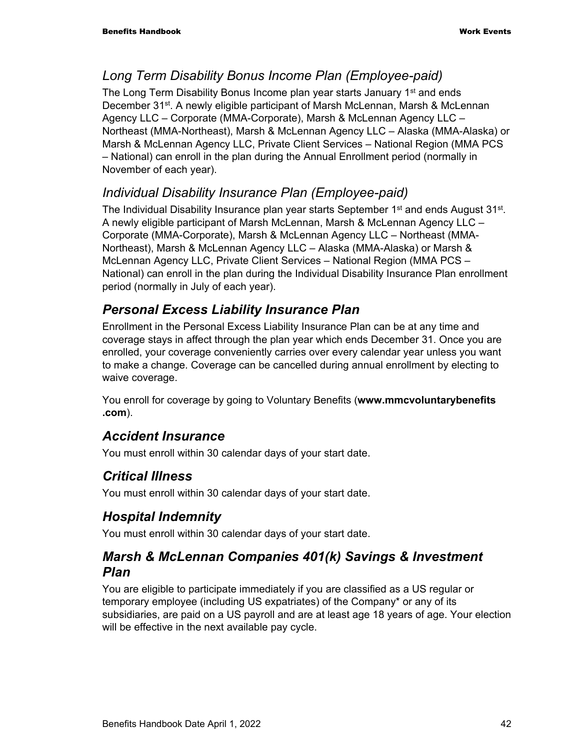### *Long Term Disability Bonus Income Plan (Employee-paid)*

The Long Term Disability Bonus Income plan year starts January 1st and ends December 31st. A newly eligible participant of Marsh McLennan, Marsh & McLennan Agency LLC – Corporate (MMA-Corporate), Marsh & McLennan Agency LLC – Northeast (MMA-Northeast), Marsh & McLennan Agency LLC – Alaska (MMA-Alaska) or Marsh & McLennan Agency LLC, Private Client Services – National Region (MMA PCS – National) can enroll in the plan during the Annual Enrollment period (normally in November of each year).

### *Individual Disability Insurance Plan (Employee-paid)*

The Individual Disability Insurance plan year starts September 1st and ends August 31st. A newly eligible participant of Marsh McLennan, Marsh & McLennan Agency LLC – Corporate (MMA-Corporate), Marsh & McLennan Agency LLC – Northeast (MMA-Northeast), Marsh & McLennan Agency LLC – Alaska (MMA-Alaska) or Marsh & McLennan Agency LLC, Private Client Services – National Region (MMA PCS – National) can enroll in the plan during the Individual Disability Insurance Plan enrollment period (normally in July of each year).

## *Personal Excess Liability Insurance Plan*

Enrollment in the Personal Excess Liability Insurance Plan can be at any time and coverage stays in affect through the plan year which ends December 31. Once you are enrolled, your coverage conveniently carries over every calendar year unless you want to make a change. Coverage can be cancelled during annual enrollment by electing to waive coverage.

You enroll for coverage by going to Voluntary Benefits (**www.mmcvoluntarybenefits.com**).

## *Accident Insurance*

You must enroll within 30 calendar days of your start date.

## *Critical Illness*

You must enroll within 30 calendar days of your start date.

## *Hospital Indemnity*

You must enroll within 30 calendar days of your start date.

## *Marsh & McLennan Companies 401(k) Savings & Investment Plan*

You are eligible to participate immediately if you are classified as a US regular or temporary employee (including US expatriates) of the Company* or any of its subsidiaries, are paid on a US payroll and are at least age 18 years of age. Your election will be effective in the next available pay cycle.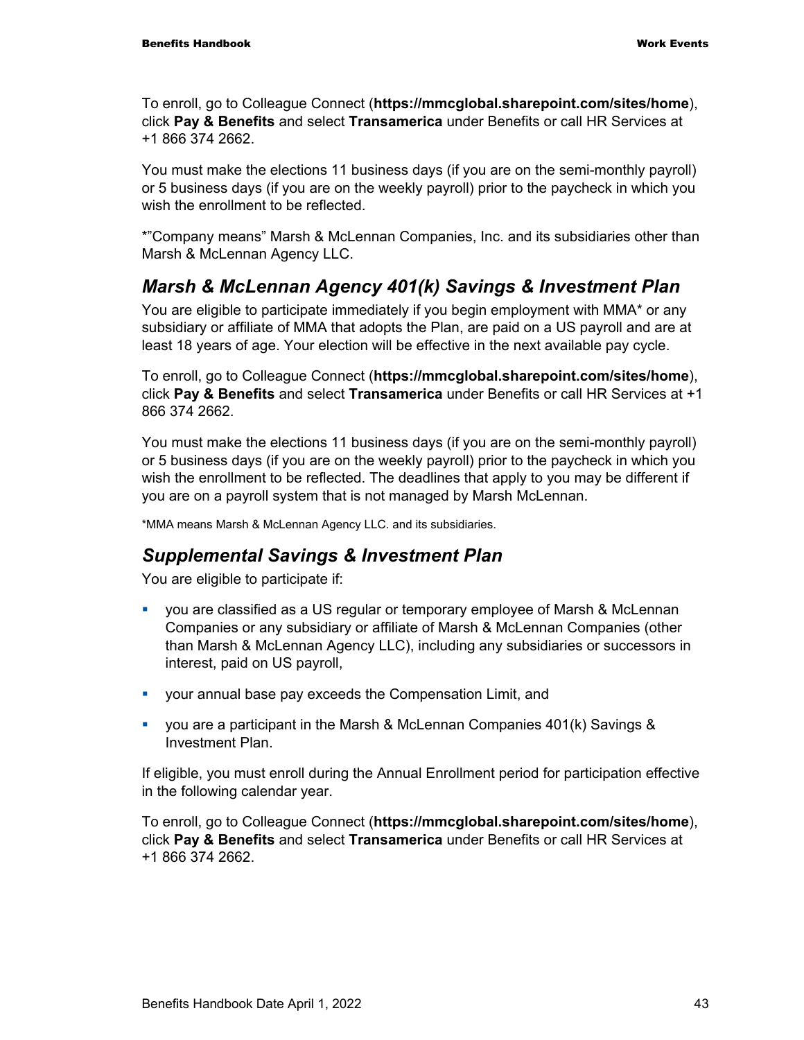To enroll, go to Colleague Connect (**https://mmcglobal.sharepoint.com/sites/home**), click **Pay & Benefits** and select **Transamerica** under Benefits or call HR Services at +1 866 374 2662.

You must make the elections 11 business days (if you are on the semi-monthly payroll) or 5 business days (if you are on the weekly payroll) prior to the paycheck in which you wish the enrollment to be reflected.

*"Company means" Marsh & McLennan Companies, Inc. and its subsidiaries other than Marsh & McLennan Agency LLC.

## *Marsh & McLennan Agency 401(k) Savings & Investment Plan*

You are eligible to participate immediately if you begin employment with MMA* or any subsidiary or affiliate of MMA that adopts the Plan, are paid on a US payroll and are at least 18 years of age. Your election will be effective in the next available pay cycle.

To enroll, go to Colleague Connect (**https://mmcglobal.sharepoint.com/sites/home**), click **Pay & Benefits** and select **Transamerica** under Benefits or call HR Services at +1 866 374 2662.

You must make the elections 11 business days (if you are on the semi-monthly payroll) or 5 business days (if you are on the weekly payroll) prior to the paycheck in which you wish the enrollment to be reflected. The deadlines that apply to you may be different if you are on a payroll system that is not managed by Marsh McLennan.

*MMA means Marsh & McLennan Agency LLC. and its subsidiaries.

## *Supplemental Savings & Investment Plan*

You are eligible to participate if:

- you are classified as a US regular or temporary employee of Marsh & McLennan Companies or any subsidiary or affiliate of Marsh & McLennan Companies (other than Marsh & McLennan Agency LLC), including any subsidiaries or successors in interest, paid on US payroll,
- your annual base pay exceeds the Compensation Limit, and
- you are a participant in the Marsh & McLennan Companies 401(k) Savings & Investment Plan.

If eligible, you must enroll during the Annual Enrollment period for participation effective in the following calendar year.

To enroll, go to Colleague Connect (**https://mmcglobal.sharepoint.com/sites/home**), click **Pay & Benefits** and select **Transamerica** under Benefits or call HR Services at +1 866 374 2662.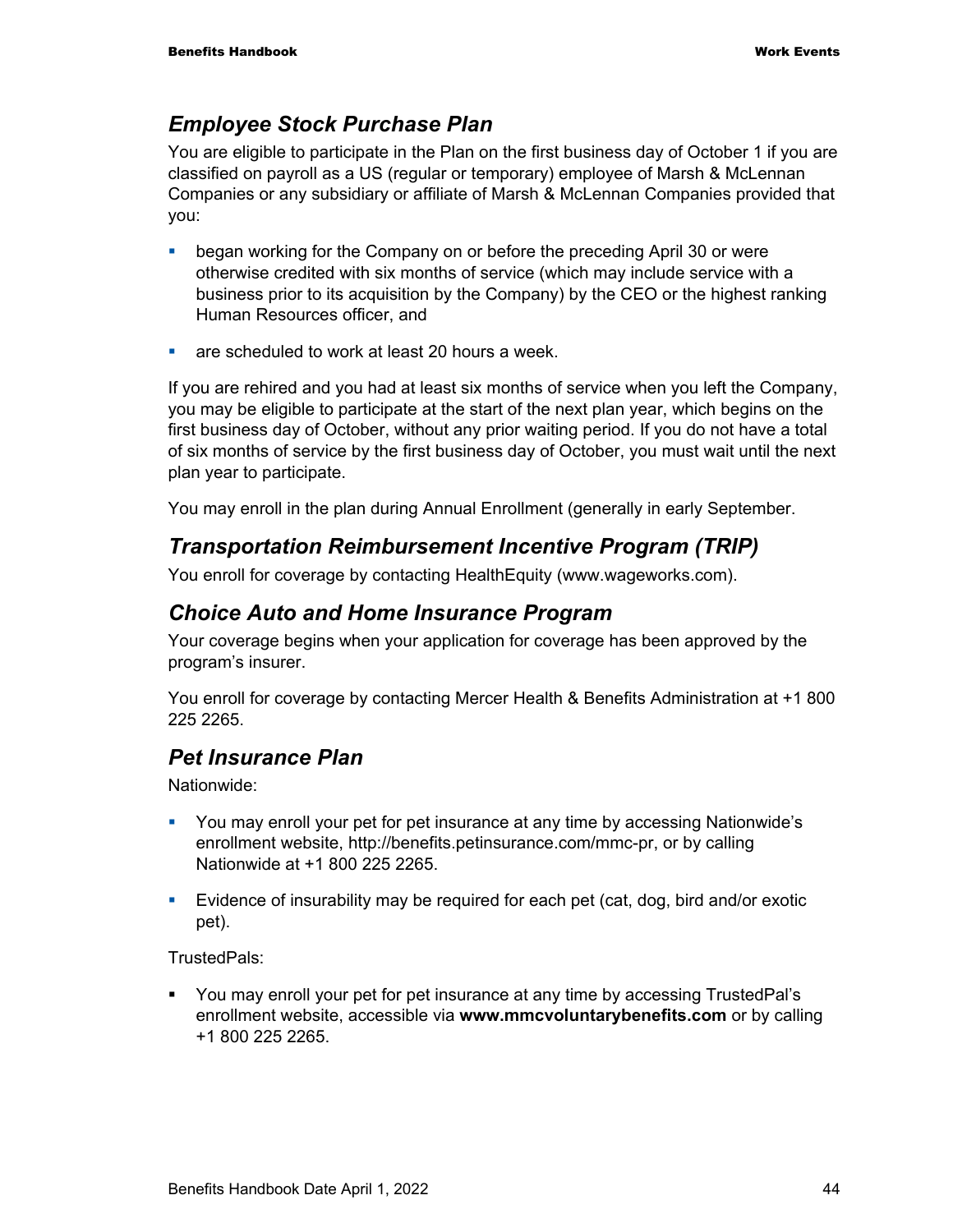## *Employee Stock Purchase Plan*

You are eligible to participate in the Plan on the first business day of October 1 if you are classified on payroll as a US (regular or temporary) employee of Marsh & McLennan Companies or any subsidiary or affiliate of Marsh & McLennan Companies provided that you:

- began working for the Company on or before the preceding April 30 or were otherwise credited with six months of service (which may include service with a business prior to its acquisition by the Company) by the CEO or the highest ranking Human Resources officer, and
- are scheduled to work at least 20 hours a week.

If you are rehired and you had at least six months of service when you left the Company, you may be eligible to participate at the start of the next plan year, which begins on the first business day of October, without any prior waiting period. If you do not have a total of six months of service by the first business day of October, you must wait until the next plan year to participate.

You may enroll in the plan during Annual Enrollment (generally in early September.

## *Transportation Reimbursement Incentive Program (TRIP)*

You enroll for coverage by contacting HealthEquity (www.wageworks.com).

## *Choice Auto and Home Insurance Program*

Your coverage begins when your application for coverage has been approved by the program's insurer.

You enroll for coverage by contacting Mercer Health & Benefits Administration at +1 800 225 2265.

## *Pet Insurance Plan*

Nationwide:

- You may enroll your pet for pet insurance at any time by accessing Nationwide's enrollment website, http://benefits.petinsurance.com/mmc-pr, or by calling Nationwide at +1 800 225 2265.
- Evidence of insurability may be required for each pet (cat, dog, bird and/or exotic pet).

TrustedPals:

- You may enroll your pet for pet insurance at any time by accessing TrustedPal's enrollment website, accessible via **www.mmcvoluntarybenefits.com** or by calling +1 800 225 2265.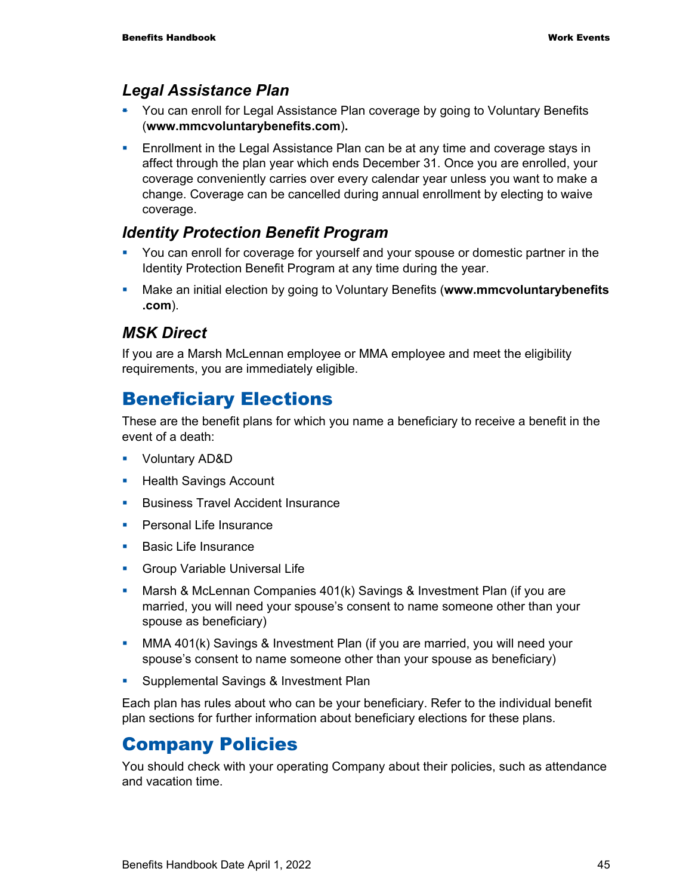### *Legal Assistance Plan*

- You can enroll for Legal Assistance Plan coverage by going to Voluntary Benefits (**www.mmcvoluntarybenefits.com**).
- Enrollment in the Legal Assistance Plan can be at any time and coverage stays in affect through the plan year which ends December 31. Once you are enrolled, your coverage conveniently carries over every calendar year unless you want to make a change. Coverage can be cancelled during annual enrollment by electing to waive coverage.

### *Identity Protection Benefit Program*

- You can enroll for coverage for yourself and your spouse or domestic partner in the Identity Protection Benefit Program at any time during the year.
- Make an initial election by going to Voluntary Benefits (**www.mmcvoluntarybenefits.com**).

### *MSK Direct*

If you are a Marsh McLennan employee or MMA employee and meet the eligibility requirements, you are immediately eligible.

## Beneficiary Elections

These are the benefit plans for which you name a beneficiary to receive a benefit in the event of a death:

- Voluntary AD&D
- Health Savings Account
- Business Travel Accident Insurance
- Personal Life Insurance
- Basic Life Insurance
- Group Variable Universal Life
- Marsh & McLennan Companies 401(k) Savings & Investment Plan (if you are married, you will need your spouse's consent to name someone other than your spouse as beneficiary)
- MMA 401(k) Savings & Investment Plan (if you are married, you will need your spouse's consent to name someone other than your spouse as beneficiary)
- Supplemental Savings & Investment Plan

Each plan has rules about who can be your beneficiary. Refer to the individual benefit plan sections for further information about beneficiary elections for these plans.

## Company Policies

You should check with your operating Company about their policies, such as attendance and vacation time.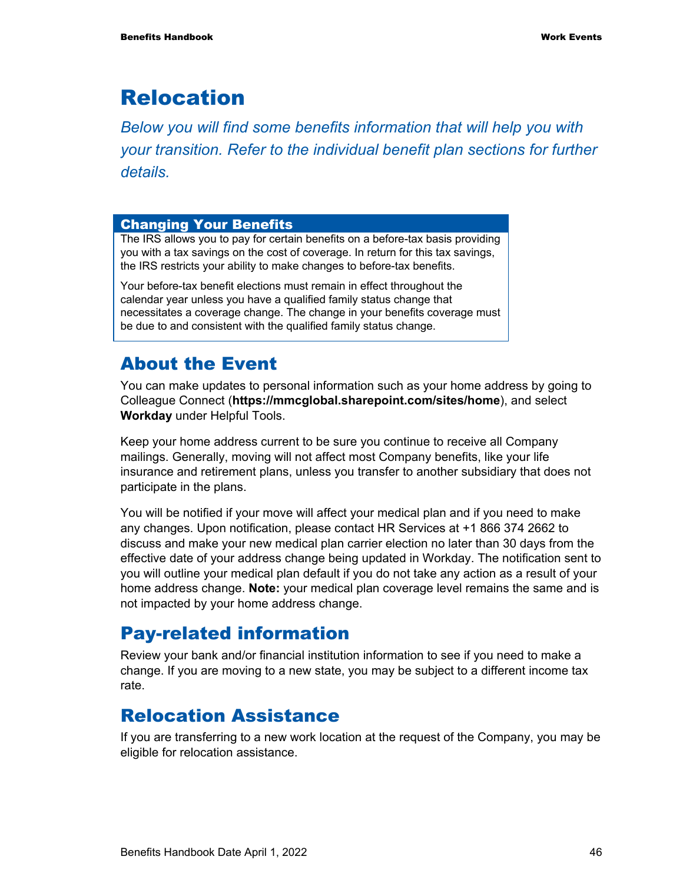# Relocation

*Below you will find some benefits information that will help you with your transition. Refer to the individual benefit plan sections for further details.*

### Changing Your Benefits

The IRS allows you to pay for certain benefits on a before-tax basis providing you with a tax savings on the cost of coverage. In return for this tax savings, the IRS restricts your ability to make changes to before-tax benefits.

Your before-tax benefit elections must remain in effect throughout the calendar year unless you have a qualified family status change that necessitates a coverage change. The change in your benefits coverage must be due to and consistent with the qualified family status change.

## About the Event

You can make updates to personal information such as your home address by going to Colleague Connect (**https://mmcglobal.sharepoint.com/sites/home**), and select **Workday** under Helpful Tools.

Keep your home address current to be sure you continue to receive all Company mailings. Generally, moving will not affect most Company benefits, like your life insurance and retirement plans, unless you transfer to another subsidiary that does not participate in the plans.

You will be notified if your move will affect your medical plan and if you need to make any changes. Upon notification, please contact HR Services at +1 866 374 2662 to discuss and make your new medical plan carrier election no later than 30 days from the effective date of your address change being updated in Workday. The notification sent to you will outline your medical plan default if you do not take any action as a result of your home address change. **Note:** your medical plan coverage level remains the same and is not impacted by your home address change.

## Pay-related information

Review your bank and/or financial institution information to see if you need to make a change. If you are moving to a new state, you may be subject to a different income tax rate.

## Relocation Assistance

If you are transferring to a new work location at the request of the Company, you may be eligible for relocation assistance.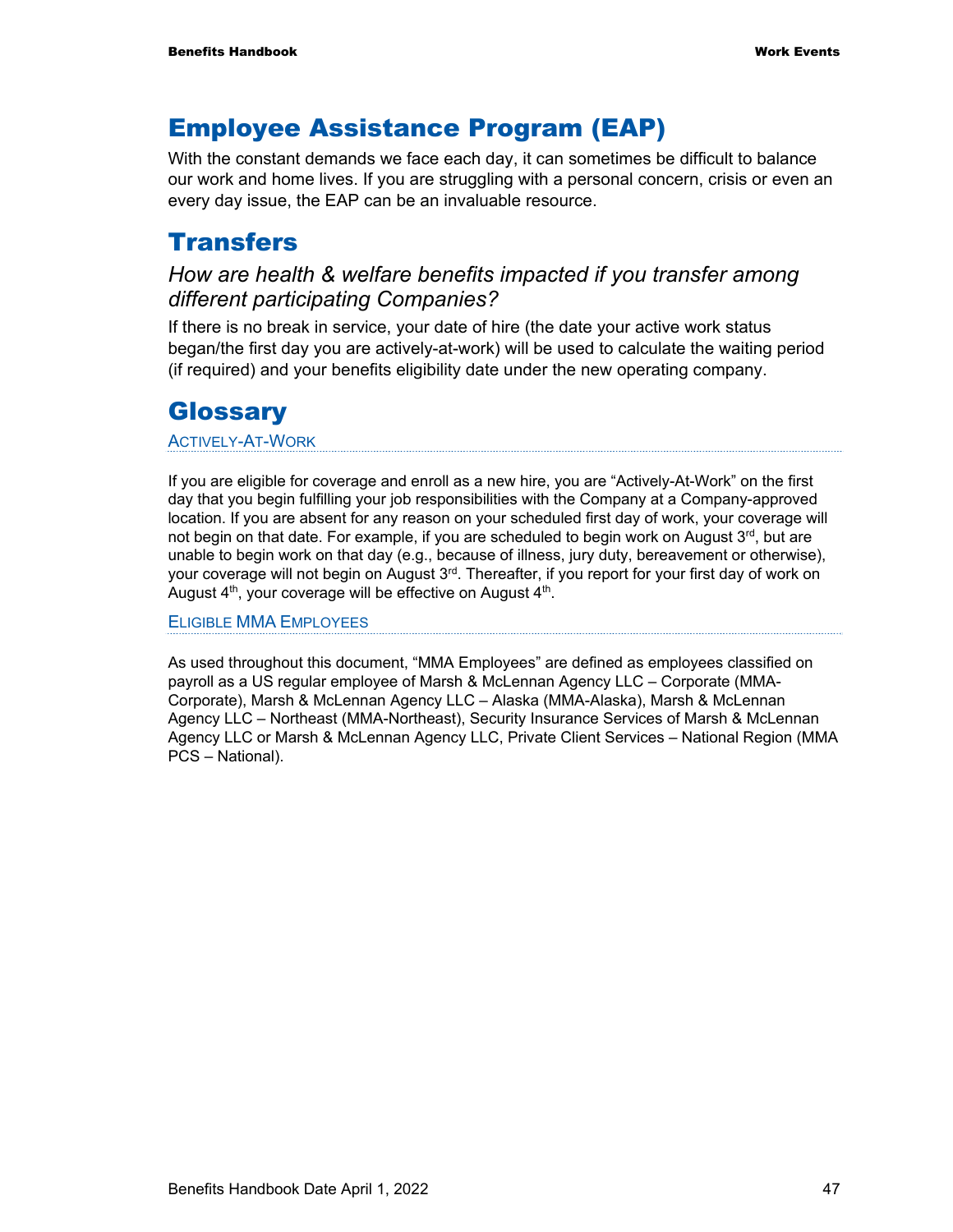## Employee Assistance Program (EAP)

With the constant demands we face each day, it can sometimes be difficult to balance our work and home lives. If you are struggling with a personal concern, crisis or even an every day issue, the EAP can be an invaluable resource.

## Transfers

### *How are health & welfare benefits impacted if you transfer among different participating Companies?*

If there is no break in service, your date of hire (the date your active work status began/the first day you are actively-at-work) will be used to calculate the waiting period (if required) and your benefits eligibility date under the new operating company.

## Glossary

### ACTIVELY-AT-WORK

If you are eligible for coverage and enroll as a new hire, you are "Actively-At-Work" on the first day that you begin fulfilling your job responsibilities with the Company at a Company-approved location. If you are absent for any reason on your scheduled first day of work, your coverage will not begin on that date. For example, if you are scheduled to begin work on August 3rd, but are unable to begin work on that day (e.g., because of illness, jury duty, bereavement or otherwise), your coverage will not begin on August 3rd. Thereafter, if you report for your first day of work on August 4th, your coverage will be effective on August 4th.

### ELIGIBLE MMA EMPLOYEES

As used throughout this document, "MMA Employees" are defined as employees classified on payroll as a US regular employee of Marsh & McLennan Agency LLC – Corporate (MMA-Corporate), Marsh & McLennan Agency LLC – Alaska (MMA-Alaska), Marsh & McLennan Agency LLC – Northeast (MMA-Northeast), Security Insurance Services of Marsh & McLennan Agency LLC or Marsh & McLennan Agency LLC, Private Client Services – National Region (MMA PCS – National).